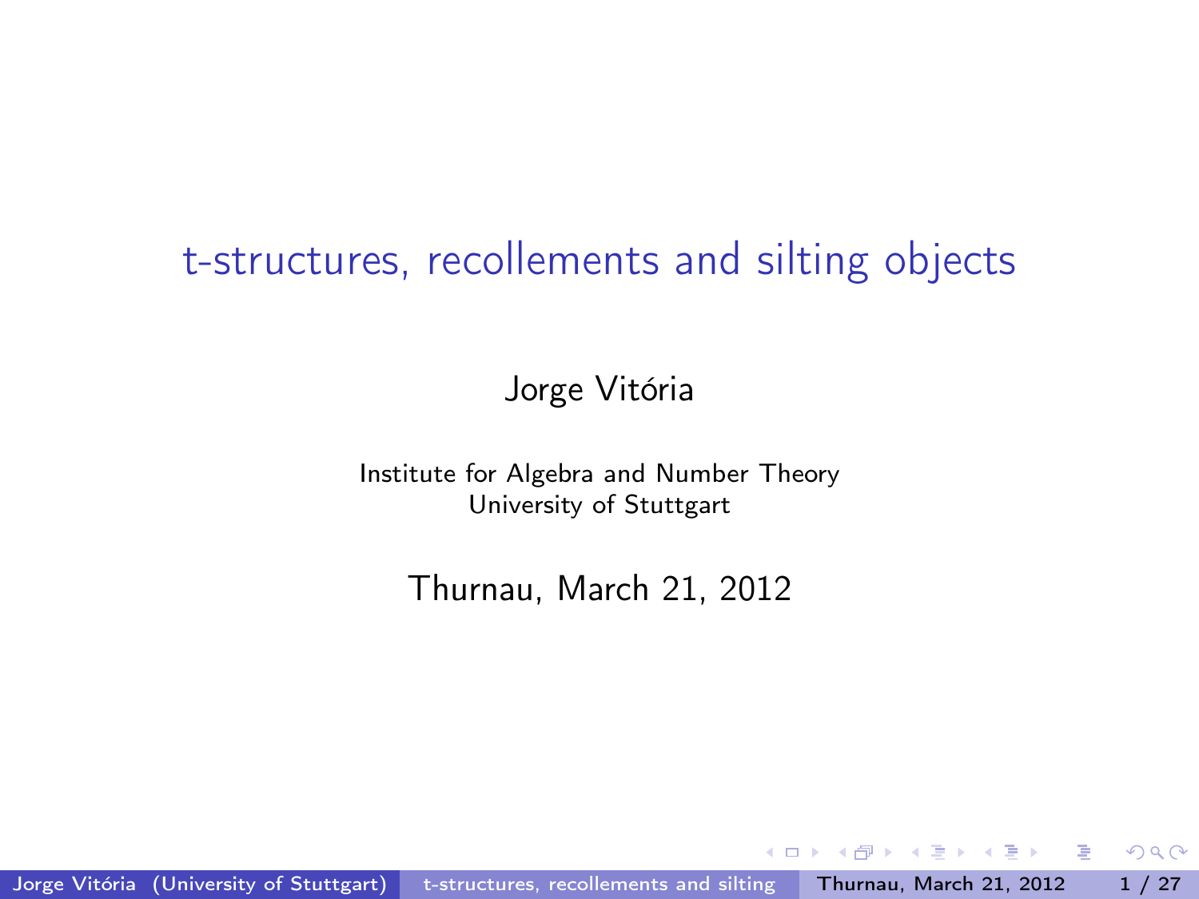# t-structures, recollements and silting objects

Jorge Vitória

Institute for Algebra and Number Theory
University of Stuttgart

Thurnau, March 21, 2012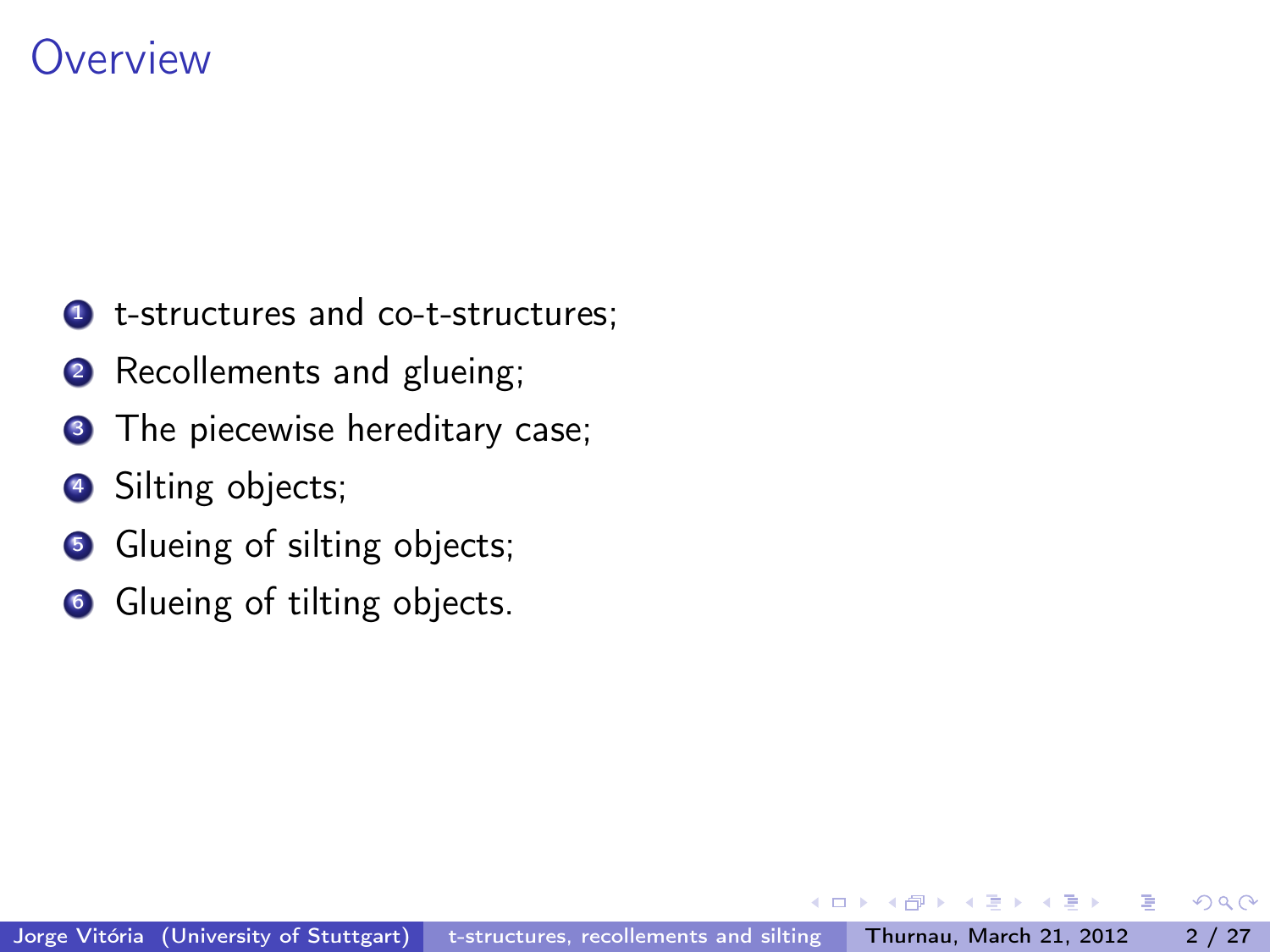# Overview

1. t-structures and co-t-structures;
2. Recollements and glueing;
3. The piecewise hereditary case;
4. Silting objects;
5. Glueing of silting objects;
6. Glueing of tilting objects.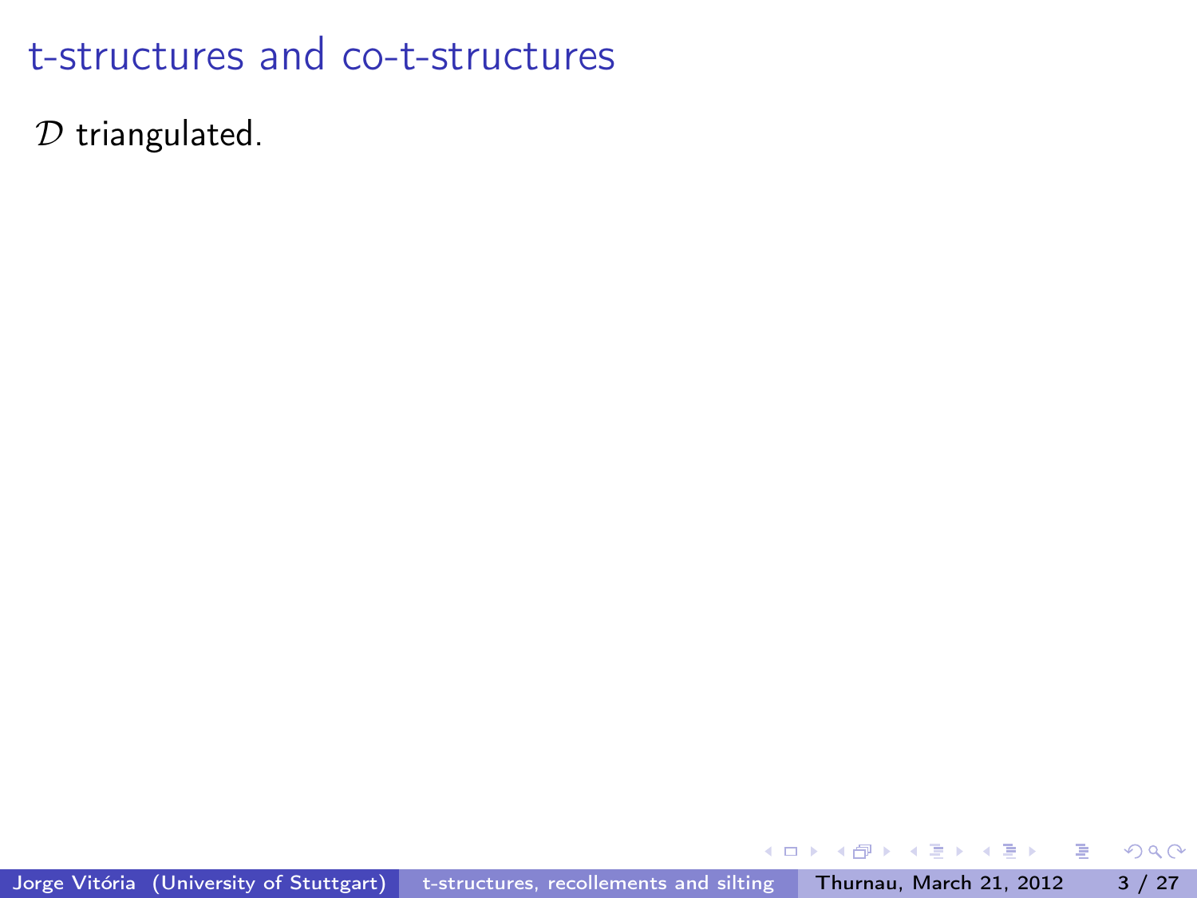# t-structures and co-t-structures

$\mathcal{D}$ triangulated.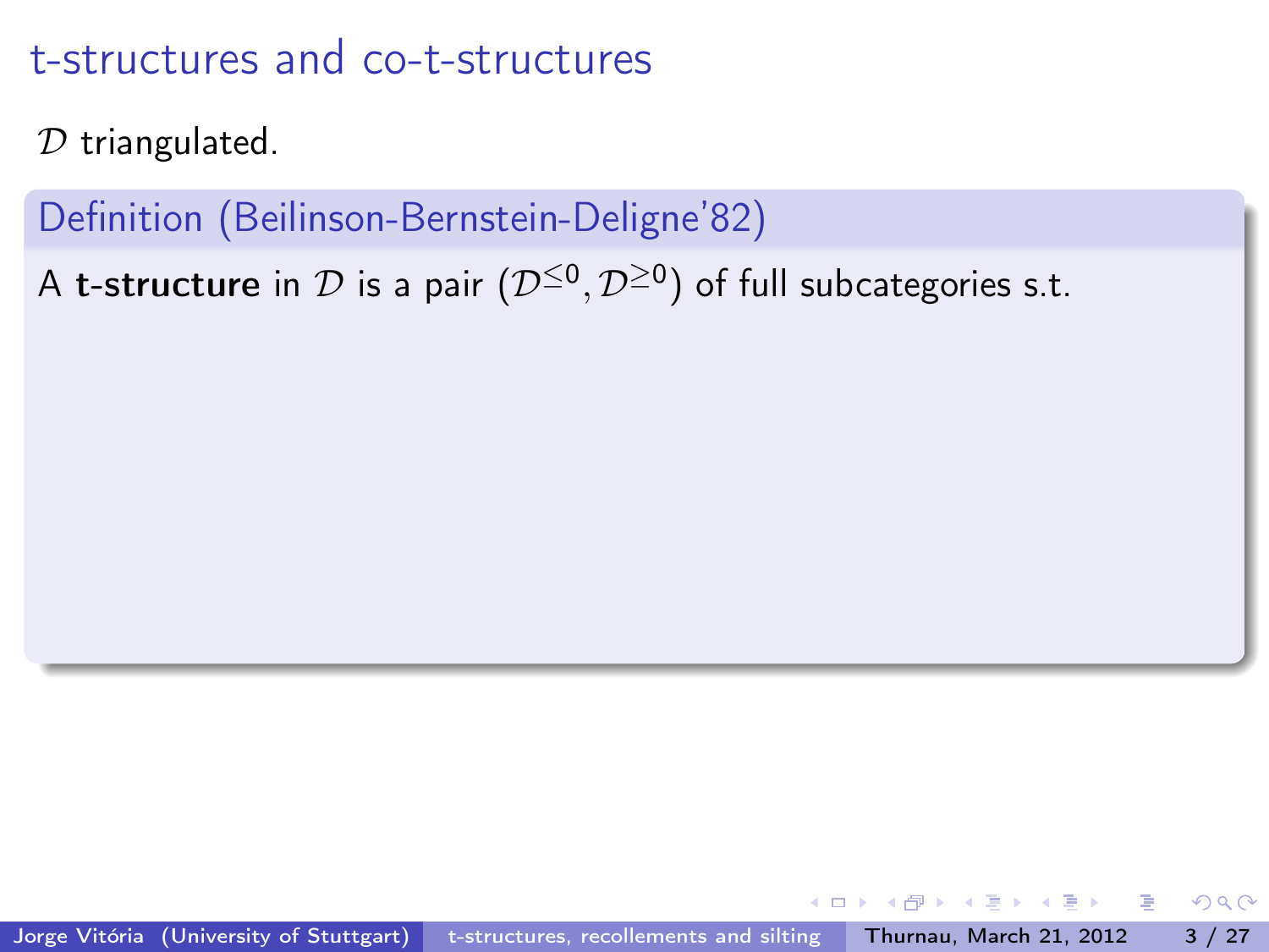# t-structures and co-t-structures

$\mathcal{D}$ triangulated.

### Definition (Beilinson-Bernstein-Deligne'82)

A **t-structure** in $\mathcal{D}$ is a pair $(\mathcal{D}^{\leq 0}, \mathcal{D}^{\geq 0})$ of full subcategories s.t.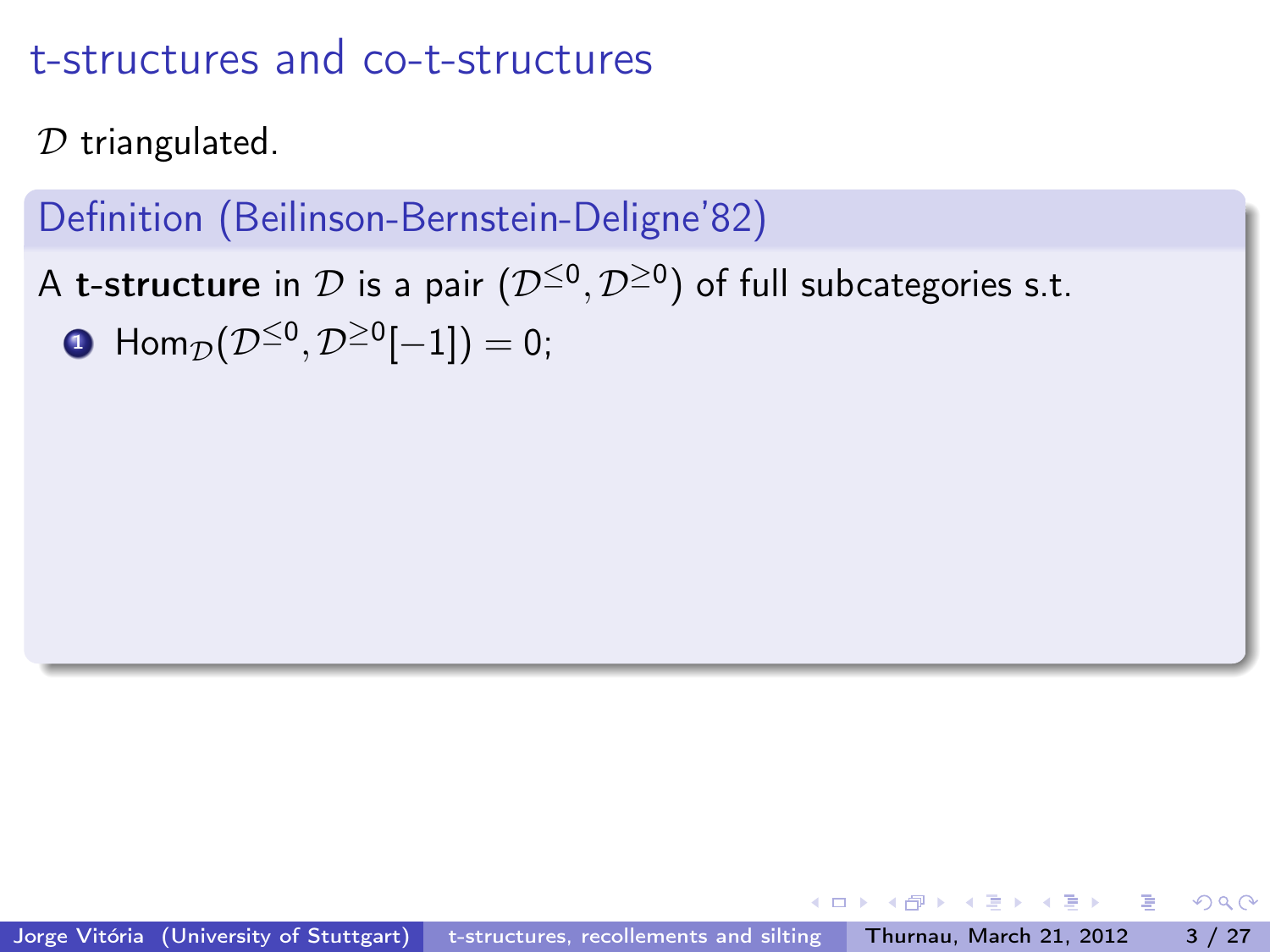# t-structures and co-t-structures

$\mathcal{D}$ triangulated.

**Definition (Beilinson-Bernstein-Deligne'82)**

A **t-structure** in $\mathcal{D}$ is a pair $(\mathcal{D}^{\leq 0}, \mathcal{D}^{\geq 0})$ of full subcategories s.t.

1. $\mathrm{Hom}_{\mathcal{D}}(\mathcal{D}^{\leq 0}, \mathcal{D}^{\geq 0}[-1]) = 0$;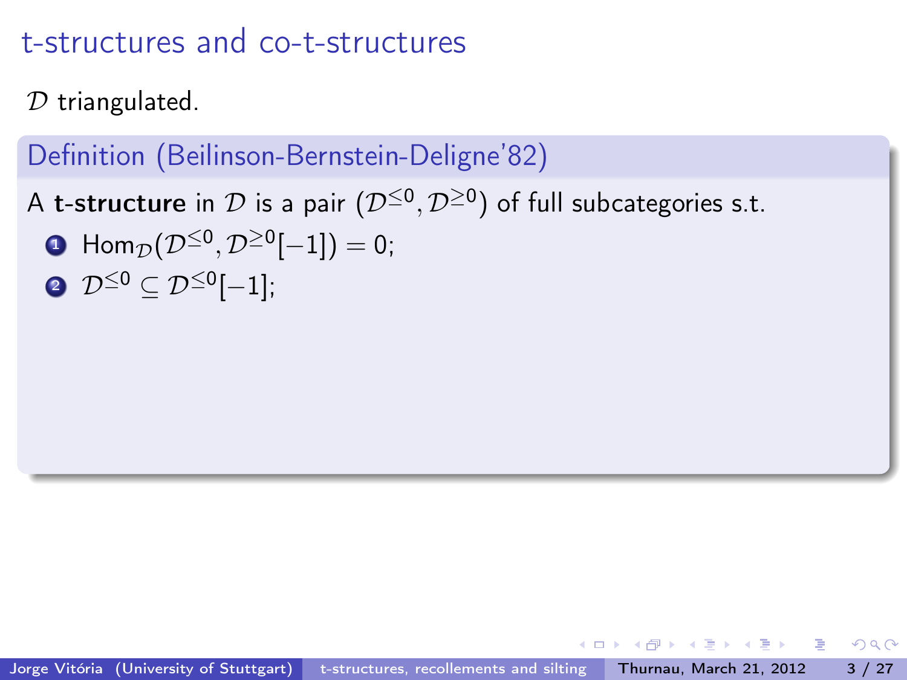# t-structures and co-t-structures

$\mathcal{D}$ triangulated.

**Definition (Beilinson-Bernstein-Deligne'82)**

A **t-structure** in $\mathcal{D}$ is a pair $(\mathcal{D}^{\leq 0}, \mathcal{D}^{\geq 0})$ of full subcategories s.t.

1. $\mathrm{Hom}_{\mathcal{D}}(\mathcal{D}^{\leq 0}, \mathcal{D}^{\geq 0}[-1]) = 0$;
2. $\mathcal{D}^{\leq 0} \subseteq \mathcal{D}^{\leq 0}[-1]$;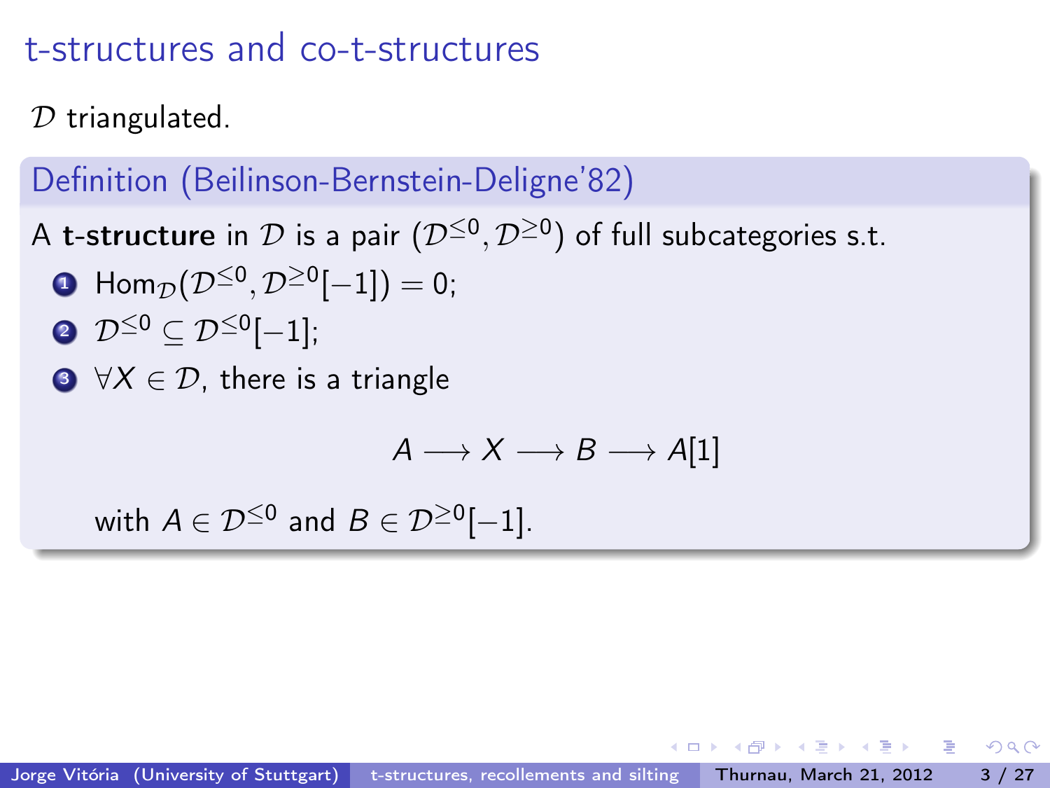# t-structures and co-t-structures

$\mathcal{D}$ triangulated.

**Definition (Beilinson-Bernstein-Deligne'82)**

A **t-structure** in $\mathcal{D}$ is a pair $(\mathcal{D}^{\leq 0}, \mathcal{D}^{\geq 0})$ of full subcategories s.t.

1. $\mathrm{Hom}_{\mathcal{D}}(\mathcal{D}^{\leq 0}, \mathcal{D}^{\geq 0}[-1]) = 0$;
2. $\mathcal{D}^{\leq 0} \subseteq \mathcal{D}^{\leq 0}[-1]$;
3. $\forall X \in \mathcal{D}$, there is a triangle

$$A \longrightarrow X \longrightarrow B \longrightarrow A[1]$$

with $A \in \mathcal{D}^{\leq 0}$ and $B \in \mathcal{D}^{\geq 0}[-1]$.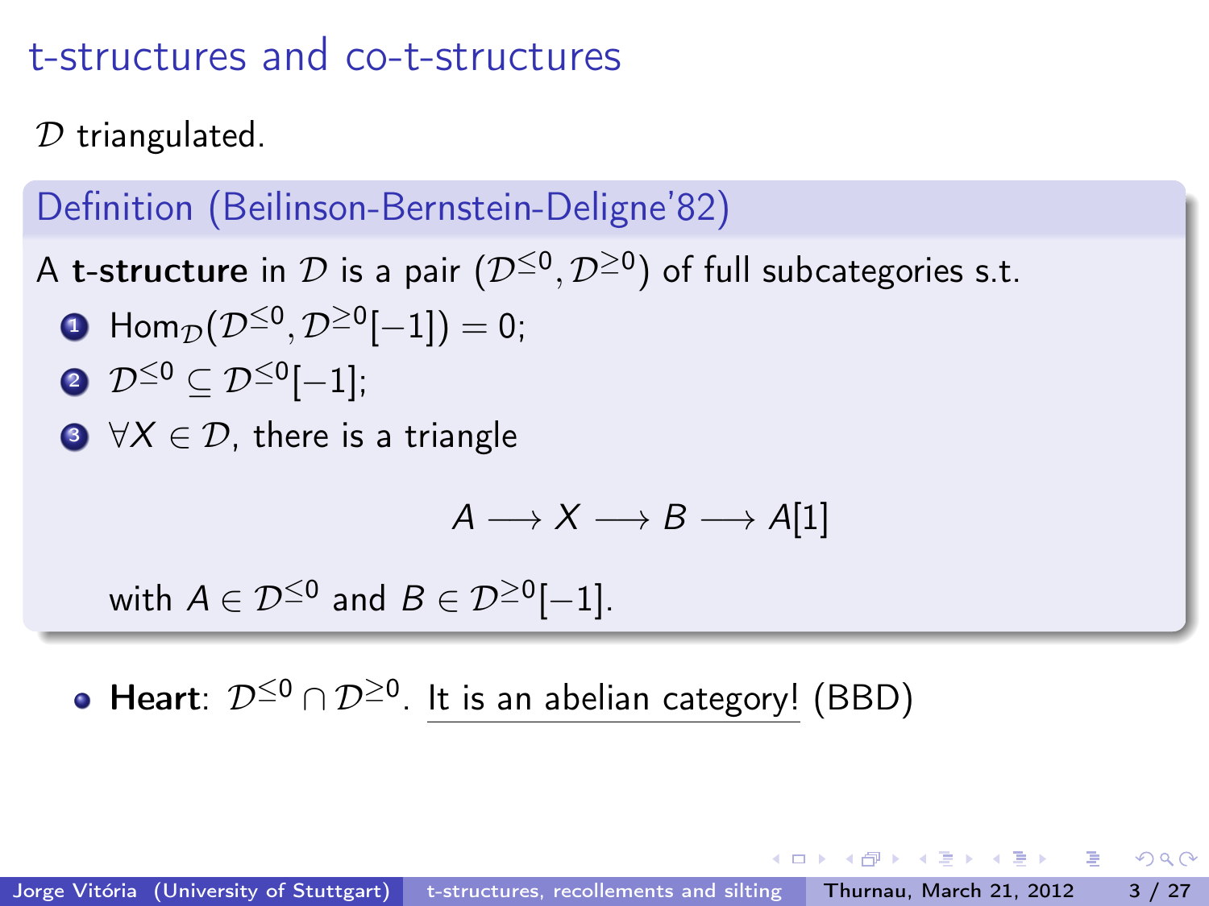# t-structures and co-t-structures

$\mathcal{D}$ triangulated.

**Definition (Beilinson-Bernstein-Deligne'82)**

A **t-structure** in $\mathcal{D}$ is a pair $(\mathcal{D}^{\leq 0}, \mathcal{D}^{\geq 0})$ of full subcategories s.t.

1. $\mathrm{Hom}_{\mathcal{D}}(\mathcal{D}^{\leq 0}, \mathcal{D}^{\geq 0}[-1]) = 0$;
2. $\mathcal{D}^{\leq 0} \subseteq \mathcal{D}^{\leq 0}[-1]$;
3. $\forall X \in \mathcal{D}$, there is a triangle

$$A \longrightarrow X \longrightarrow B \longrightarrow A[1]$$

with $A \in \mathcal{D}^{\leq 0}$ and $B \in \mathcal{D}^{\geq 0}[-1]$.

- **Heart**: $\mathcal{D}^{\leq 0} \cap \mathcal{D}^{\geq 0}$. It is an abelian category! (BBD)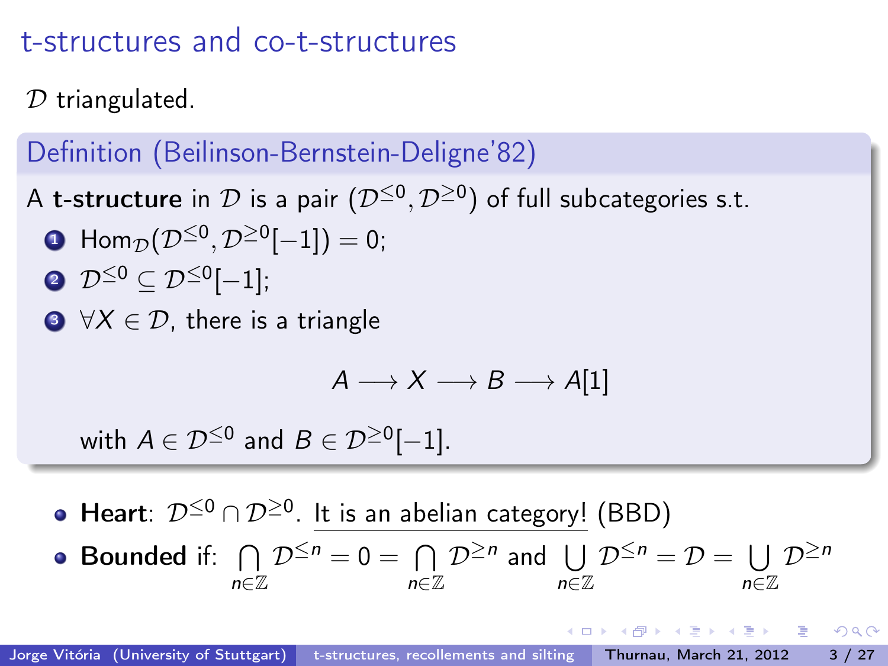# t-structures and co-t-structures

$\mathcal{D}$ triangulated.

**Definition (Beilinson-Bernstein-Deligne'82)**

A **t-structure** in $\mathcal{D}$ is a pair $(\mathcal{D}^{\leq 0}, \mathcal{D}^{\geq 0})$ of full subcategories s.t.

1. $\mathrm{Hom}_{\mathcal{D}}(\mathcal{D}^{\leq 0}, \mathcal{D}^{\geq 0}[-1]) = 0$;
2. $\mathcal{D}^{\leq 0} \subseteq \mathcal{D}^{\leq 0}[-1]$;
3. $\forall X \in \mathcal{D}$, there is a triangle

$$A \longrightarrow X \longrightarrow B \longrightarrow A[1]$$

with $A \in \mathcal{D}^{\leq 0}$ and $B \in \mathcal{D}^{\geq 0}[-1]$.

- **Heart**: $\mathcal{D}^{\leq 0} \cap \mathcal{D}^{\geq 0}$. <u>It is an abelian category!</u> (BBD)
- **Bounded** if: $\bigcap_{n \in \mathbb{Z}} \mathcal{D}^{\leq n} = 0 = \bigcap_{n \in \mathbb{Z}} \mathcal{D}^{\geq n}$ and $\bigcup_{n \in \mathbb{Z}} \mathcal{D}^{\leq n} = \mathcal{D} = \bigcup_{n \in \mathbb{Z}} \mathcal{D}^{\geq n}$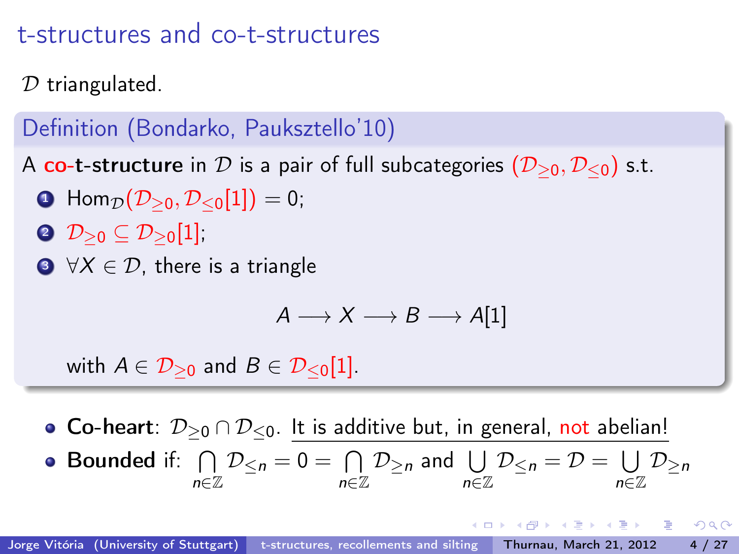# t-structures and co-t-structures

$\mathcal{D}$ triangulated.

**Definition (Bondarko, Pauksztello'10)**

A **co-t-structure** in $\mathcal{D}$ is a pair of full subcategories $(\mathcal{D}_{\geq 0}, \mathcal{D}_{\leq 0})$ s.t.

1. $\mathrm{Hom}_{\mathcal{D}}(\mathcal{D}_{\geq 0}, \mathcal{D}_{\leq 0}[1]) = 0$;
2. $\mathcal{D}_{\geq 0} \subseteq \mathcal{D}_{\geq 0}[1]$;
3. $\forall X \in \mathcal{D}$, there is a triangle

$$A \longrightarrow X \longrightarrow B \longrightarrow A[1]$$

with $A \in \mathcal{D}_{\geq 0}$ and $B \in \mathcal{D}_{\leq 0}[1]$.

- **Co-heart**: $\mathcal{D}_{\geq 0} \cap \mathcal{D}_{\leq 0}$. It is additive but, in general, not abelian!
- **Bounded** if: $\bigcap_{n \in \mathbb{Z}} \mathcal{D}_{\leq n} = 0 = \bigcap_{n \in \mathbb{Z}} \mathcal{D}_{\geq n}$ and $\bigcup_{n \in \mathbb{Z}} \mathcal{D}_{\leq n} = \mathcal{D} = \bigcup_{n \in \mathbb{Z}} \mathcal{D}_{\geq n}$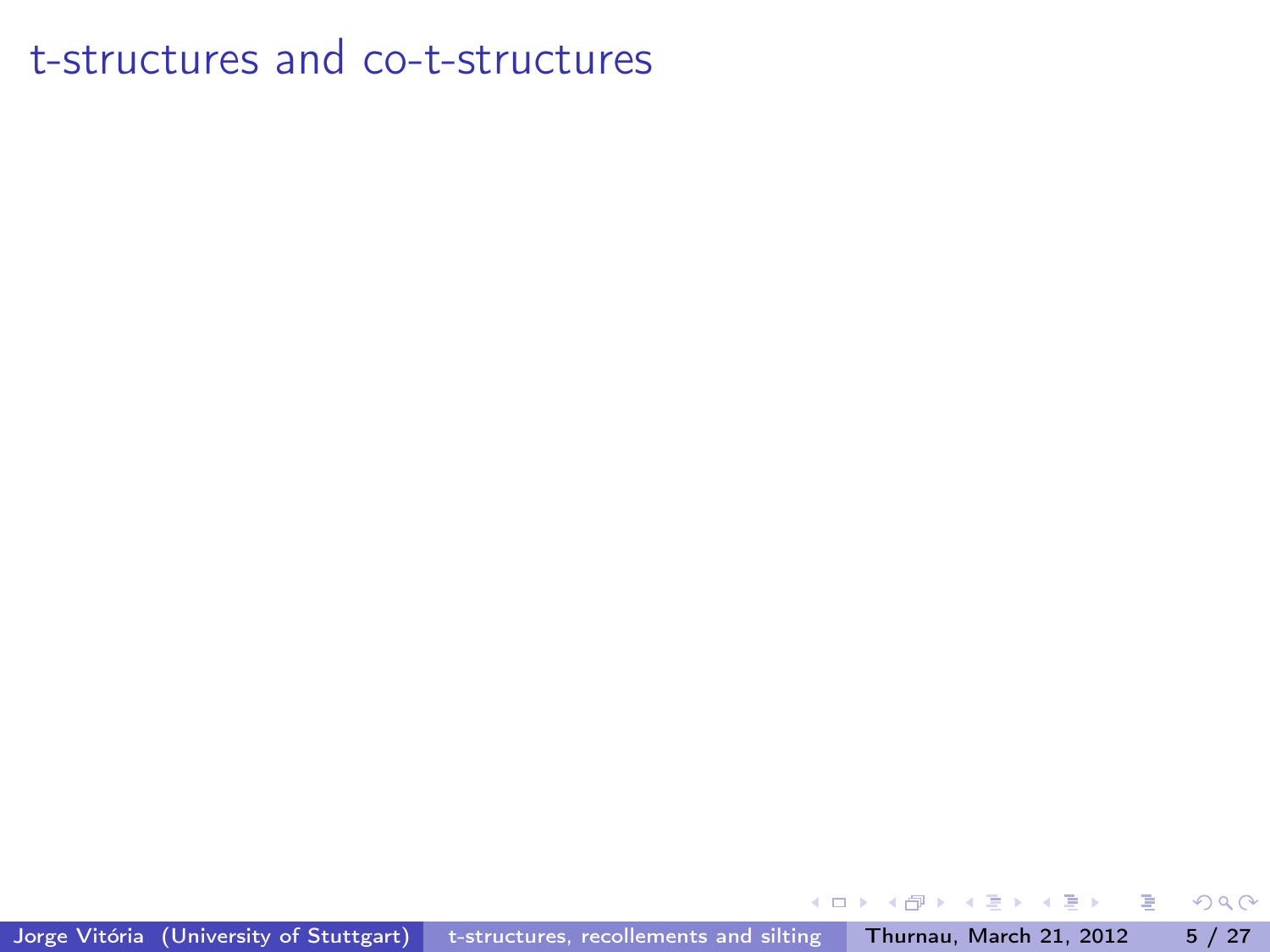# t-structures and co-t-structures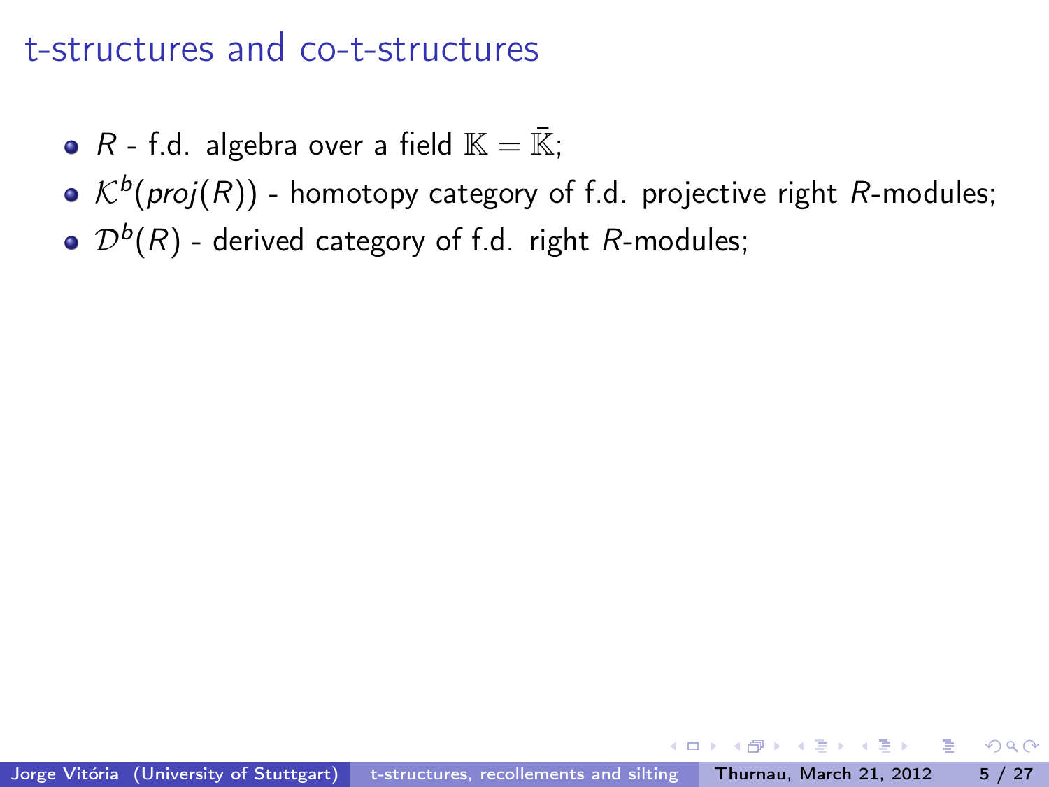# t-structures and co-t-structures

- $R$ - f.d. algebra over a field $\mathbb{K} = \bar{\mathbb{K}}$;
- $\mathcal{K}^b(proj(R))$ - homotopy category of f.d. projective right $R$-modules;
- $\mathcal{D}^b(R)$ - derived category of f.d. right $R$-modules;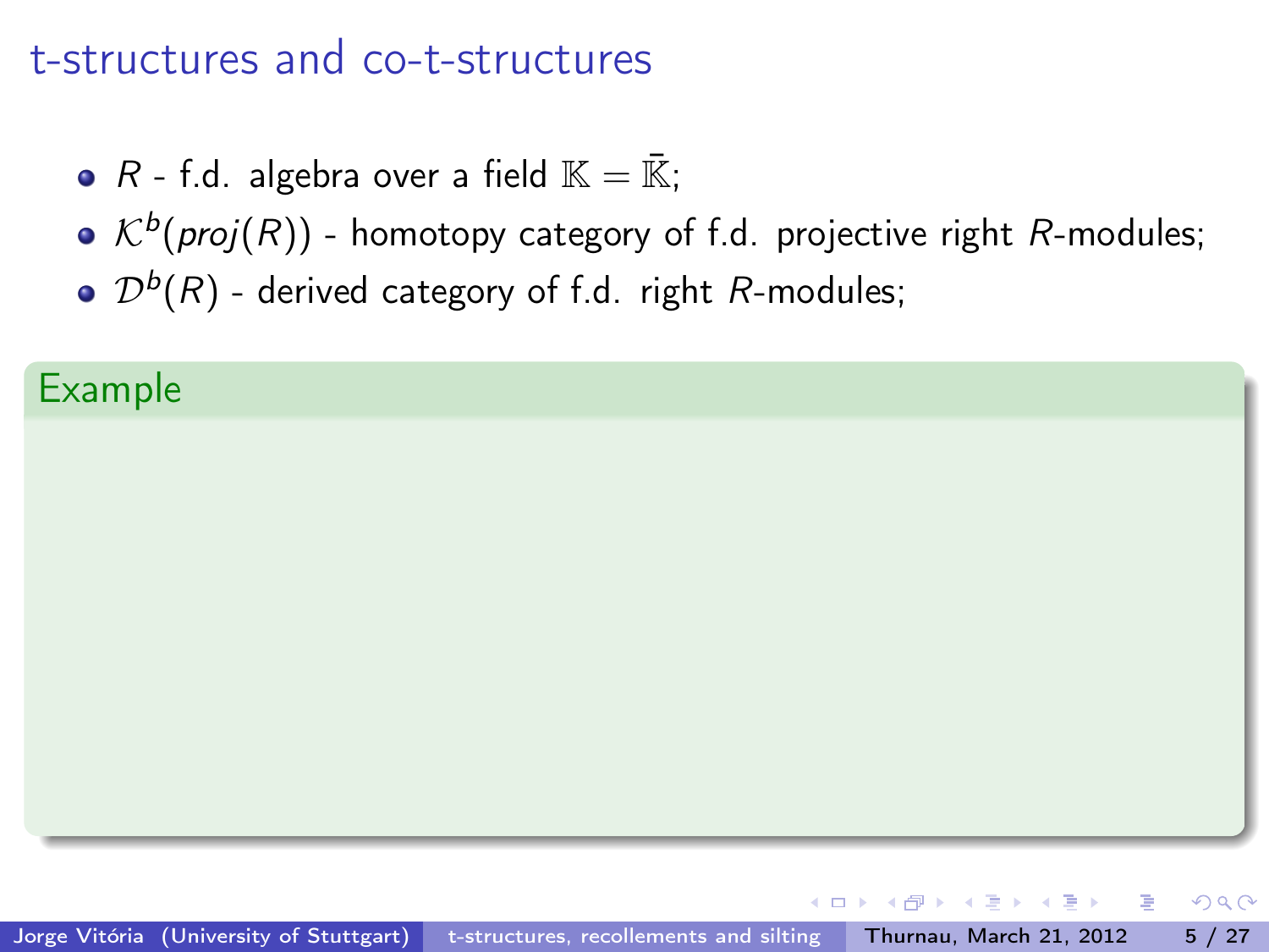# t-structures and co-t-structures

- $R$ - f.d. algebra over a field $\mathbb{K} = \bar{\mathbb{K}}$;
- $\mathcal{K}^b(proj(R))$ - homotopy category of f.d. projective right $R$-modules;
- $\mathcal{D}^b(R)$ - derived category of f.d. right $R$-modules;

**Example**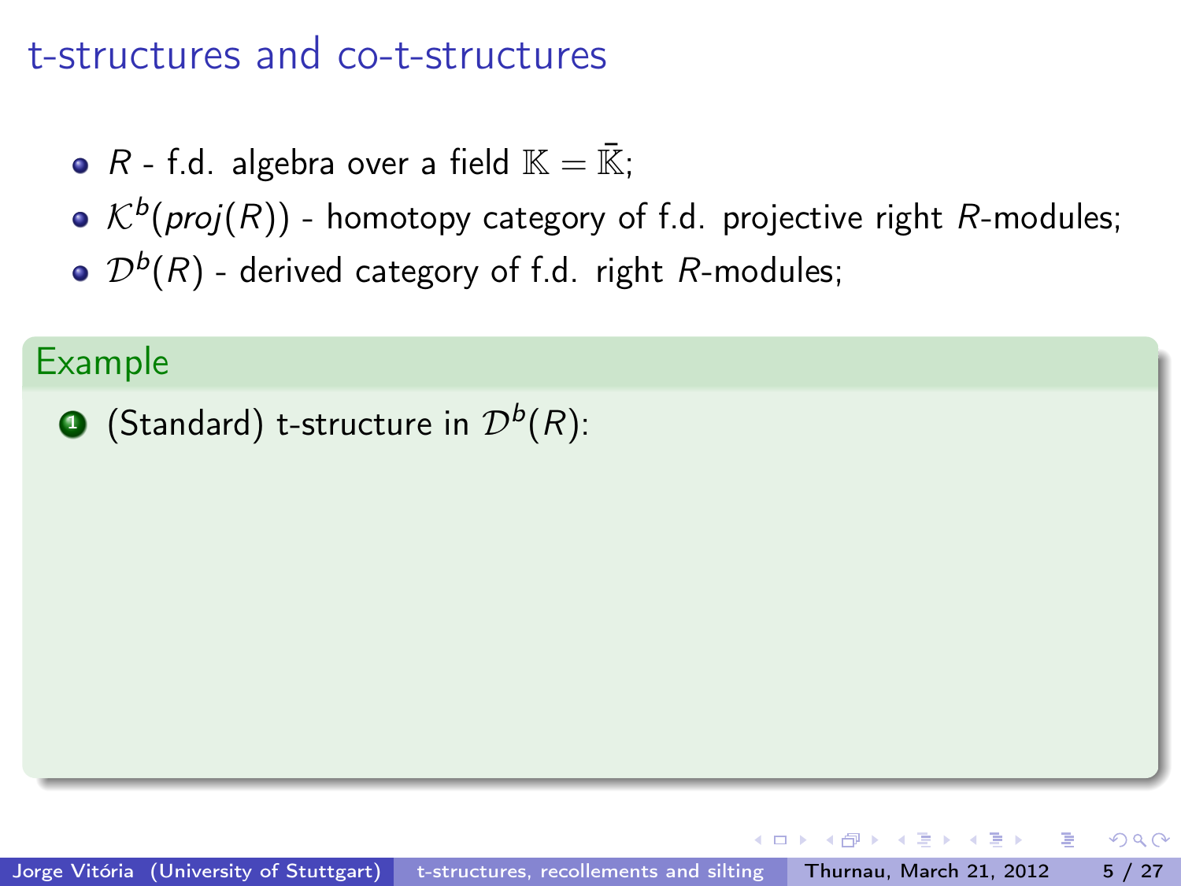# t-structures and co-t-structures

- $R$ - f.d. algebra over a field $\mathbb{K} = \bar{\mathbb{K}}$;
- $\mathcal{K}^b(proj(R))$ - homotopy category of f.d. projective right $R$-modules;
- $\mathcal{D}^b(R)$ - derived category of f.d. right $R$-modules;

**Example**

1. (Standard) t-structure in $\mathcal{D}^b(R)$: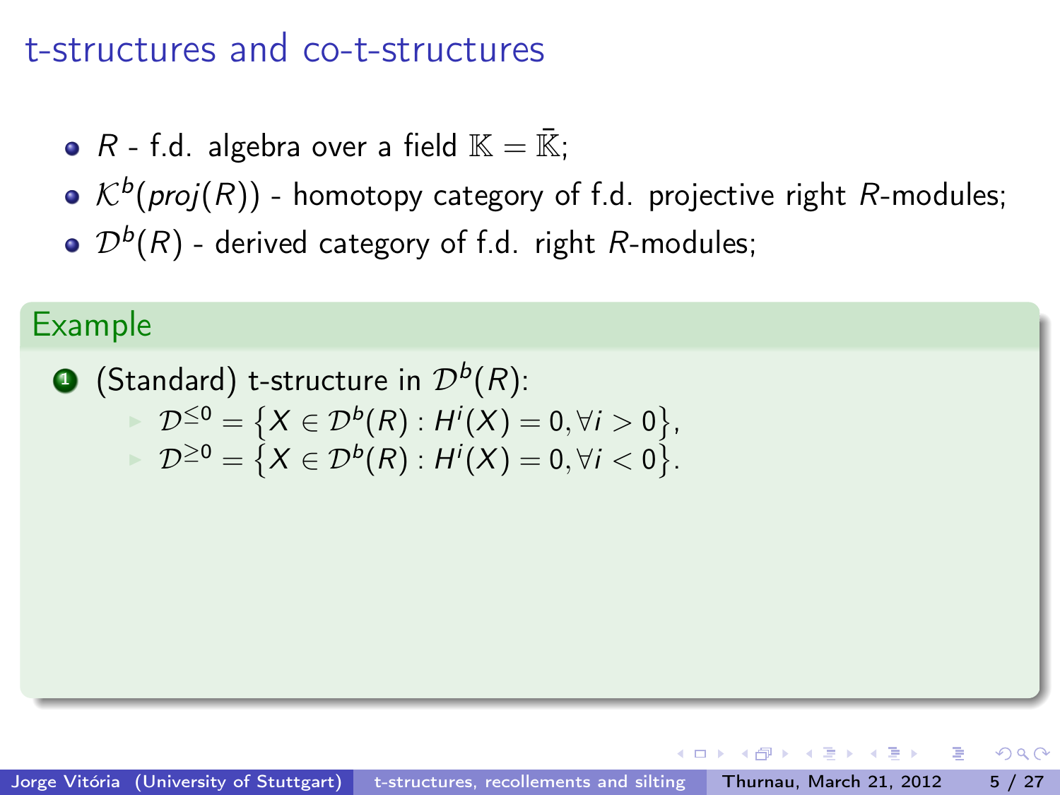# t-structures and co-t-structures

- $R$ - f.d. algebra over a field $\mathbb{K} = \bar{\mathbb{K}}$;
- $\mathcal{K}^b(proj(R))$ - homotopy category of f.d. projective right $R$-modules;
- $\mathcal{D}^b(R)$ - derived category of f.d. right $R$-modules;

**Example**

1. (Standard) t-structure in $\mathcal{D}^b(R)$:
   - $\mathcal{D}^{\leq 0} = \{X \in \mathcal{D}^b(R) : H^i(X) = 0, \forall i > 0\}$,
   - $\mathcal{D}^{\geq 0} = \{X \in \mathcal{D}^b(R) : H^i(X) = 0, \forall i < 0\}$.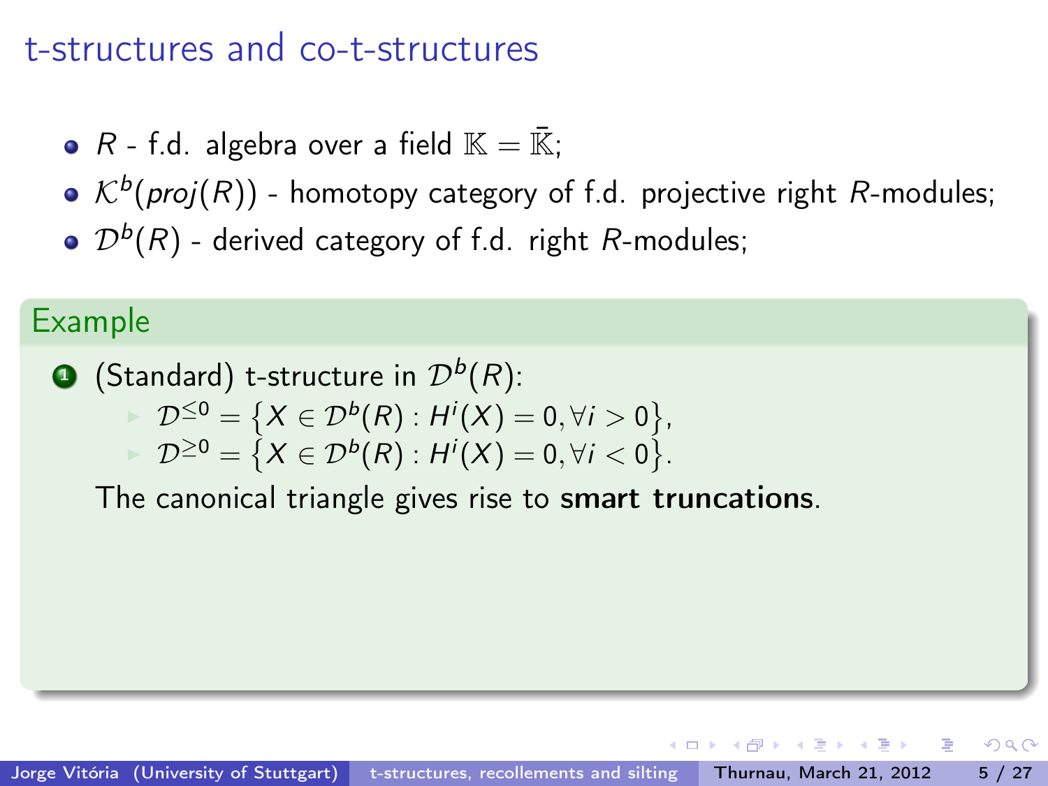# t-structures and co-t-structures

- $R$ - f.d. algebra over a field $\mathbb{K} = \bar{\mathbb{K}}$;
- $\mathcal{K}^b(proj(R))$ - homotopy category of f.d. projective right $R$-modules;
- $\mathcal{D}^b(R)$ - derived category of f.d. right $R$-modules;

## Example

1. (Standard) t-structure in $\mathcal{D}^b(R)$:
   - $\mathcal{D}^{\leq 0} = \{X \in \mathcal{D}^b(R) : H^i(X) = 0, \forall i > 0\}$,
   - $\mathcal{D}^{\geq 0} = \{X \in \mathcal{D}^b(R) : H^i(X) = 0, \forall i < 0\}$.

   The canonical triangle gives rise to **smart truncations**.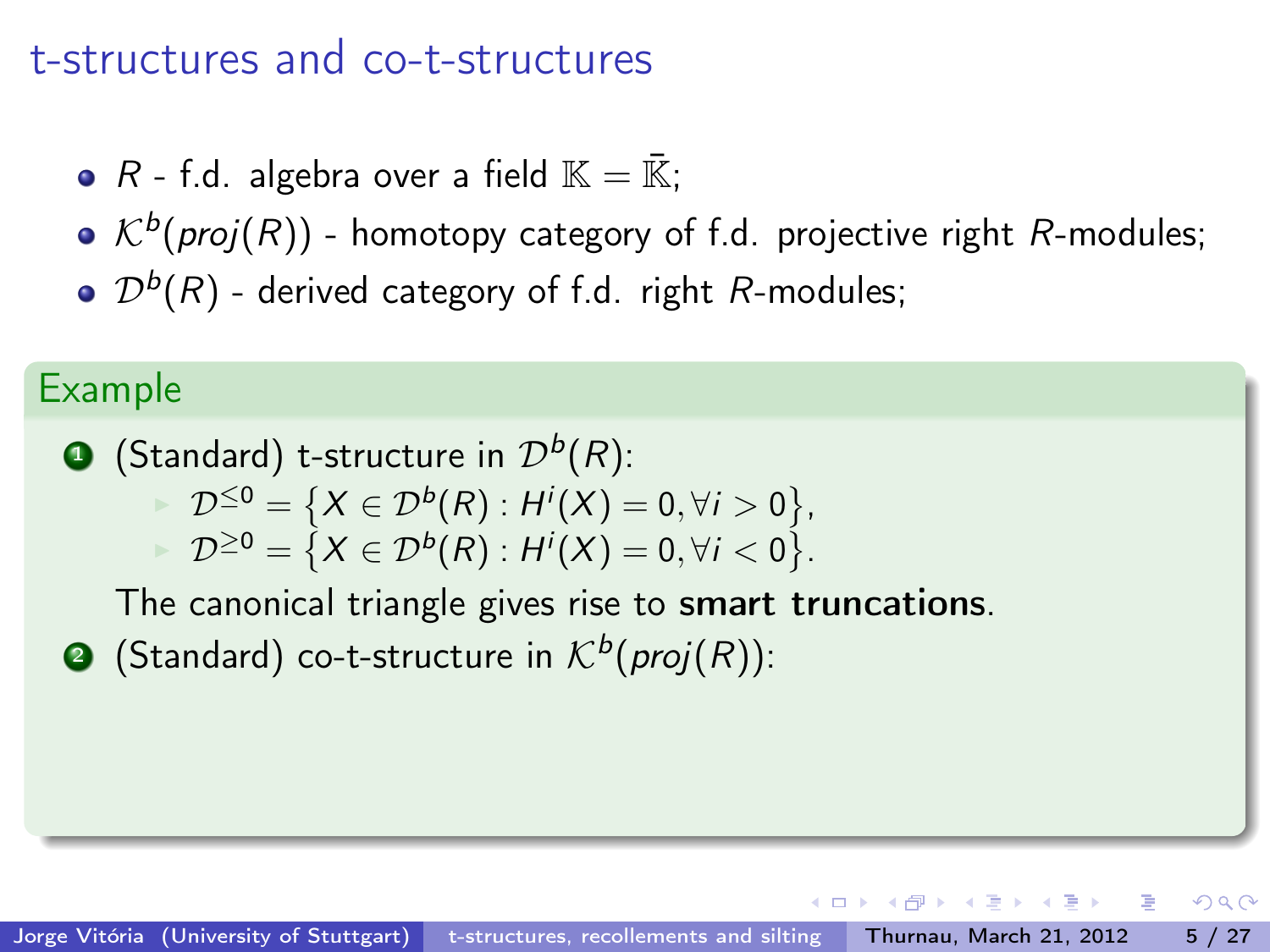# t-structures and co-t-structures

- $R$ - f.d. algebra over a field $\mathbb{K} = \bar{\mathbb{K}}$;
- $\mathcal{K}^b(proj(R))$ - homotopy category of f.d. projective right $R$-modules;
- $\mathcal{D}^b(R)$ - derived category of f.d. right $R$-modules;

## Example

1. (Standard) t-structure in $\mathcal{D}^b(R)$:
   - $\mathcal{D}^{\leq 0} = \{X \in \mathcal{D}^b(R) : H^i(X) = 0, \forall i > 0\}$,
   - $\mathcal{D}^{\geq 0} = \{X \in \mathcal{D}^b(R) : H^i(X) = 0, \forall i < 0\}$.

   The canonical triangle gives rise to **smart truncations**.
2. (Standard) co-t-structure in $\mathcal{K}^b(proj(R))$: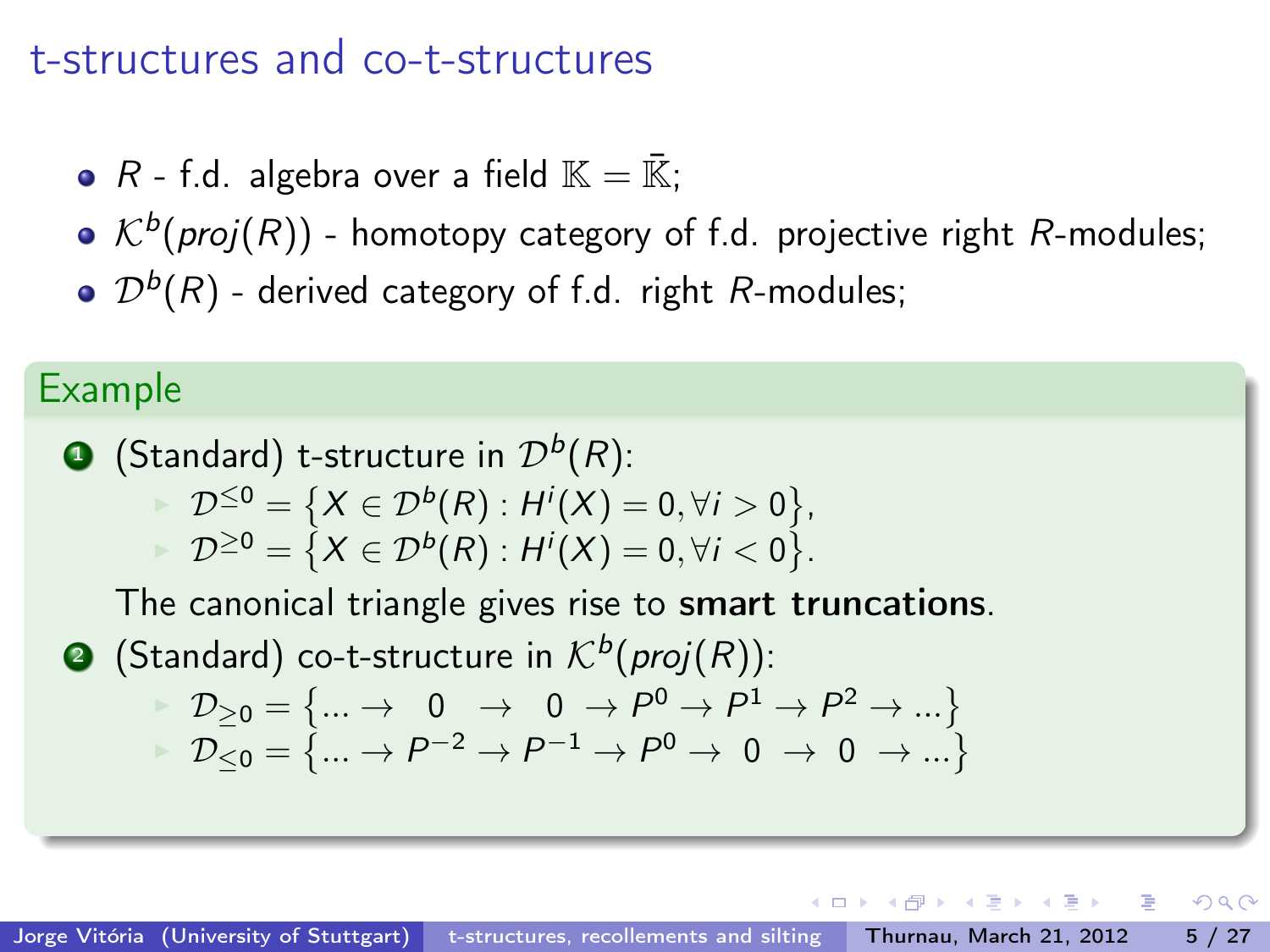# t-structures and co-t-structures

- $R$ - f.d. algebra over a field $\mathbb{K} = \bar{\mathbb{K}}$;
- $\mathcal{K}^b(proj(R))$ - homotopy category of f.d. projective right $R$-modules;
- $\mathcal{D}^b(R)$ - derived category of f.d. right $R$-modules;

## Example

1. (Standard) t-structure in $\mathcal{D}^b(R)$:
   - $\mathcal{D}^{\leq 0} = \{X \in \mathcal{D}^b(R) : H^i(X) = 0, \forall i > 0\}$,
   - $\mathcal{D}^{\geq 0} = \{X \in \mathcal{D}^b(R) : H^i(X) = 0, \forall i < 0\}$.

   The canonical triangle gives rise to **smart truncations**.

2. (Standard) co-t-structure in $\mathcal{K}^b(proj(R))$:
   - $\mathcal{D}_{\geq 0} = \{... \to \ 0 \ \to \ 0 \ \to P^0 \to P^1 \to P^2 \to ...\}$
   - $\mathcal{D}_{\leq 0} = \{... \to P^{-2} \to P^{-1} \to P^0 \to \ 0 \ \to \ 0 \ \to ...\}$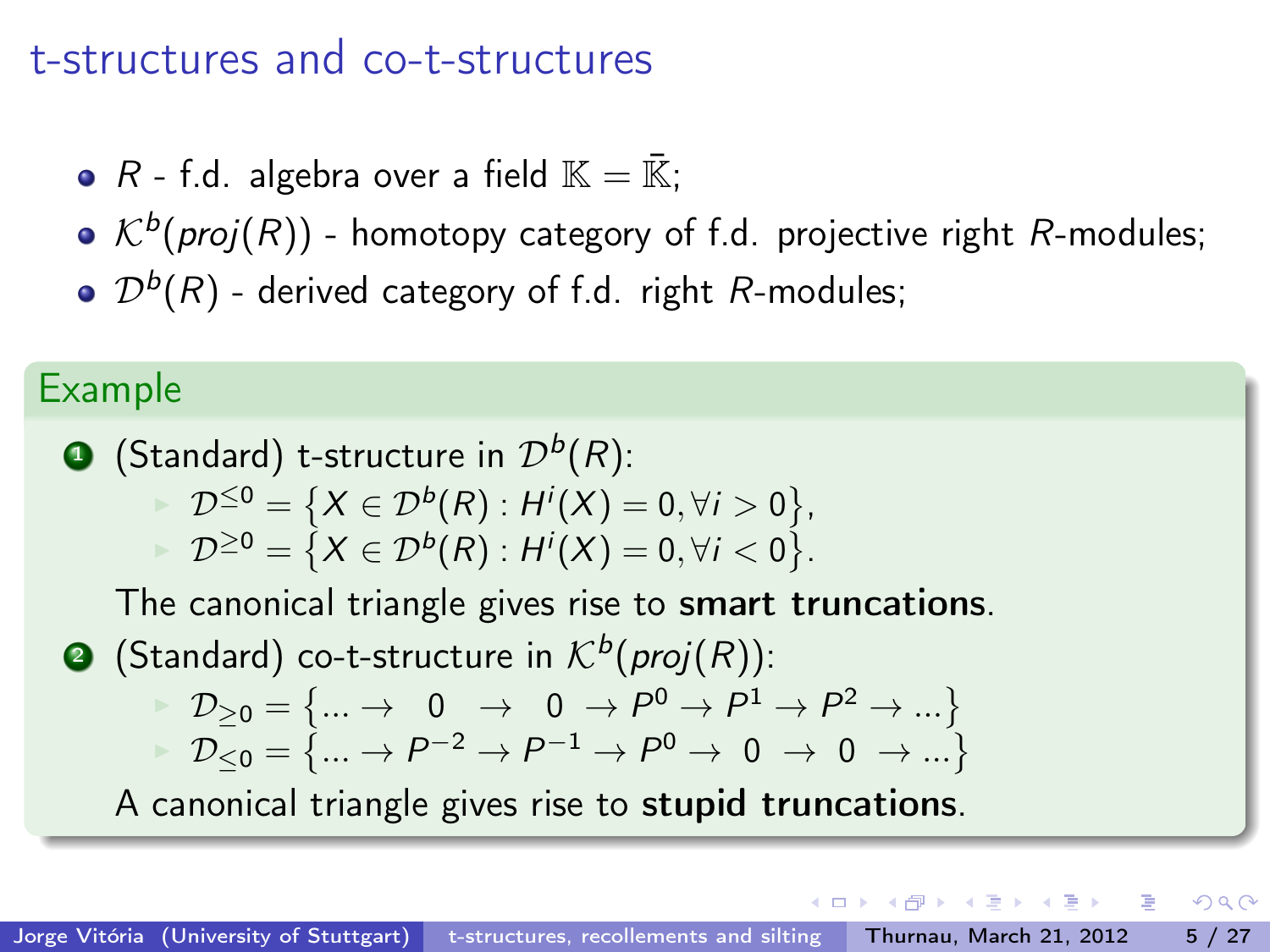# t-structures and co-t-structures

- $R$ - f.d. algebra over a field $\mathbb{K} = \bar{\mathbb{K}}$;
- $\mathcal{K}^b(proj(R))$ - homotopy category of f.d. projective right $R$-modules;
- $\mathcal{D}^b(R)$ - derived category of f.d. right $R$-modules;

## Example

1. (Standard) t-structure in $\mathcal{D}^b(R)$:
   - $\mathcal{D}^{\leq 0} = \{X \in \mathcal{D}^b(R) : H^i(X) = 0, \forall i > 0\}$,
   - $\mathcal{D}^{\geq 0} = \{X \in \mathcal{D}^b(R) : H^i(X) = 0, \forall i < 0\}$.

   The canonical triangle gives rise to **smart truncations**.

2. (Standard) co-t-structure in $\mathcal{K}^b(proj(R))$:
   - $\mathcal{D}_{\geq 0} = \{... \to \ 0 \ \to \ 0 \ \to P^0 \to P^1 \to P^2 \to ...\}$
   - $\mathcal{D}_{\leq 0} = \{... \to P^{-2} \to P^{-1} \to P^0 \to \ 0 \ \to \ 0 \ \to ...\}$

   A canonical triangle gives rise to **stupid truncations**.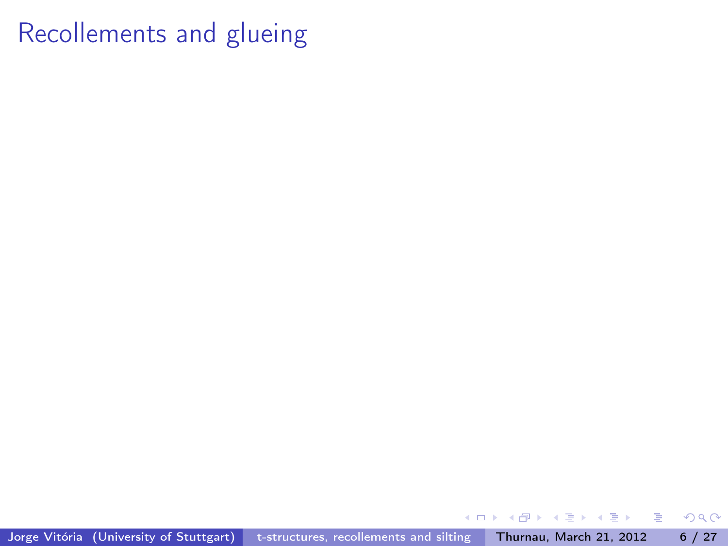# Recollements and glueing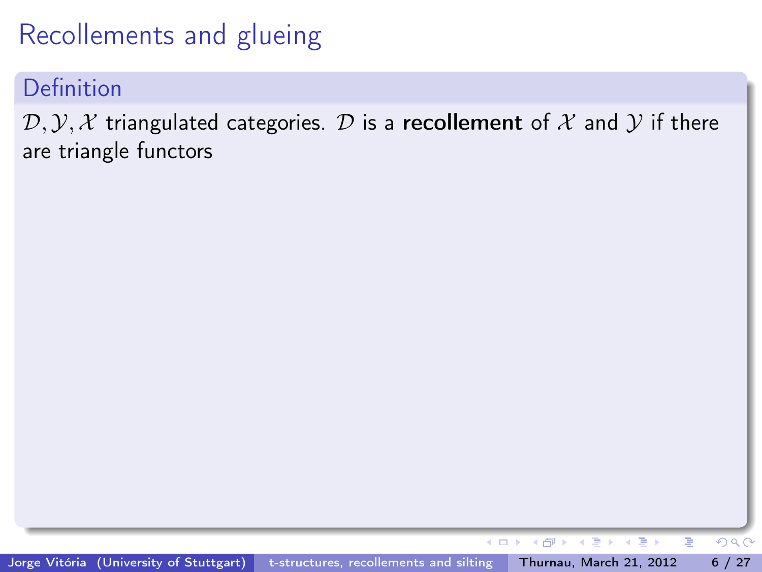# Recollements and glueing

## Definition

$\mathcal{D}, \mathcal{Y}, \mathcal{X}$ triangulated categories. $\mathcal{D}$ is a **recollement** of $\mathcal{X}$ and $\mathcal{Y}$ if there are triangle functors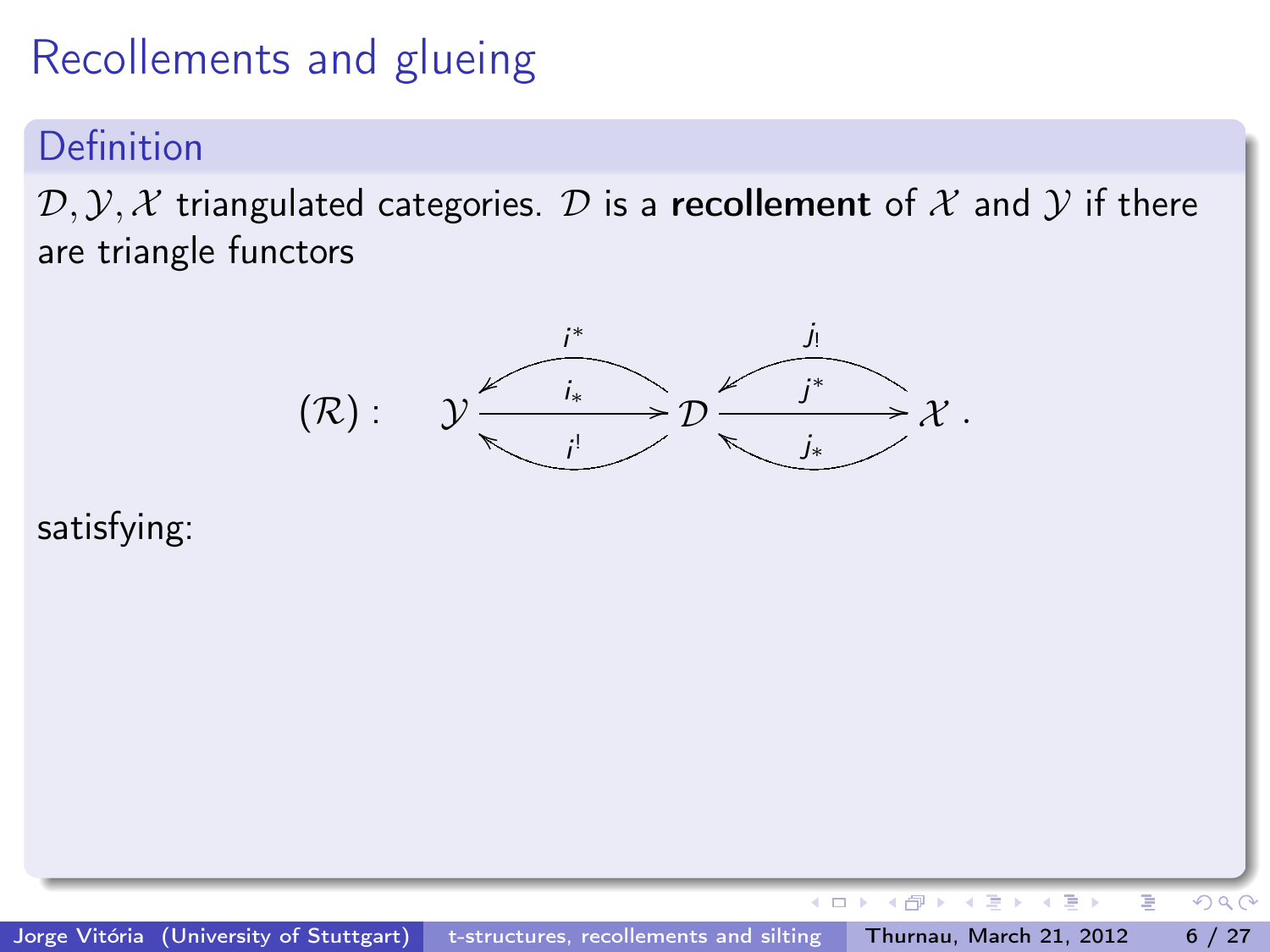# Recollements and glueing

**Definition**

$\mathcal{D}, \mathcal{Y}, \mathcal{X}$ triangulated categories. $\mathcal{D}$ is a **recollement** of $\mathcal{X}$ and $\mathcal{Y}$ if there are triangle functors

$$(\mathcal{R}) : \quad \mathcal{Y} \underset{i^!}{\overset{i^*}{\leftleftarrows}} \xrightarrow{i_*} \mathcal{D} \underset{j_*}{\overset{j_!}{\leftleftarrows}} \xrightarrow{j^*} \mathcal{X} \, .$$

satisfying: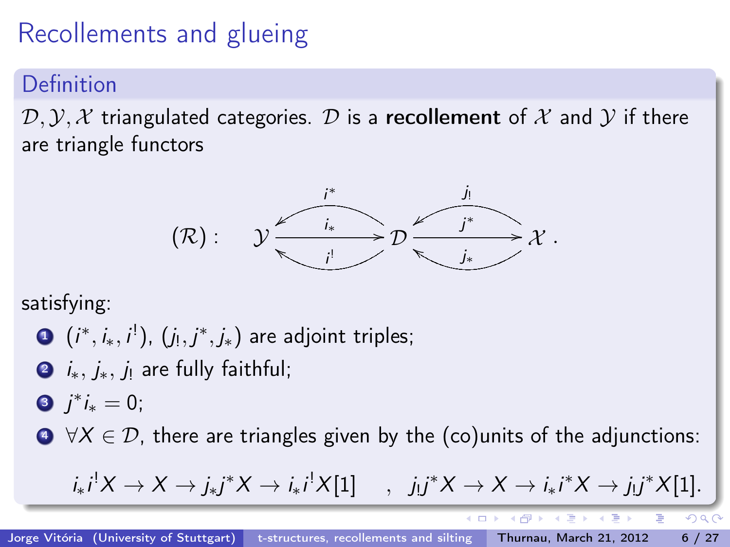# Recollements and glueing

## Definition

$\mathcal{D}, \mathcal{Y}, \mathcal{X}$ triangulated categories. $\mathcal{D}$ is a **recollement** of $\mathcal{X}$ and $\mathcal{Y}$ if there are triangle functors

$$(\mathcal{R}): \quad \mathcal{Y} \underset{i^!}{\overset{i^*}{\leftleftarrows}} \xrightarrow{i_*} \mathcal{D} \underset{j_*}{\overset{j_!}{\leftleftarrows}} \xrightarrow{j^*} \mathcal{X}\ .$$

satisfying:

1. $(i^*, i_*, i^!)$, $(j_!, j^*, j_*)$ are adjoint triples;
2. $i_*$, $j_*$, $j_!$ are fully faithful;
3. $j^* i_* = 0$;
4. $\forall X \in \mathcal{D}$, there are triangles given by the (co)units of the adjunctions:

$$i_* i^! X \to X \to j_* j^* X \to i_* i^! X[1] \quad , \quad j_! j^* X \to X \to i_* i^* X \to j_! j^* X[1].$$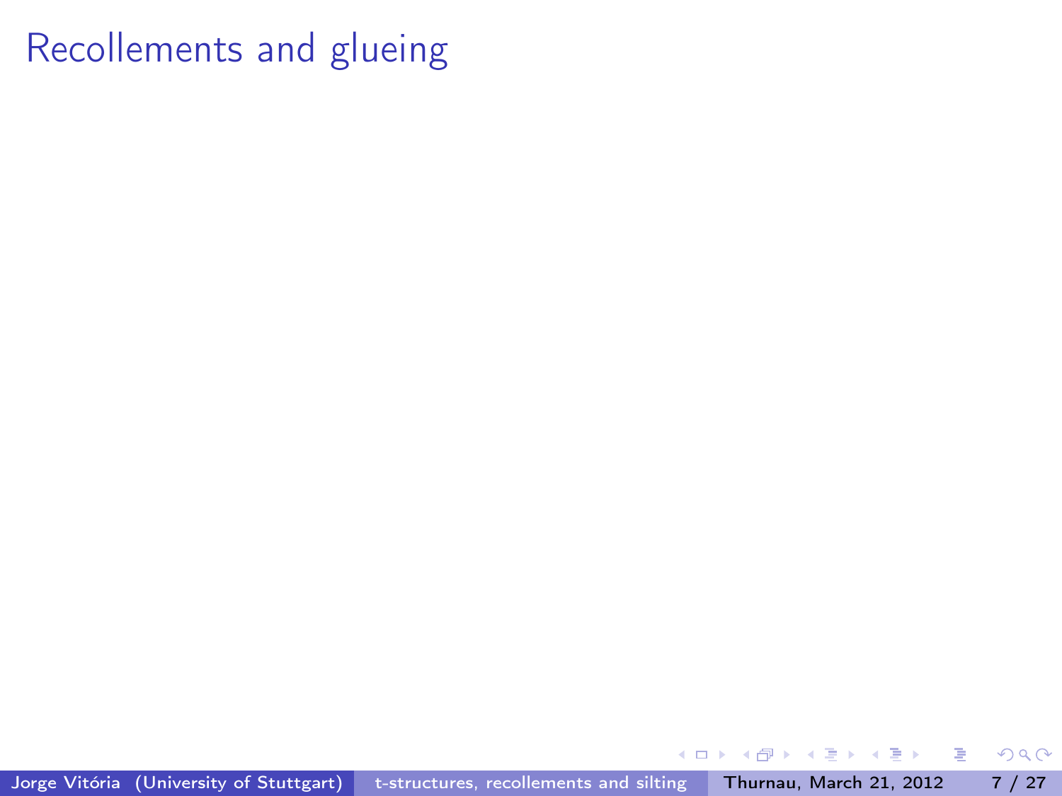# Recollements and glueing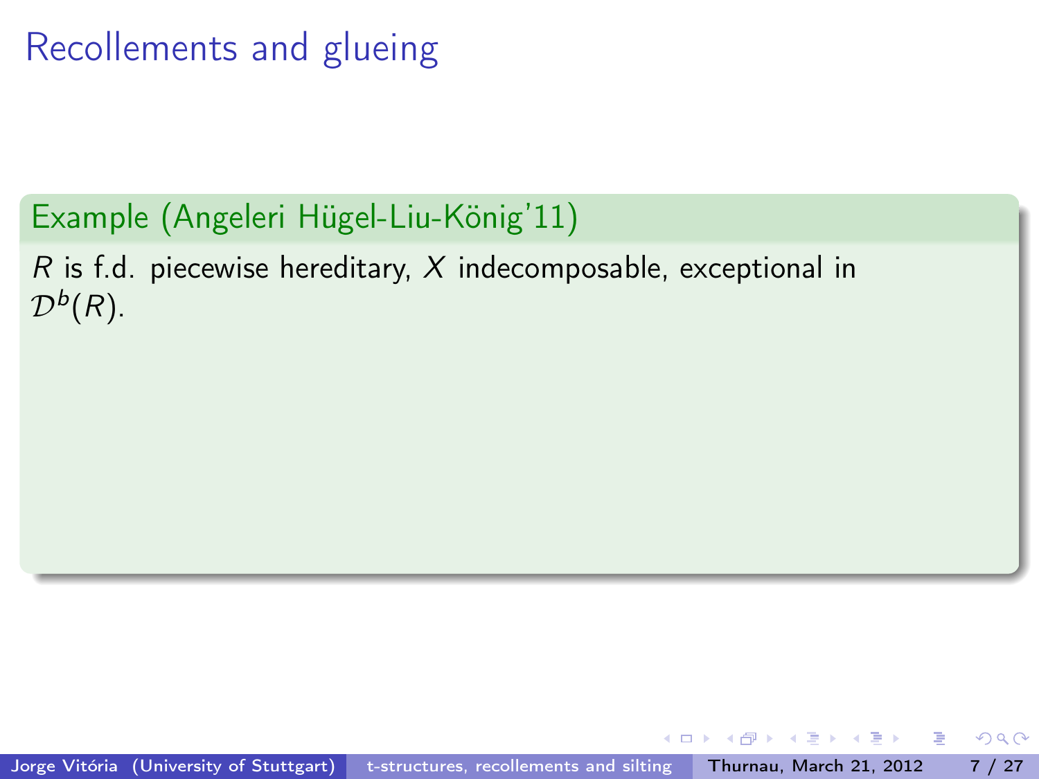# Recollements and glueing

**Example (Angeleri Hügel-Liu-König'11)**

$R$ is f.d. piecewise hereditary, $X$ indecomposable, exceptional in $\mathcal{D}^b(R)$.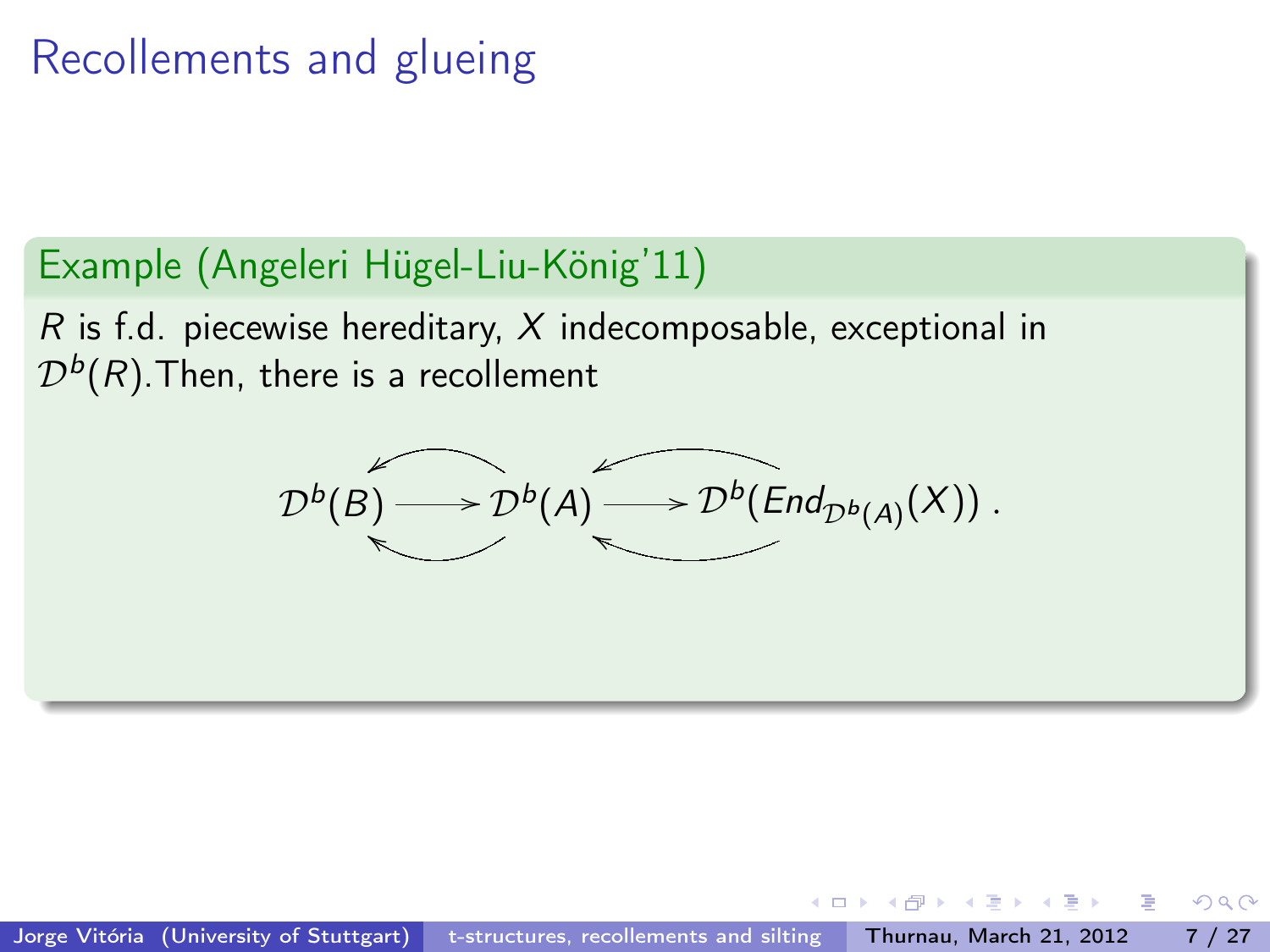# Recollements and glueing

**Example (Angeleri Hügel-Liu-König'11)**

$R$ is f.d. piecewise hereditary, $X$ indecomposable, exceptional in $\mathcal{D}^b(R)$. Then, there is a recollement

$$\mathcal{D}^b(B) \longrightarrow \mathcal{D}^b(A) \longrightarrow \mathcal{D}^b(End_{\mathcal{D}^b(A)}(X)) .$$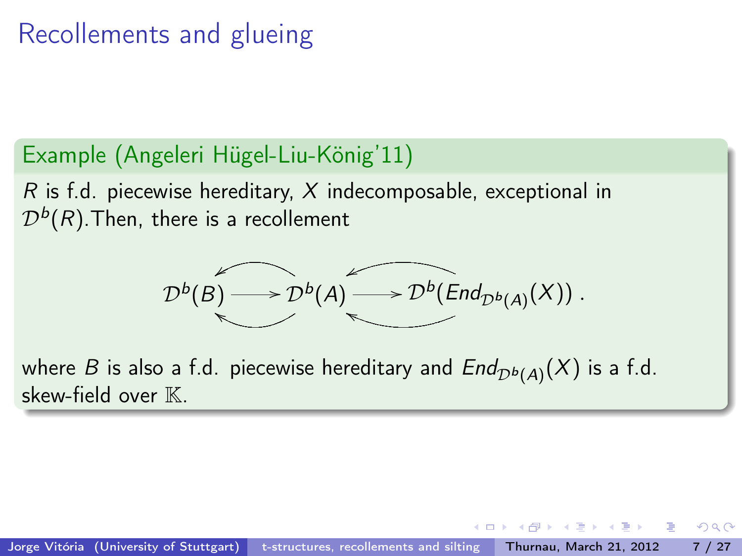# Recollements and glueing

**Example (Angeleri Hügel-Liu-König'11)**

$R$ is f.d. piecewise hereditary, $X$ indecomposable, exceptional in $\mathcal{D}^b(R)$.Then, there is a recollement

$$\mathcal{D}^b(B) \longrightarrow \mathcal{D}^b(A) \longrightarrow \mathcal{D}^b(End_{\mathcal{D}^b(A)}(X)) .$$

where $B$ is also a f.d. piecewise hereditary and $End_{\mathcal{D}^b(A)}(X)$ is a f.d. skew-field over $\mathbb{K}$.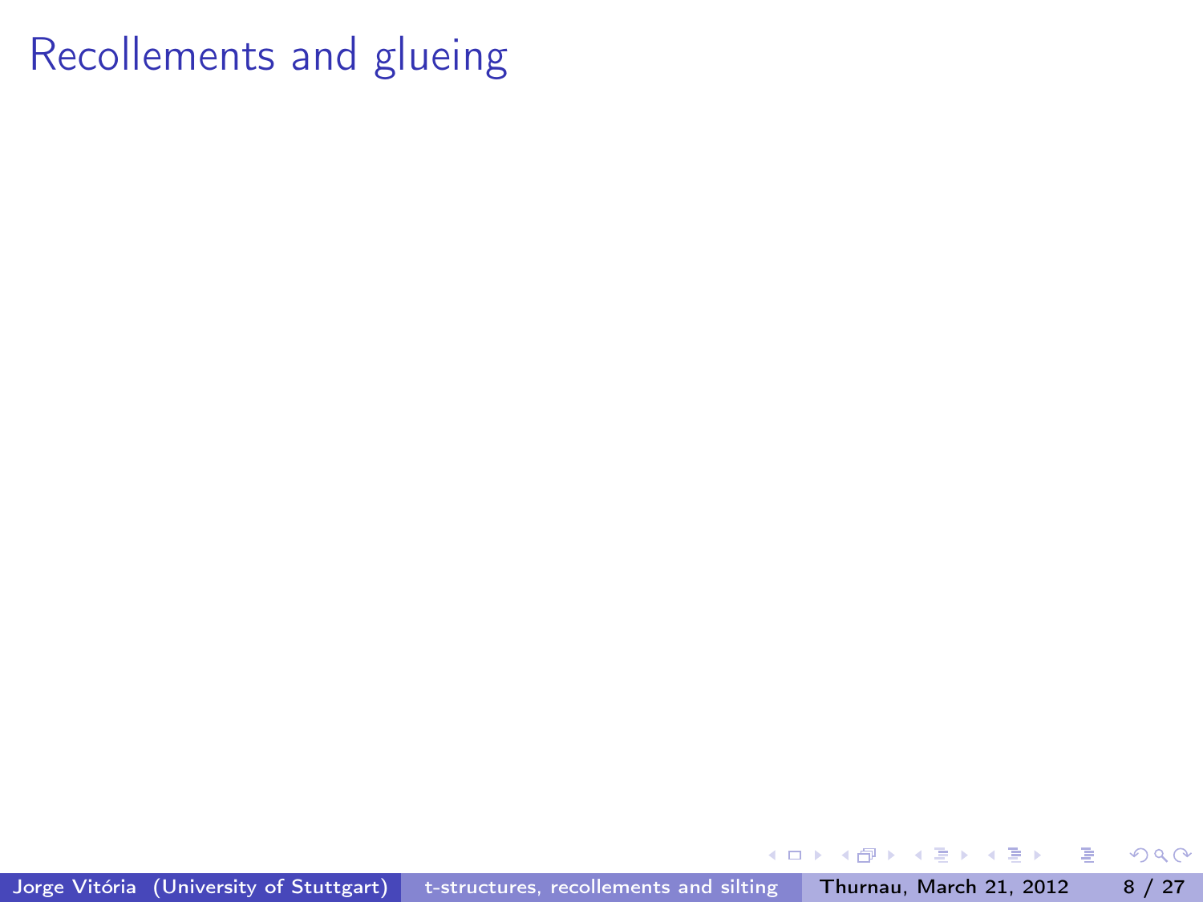# Recollements and glueing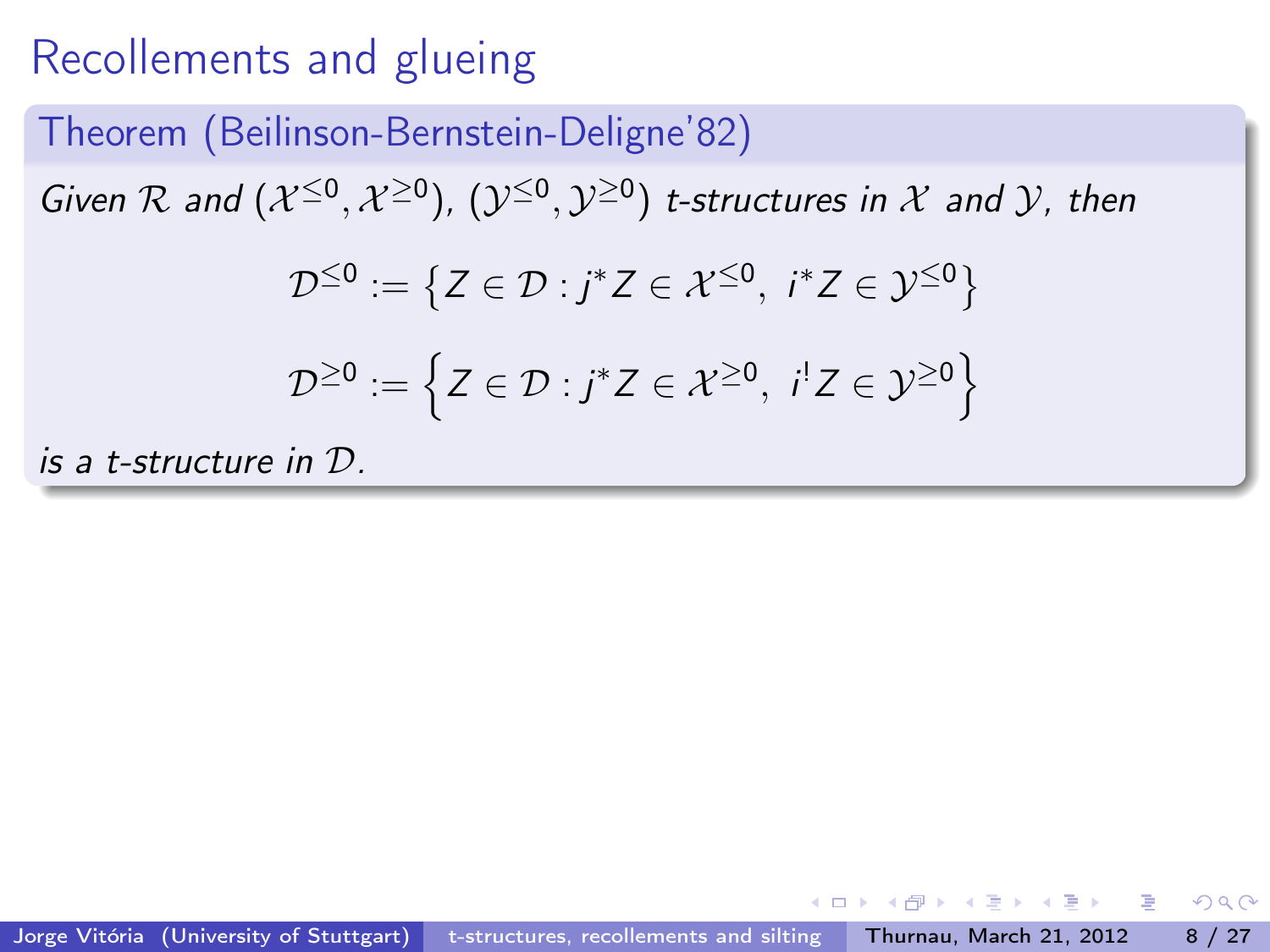# Recollements and glueing

**Theorem (Beilinson-Bernstein-Deligne'82)**

*Given $\mathcal{R}$ and $(\mathcal{X}^{\leq 0}, \mathcal{X}^{\geq 0})$, $(\mathcal{Y}^{\leq 0}, \mathcal{Y}^{\geq 0})$ t-structures in $\mathcal{X}$ and $\mathcal{Y}$, then*

$$\mathcal{D}^{\leq 0} := \left\{ Z \in \mathcal{D} : j^* Z \in \mathcal{X}^{\leq 0},\ i^* Z \in \mathcal{Y}^{\leq 0} \right\}$$

$$\mathcal{D}^{\geq 0} := \left\{ Z \in \mathcal{D} : j^* Z \in \mathcal{X}^{\geq 0},\ i^! Z \in \mathcal{Y}^{\geq 0} \right\}$$

*is a t-structure in $\mathcal{D}$.*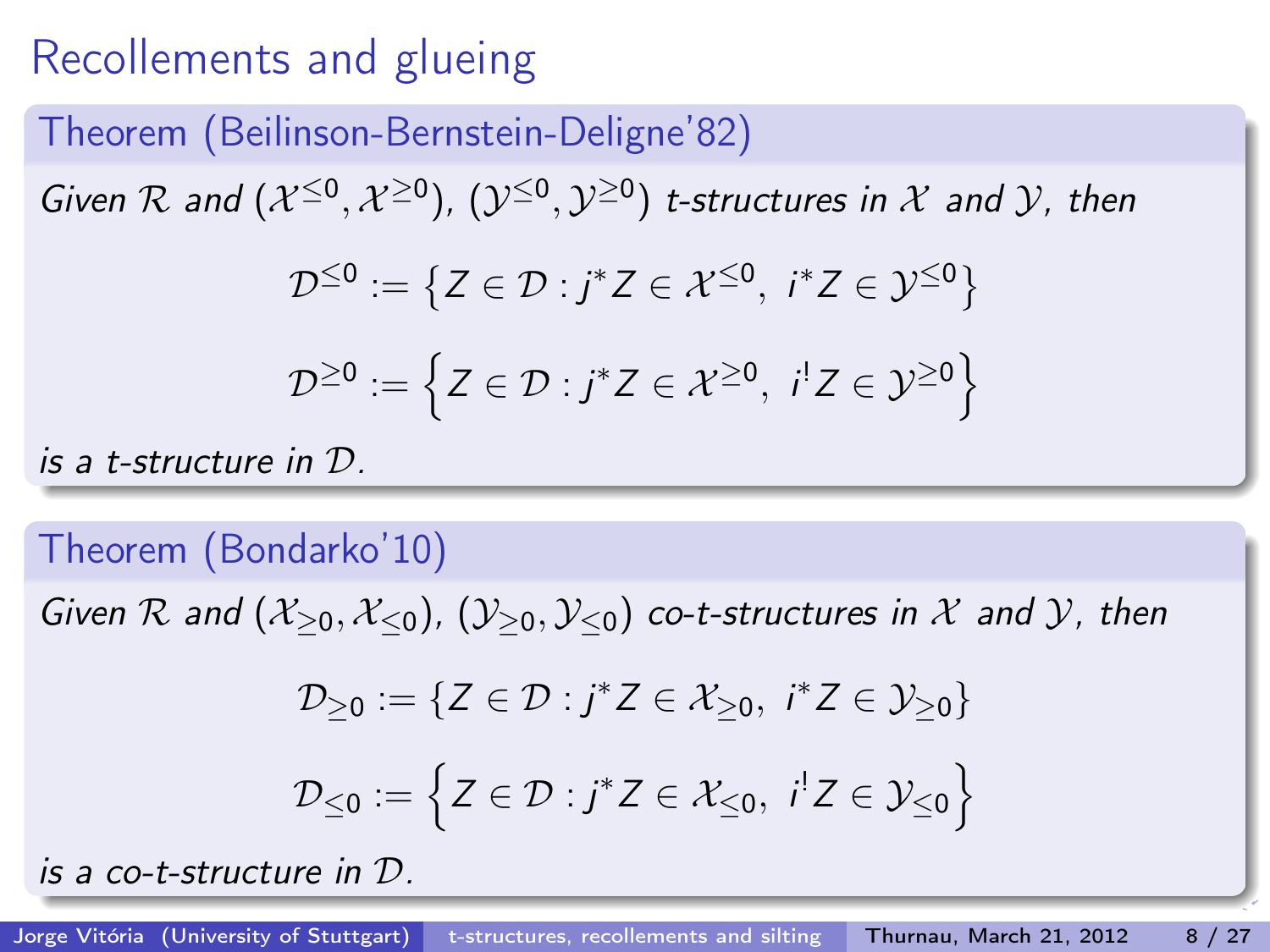# Recollements and glueing

## Theorem (Beilinson-Bernstein-Deligne'82)

*Given $\mathcal{R}$ and $(\mathcal{X}^{\leq 0}, \mathcal{X}^{\geq 0})$, $(\mathcal{Y}^{\leq 0}, \mathcal{Y}^{\geq 0})$ t-structures in $\mathcal{X}$ and $\mathcal{Y}$, then*

$$\mathcal{D}^{\leq 0} := \left\{ Z \in \mathcal{D} : j^* Z \in \mathcal{X}^{\leq 0},\ i^* Z \in \mathcal{Y}^{\leq 0} \right\}$$

$$\mathcal{D}^{\geq 0} := \left\{ Z \in \mathcal{D} : j^* Z \in \mathcal{X}^{\geq 0},\ i^! Z \in \mathcal{Y}^{\geq 0} \right\}$$

*is a t-structure in $\mathcal{D}$.*

## Theorem (Bondarko'10)

*Given $\mathcal{R}$ and $(\mathcal{X}_{\geq 0}, \mathcal{X}_{\leq 0})$, $(\mathcal{Y}_{\geq 0}, \mathcal{Y}_{\leq 0})$ co-t-structures in $\mathcal{X}$ and $\mathcal{Y}$, then*

$$\mathcal{D}_{\geq 0} := \{ Z \in \mathcal{D} : j^* Z \in \mathcal{X}_{\geq 0},\ i^* Z \in \mathcal{Y}_{\geq 0} \}$$

$$\mathcal{D}_{\leq 0} := \left\{ Z \in \mathcal{D} : j^* Z \in \mathcal{X}_{\leq 0},\ i^! Z \in \mathcal{Y}_{\leq 0} \right\}$$

*is a co-t-structure in $\mathcal{D}$.*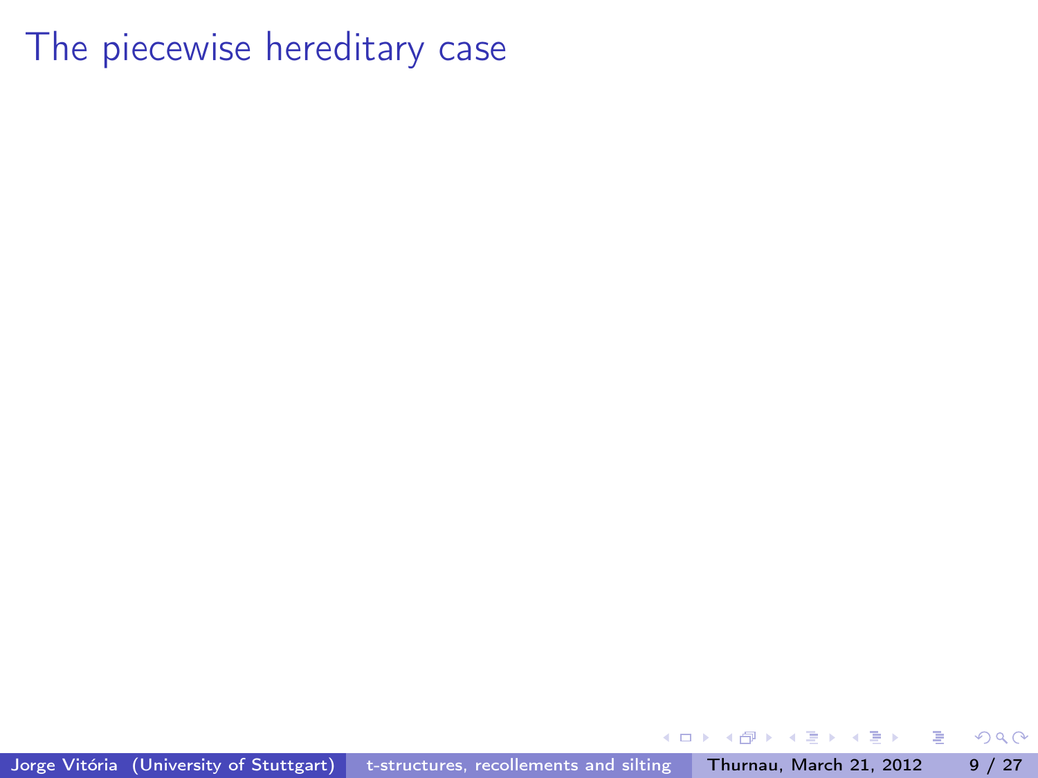# The piecewise hereditary case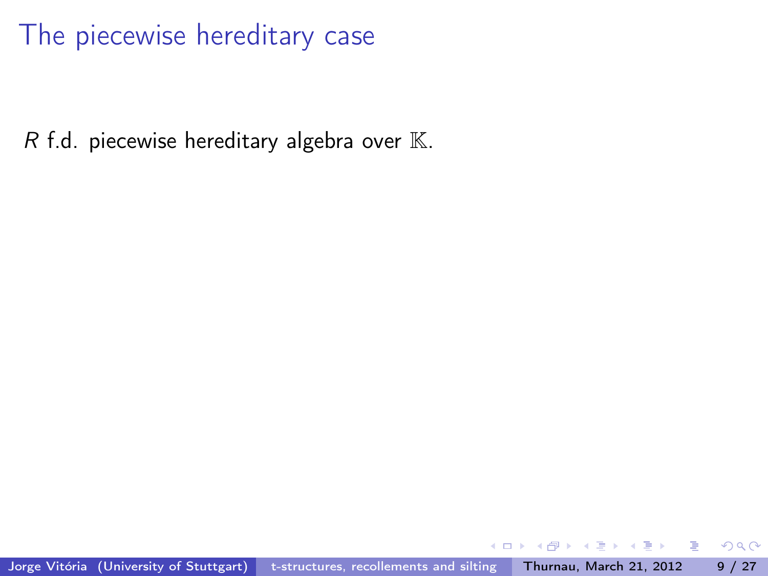# The piecewise hereditary case

$R$ f.d. piecewise hereditary algebra over $\mathbb{K}$.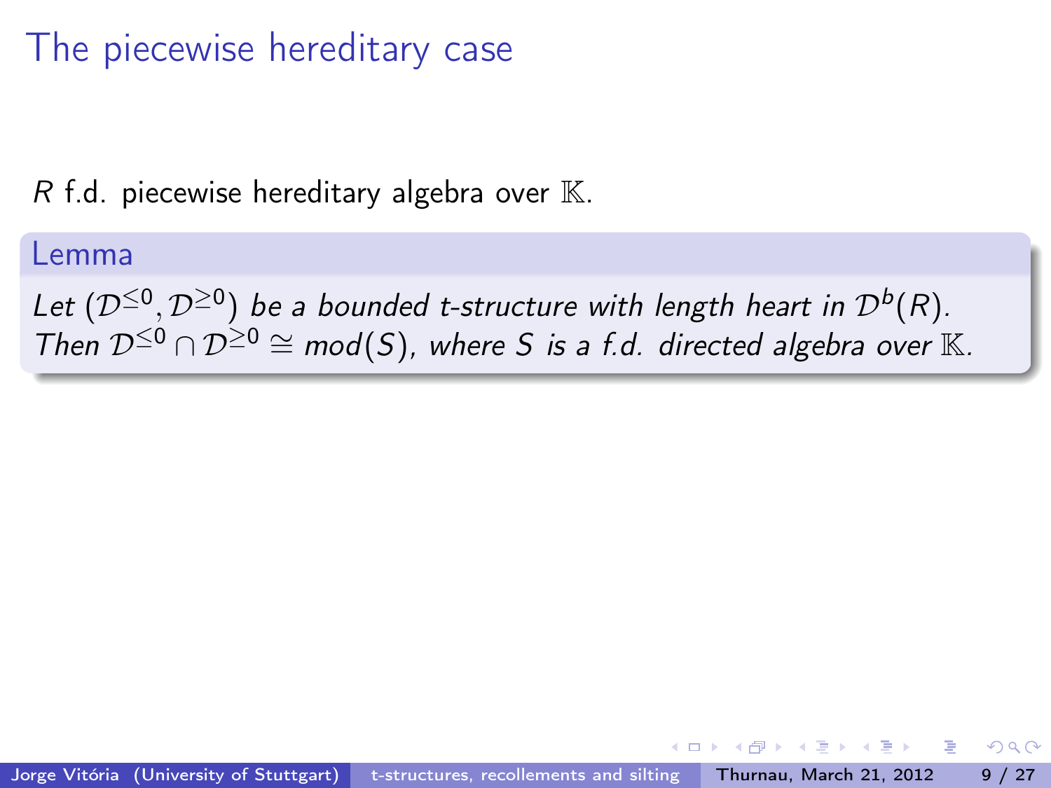# The piecewise hereditary case

$R$ f.d. piecewise hereditary algebra over $\mathbb{K}$.

**Lemma**

*Let $(\mathcal{D}^{\leq 0}, \mathcal{D}^{\geq 0})$ be a bounded t-structure with length heart in $\mathcal{D}^b(R)$. Then $\mathcal{D}^{\leq 0} \cap \mathcal{D}^{\geq 0} \cong mod(S)$, where $S$ is a f.d. directed algebra over $\mathbb{K}$.*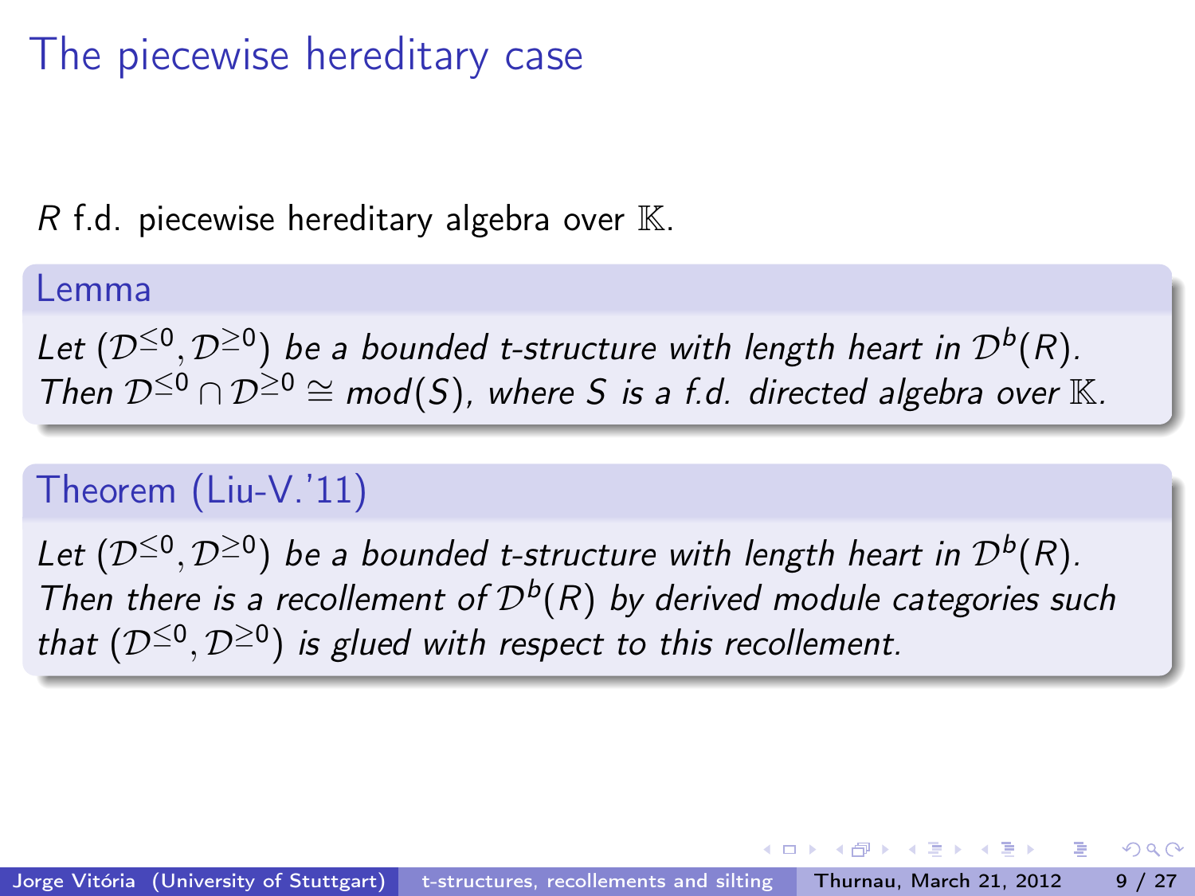# The piecewise hereditary case

$R$ f.d. piecewise hereditary algebra over $\mathbb{K}$.

**Lemma**

*Let $(\mathcal{D}^{\leq 0}, \mathcal{D}^{\geq 0})$ be a bounded t-structure with length heart in $\mathcal{D}^b(R)$. Then $\mathcal{D}^{\leq 0} \cap \mathcal{D}^{\geq 0} \cong mod(S)$, where $S$ is a f.d. directed algebra over $\mathbb{K}$.*

**Theorem (Liu-V.'11)**

*Let $(\mathcal{D}^{\leq 0}, \mathcal{D}^{\geq 0})$ be a bounded t-structure with length heart in $\mathcal{D}^b(R)$. Then there is a recollement of $\mathcal{D}^b(R)$ by derived module categories such that $(\mathcal{D}^{\leq 0}, \mathcal{D}^{\geq 0})$ is glued with respect to this recollement.*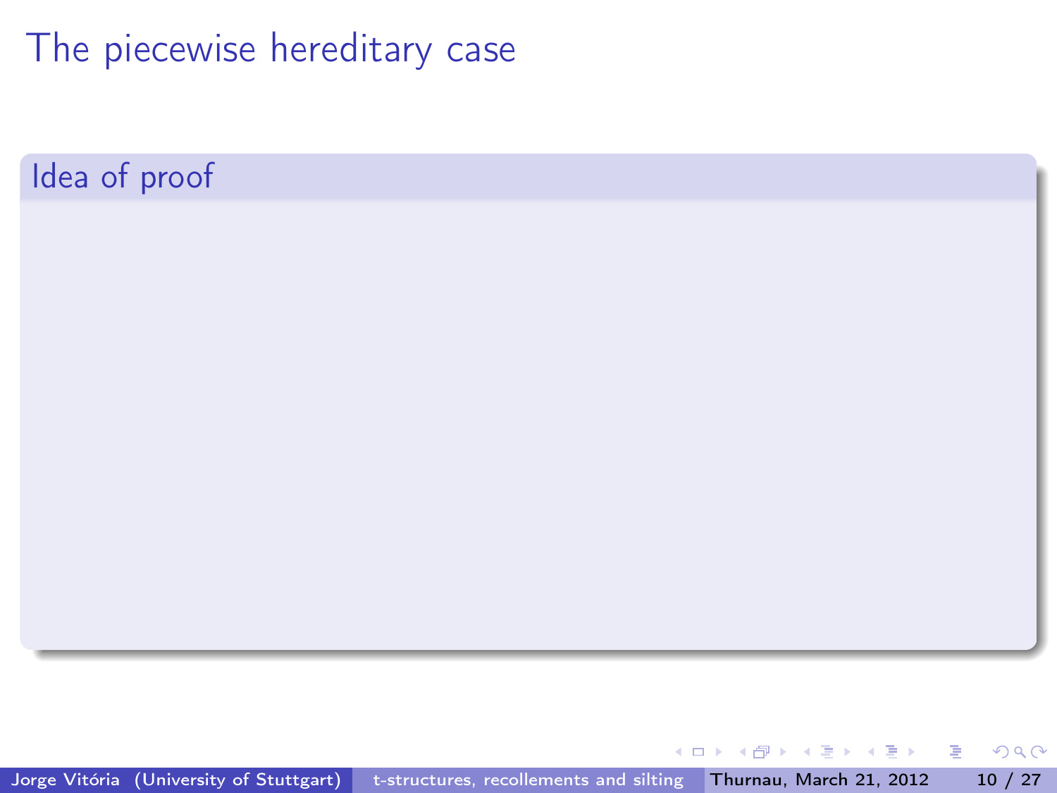# The piecewise hereditary case

## Idea of proof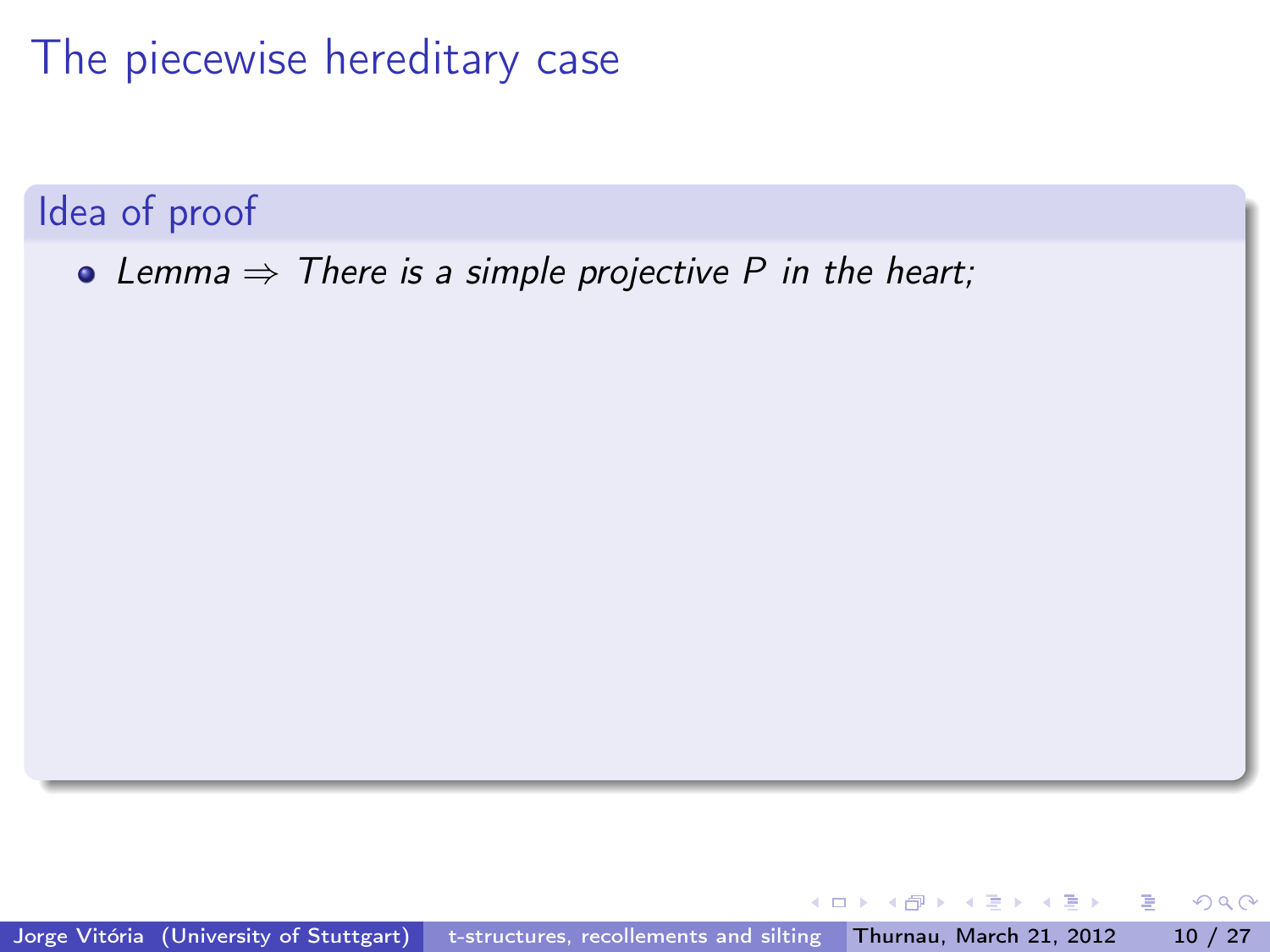# The piecewise hereditary case

## Idea of proof

- *Lemma $\Rightarrow$ There is a simple projective $P$ in the heart;*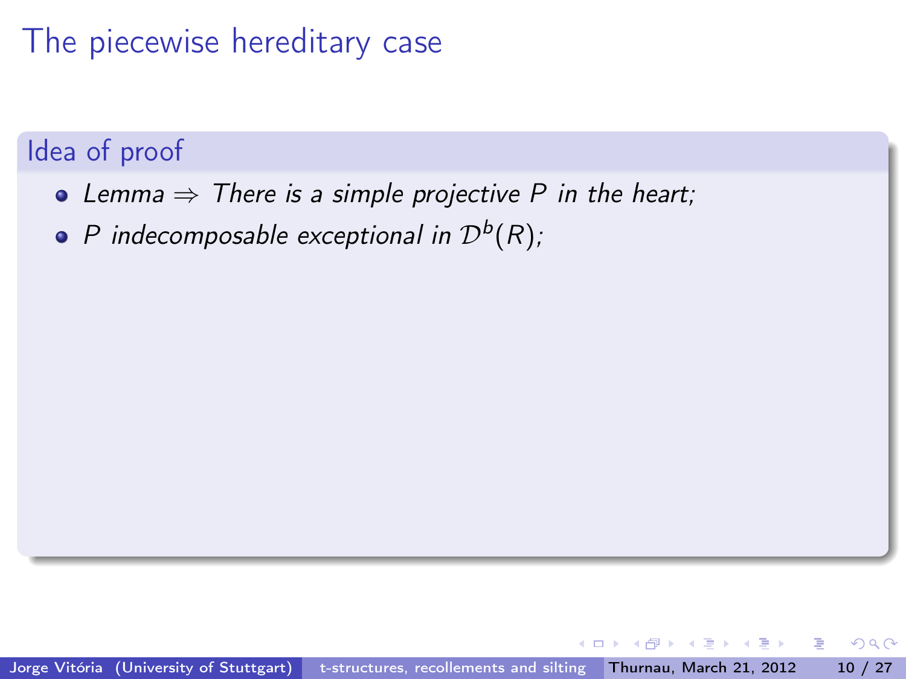# The piecewise hereditary case

### Idea of proof

- *Lemma $\Rightarrow$ There is a simple projective $P$ in the heart;*
- *$P$ indecomposable exceptional in $\mathcal{D}^b(R)$;*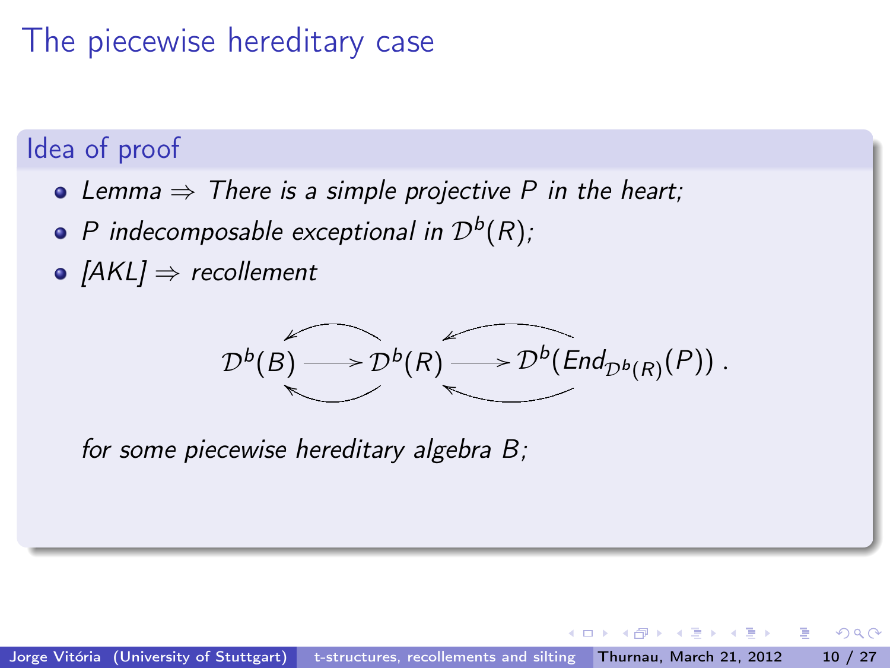# The piecewise hereditary case

## Idea of proof

- *Lemma* $\Rightarrow$ *There is a simple projective $P$ in the heart;*
- *$P$ indecomposable exceptional in $\mathcal{D}^b(R)$;*
- *[AKL]* $\Rightarrow$ *recollement*

$$\mathcal{D}^b(B) \longrightarrow \mathcal{D}^b(R) \longrightarrow \mathcal{D}^b(End_{\mathcal{D}^b(R)}(P)) .$$

*for some piecewise hereditary algebra $B$;*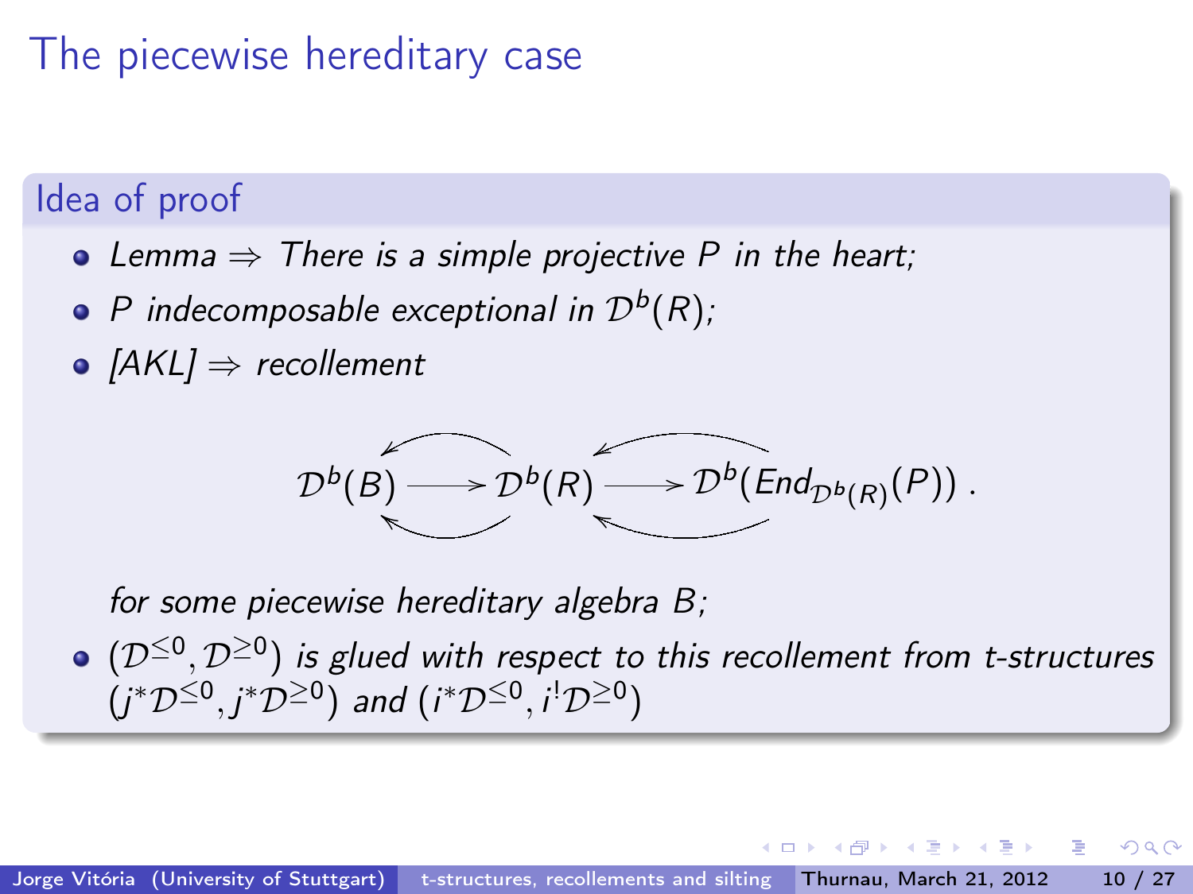# The piecewise hereditary case

## Idea of proof

- *Lemma* $\Rightarrow$ *There is a simple projective $P$ in the heart;*
- *$P$ indecomposable exceptional in $\mathcal{D}^b(R)$;*
- *[AKL] $\Rightarrow$ recollement*

$$\mathcal{D}^b(B) \longrightarrow \mathcal{D}^b(R) \longrightarrow \mathcal{D}^b(End_{\mathcal{D}^b(R)}(P)) .$$

  *for some piecewise hereditary algebra $B$;*

- *$(\mathcal{D}^{\leq 0}, \mathcal{D}^{\geq 0})$ is glued with respect to this recollement from t-structures $(j^*\mathcal{D}^{\leq 0}, j^*\mathcal{D}^{\geq 0})$ and $(i^*\mathcal{D}^{\leq 0}, i^!\mathcal{D}^{\geq 0})$*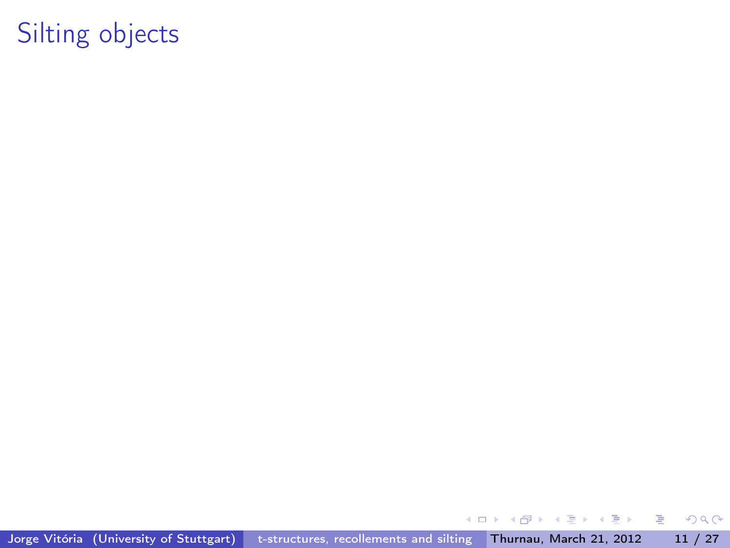# Silting objects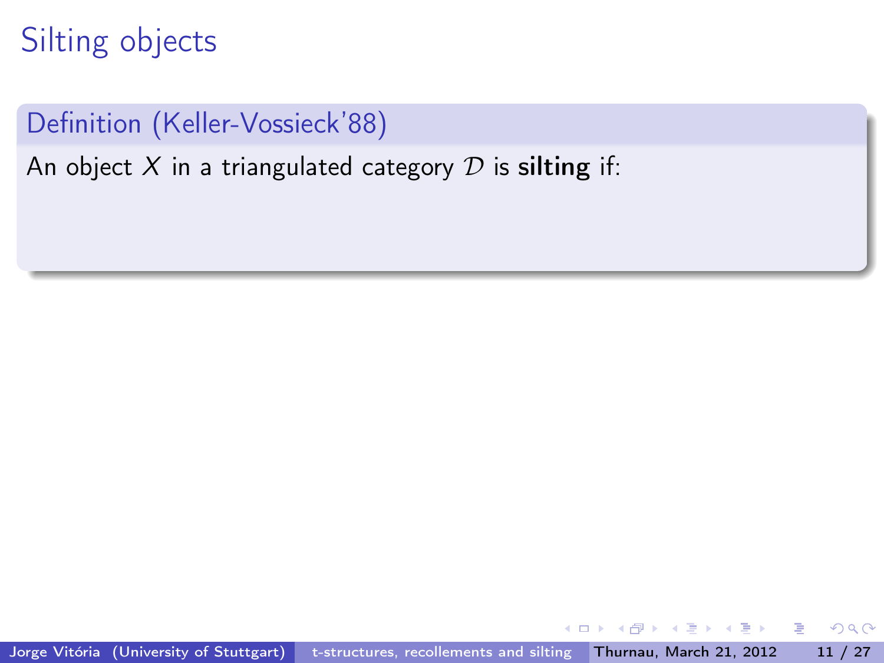# Silting objects

**Definition (Keller-Vossieck'88)**

An object $X$ in a triangulated category $\mathcal{D}$ is **silting** if: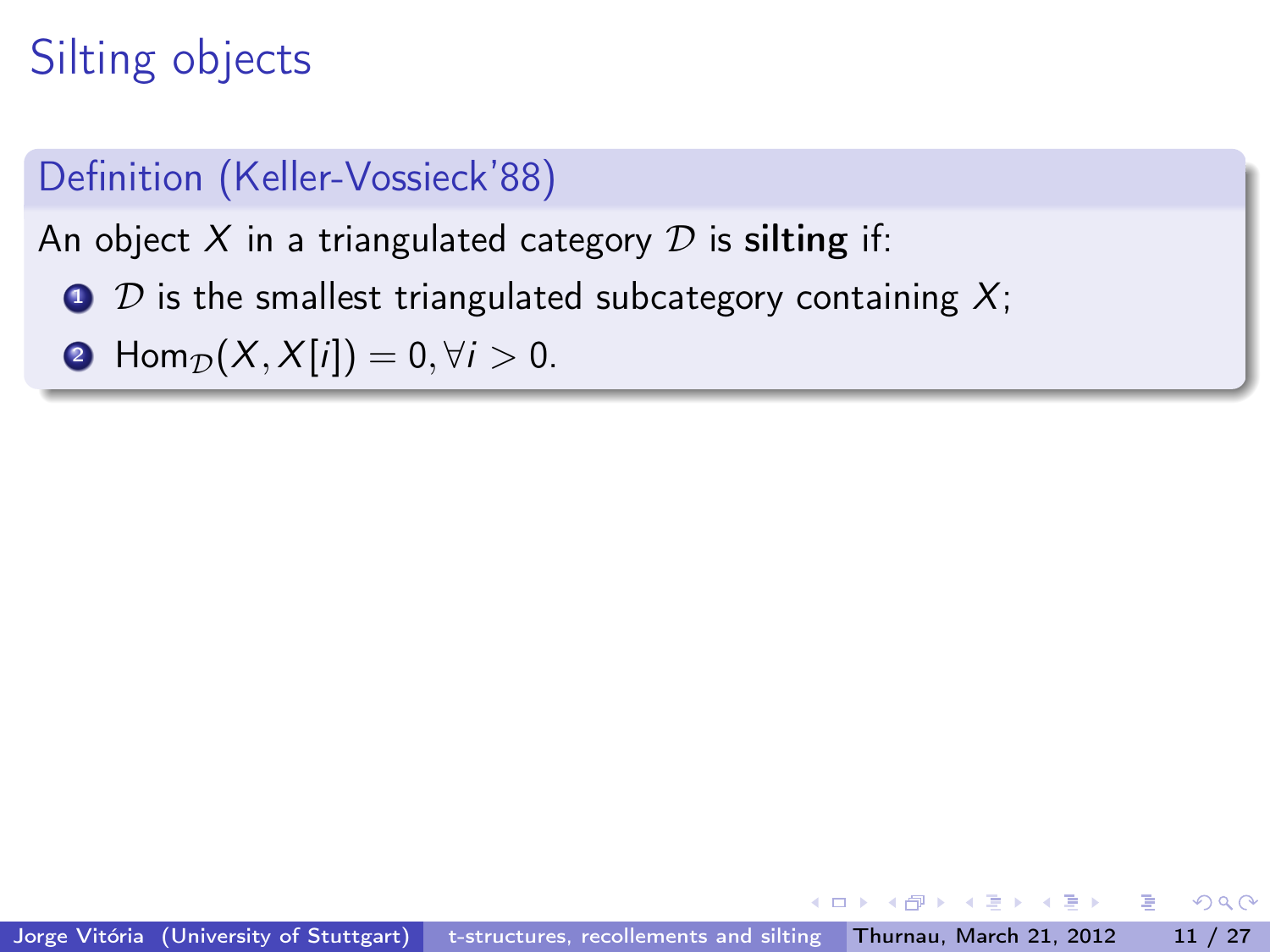# Silting objects

**Definition (Keller-Vossieck'88)**

An object $X$ in a triangulated category $\mathcal{D}$ is **silting** if:

1. $\mathcal{D}$ is the smallest triangulated subcategory containing $X$;
2. $\mathrm{Hom}_{\mathcal{D}}(X, X[i]) = 0, \forall i > 0$.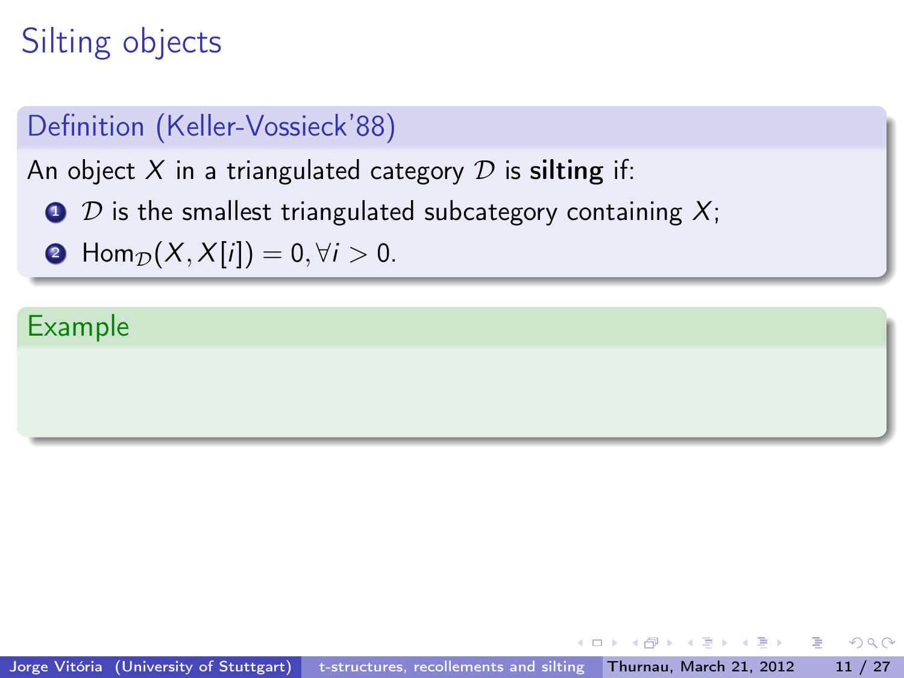# Silting objects

### Definition (Keller-Vossieck'88)

An object $X$ in a triangulated category $\mathcal{D}$ is **silting** if:

1. $\mathcal{D}$ is the smallest triangulated subcategory containing $X$;
2. $\mathrm{Hom}_{\mathcal{D}}(X, X[i]) = 0, \forall i > 0$.

### Example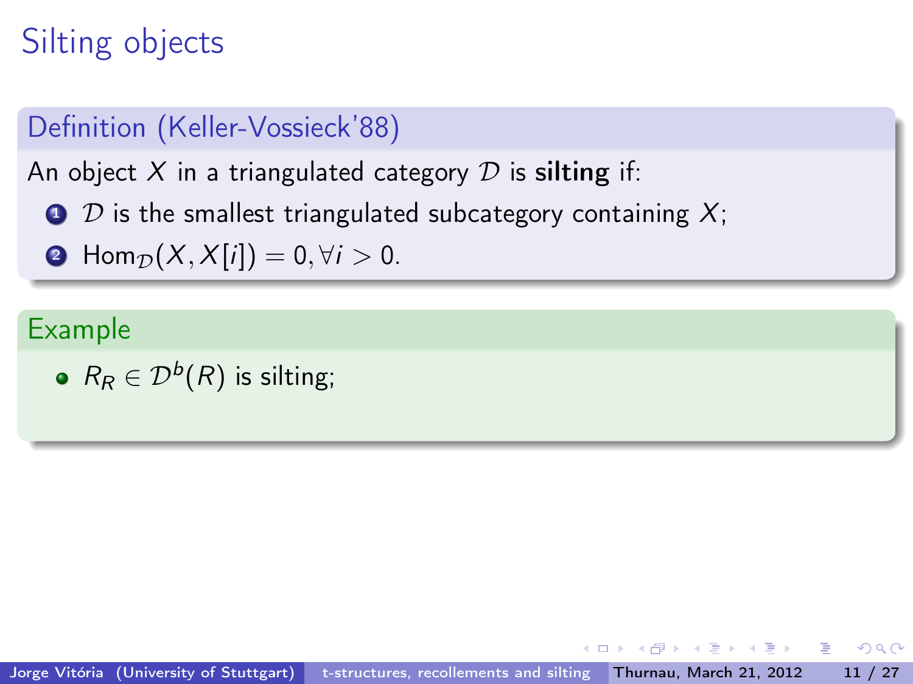# Silting objects

**Definition (Keller-Vossieck'88)**

An object $X$ in a triangulated category $\mathcal{D}$ is **silting** if:

1. $\mathcal{D}$ is the smallest triangulated subcategory containing $X$;
2. $\mathrm{Hom}_{\mathcal{D}}(X, X[i]) = 0, \forall i > 0$.

**Example**

- $R_R \in \mathcal{D}^b(R)$ is silting;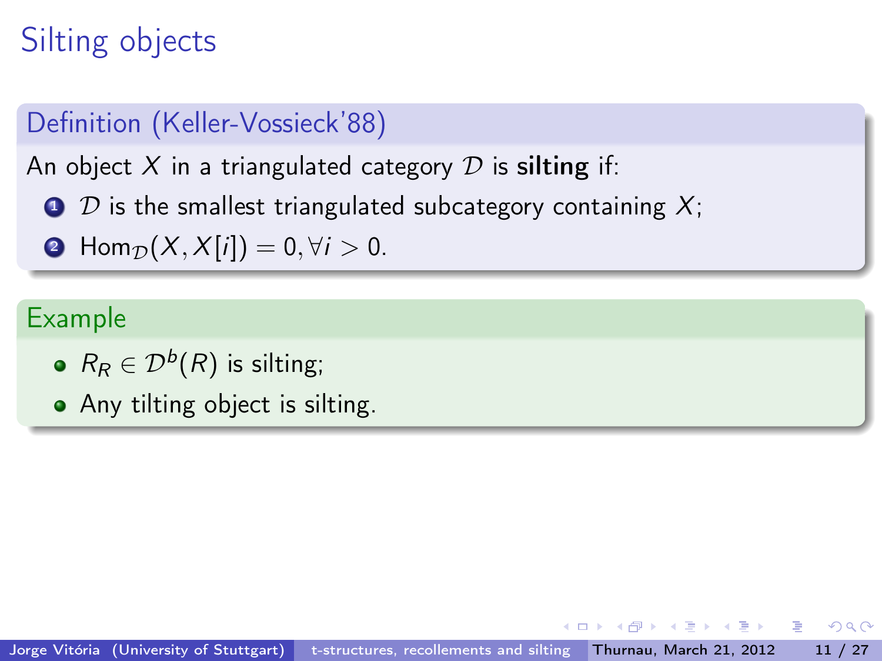# Silting objects

**Definition (Keller-Vossieck'88)**

An object $X$ in a triangulated category $\mathcal{D}$ is **silting** if:

1. $\mathcal{D}$ is the smallest triangulated subcategory containing $X$;
2. $\mathrm{Hom}_{\mathcal{D}}(X, X[i]) = 0, \forall i > 0$.

**Example**

- $R_R \in \mathcal{D}^b(R)$ is silting;
- Any tilting object is silting.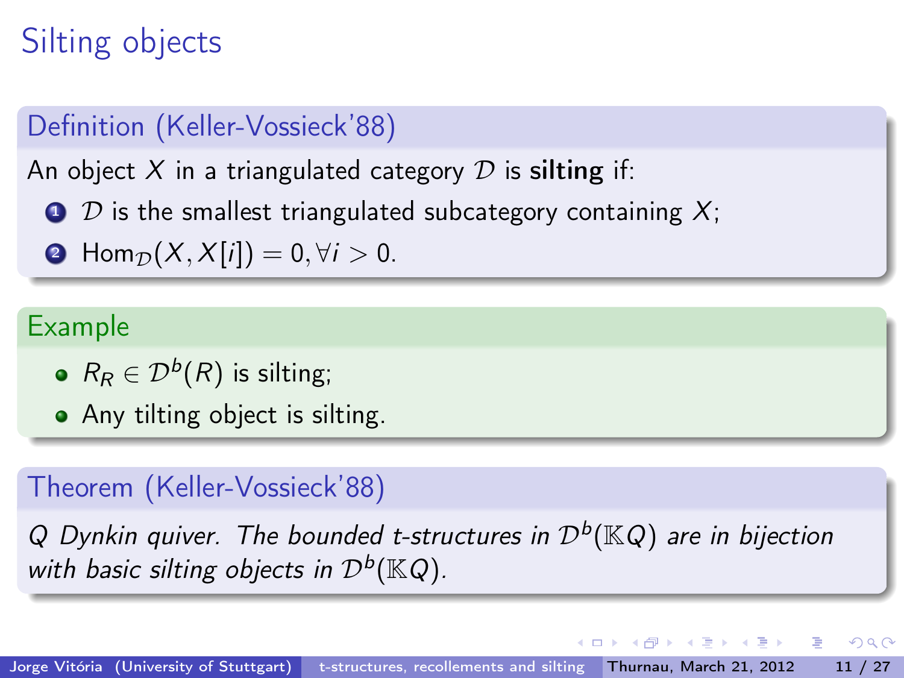# Silting objects

**Definition (Keller-Vossieck'88)**

An object $X$ in a triangulated category $\mathcal{D}$ is **silting** if:

1. $\mathcal{D}$ is the smallest triangulated subcategory containing $X$;
2. $\mathrm{Hom}_{\mathcal{D}}(X, X[i]) = 0, \forall i > 0.$

**Example**

- $R_R \in \mathcal{D}^b(R)$ is silting;
- Any tilting object is silting.

**Theorem (Keller-Vossieck'88)**

*$Q$ Dynkin quiver. The bounded t-structures in $\mathcal{D}^b(\mathbb{K}Q)$ are in bijection with basic silting objects in $\mathcal{D}^b(\mathbb{K}Q)$.*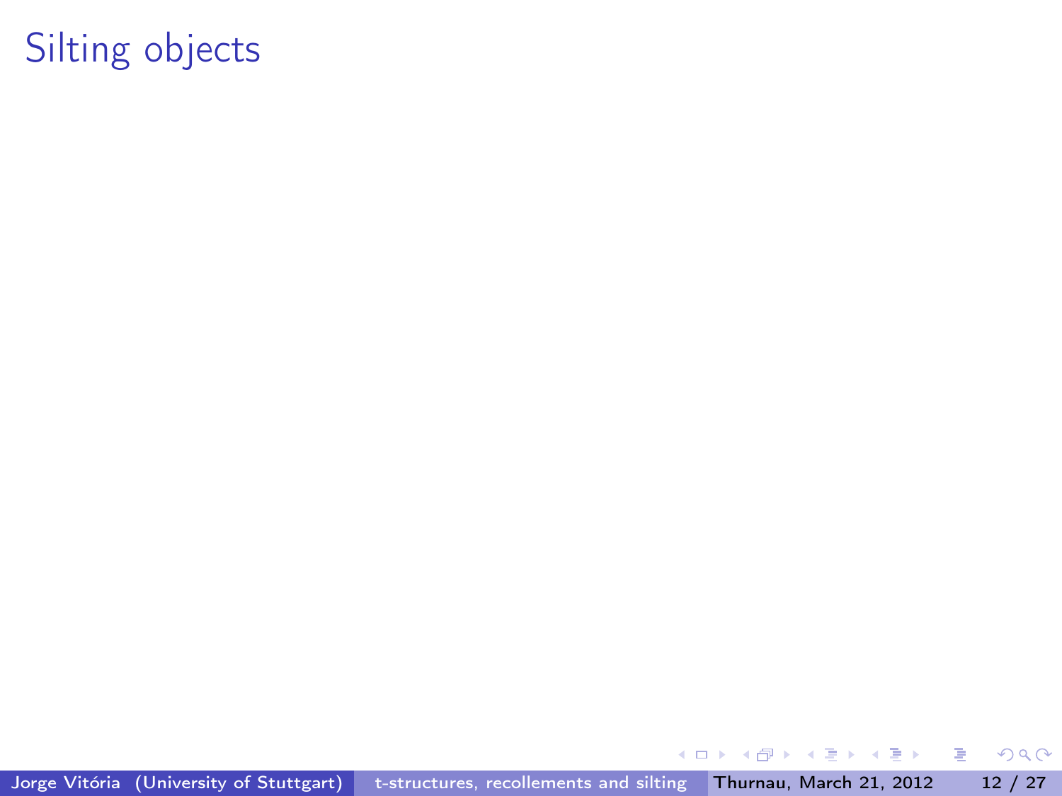# Silting objects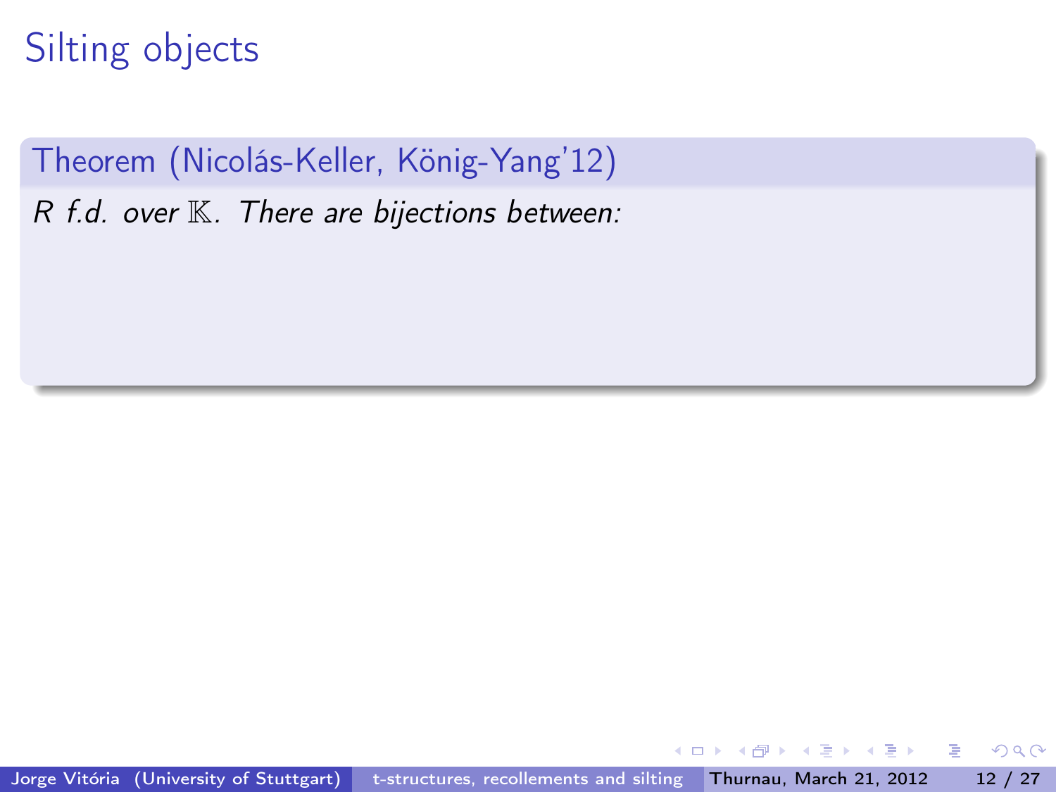# Silting objects

**Theorem (Nicolás-Keller, König-Yang'12)**

*$R$ f.d. over $\mathbb{K}$. There are bijections between:*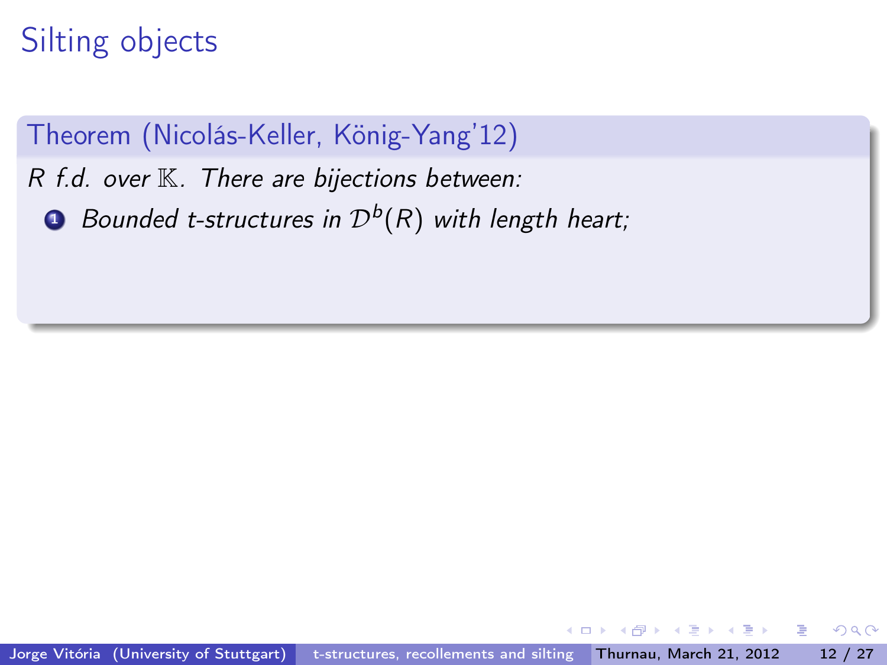# Silting objects

**Theorem (Nicolás-Keller, König-Yang'12)**

*$R$ f.d. over $\mathbb{K}$. There are bijections between:*

1. *Bounded t-structures in $\mathcal{D}^b(R)$ with length heart;*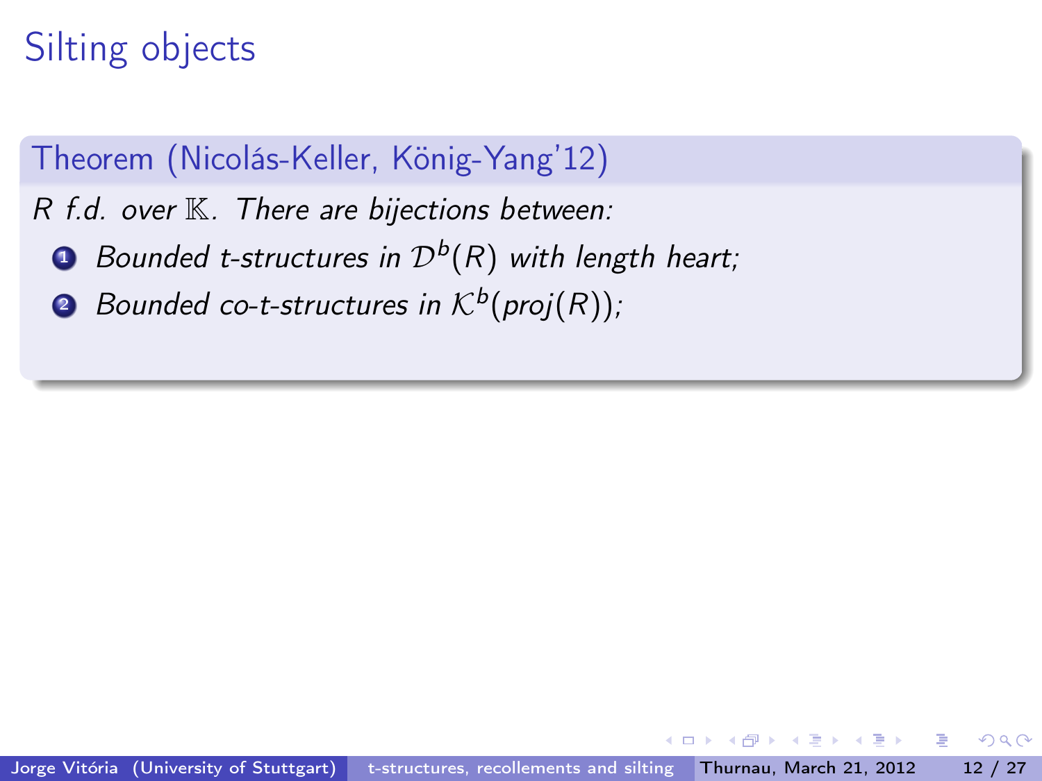# Silting objects

**Theorem (Nicolás-Keller, König-Yang'12)**

*$R$ f.d. over $\mathbb{K}$. There are bijections between:*

1. *Bounded t-structures in $\mathcal{D}^b(R)$ with length heart;*
2. *Bounded co-t-structures in $\mathcal{K}^b(proj(R))$;*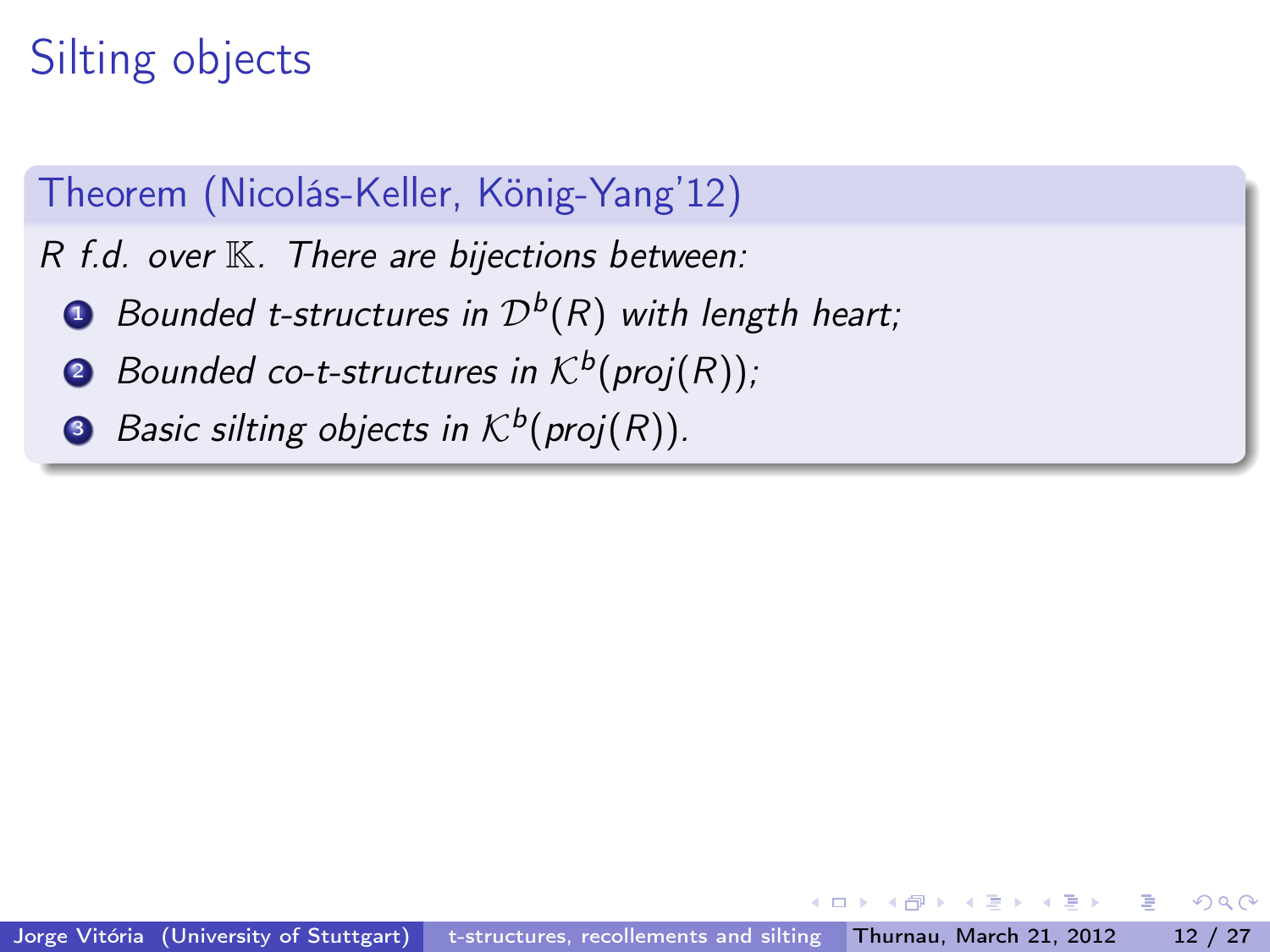# Silting objects

**Theorem (Nicolás-Keller, König-Yang'12)**

*$R$ f.d. over $\mathbb{K}$. There are bijections between:*

1. *Bounded t-structures in $\mathcal{D}^b(R)$ with length heart;*
2. *Bounded co-t-structures in $\mathcal{K}^b(proj(R))$;*
3. *Basic silting objects in $\mathcal{K}^b(proj(R))$.*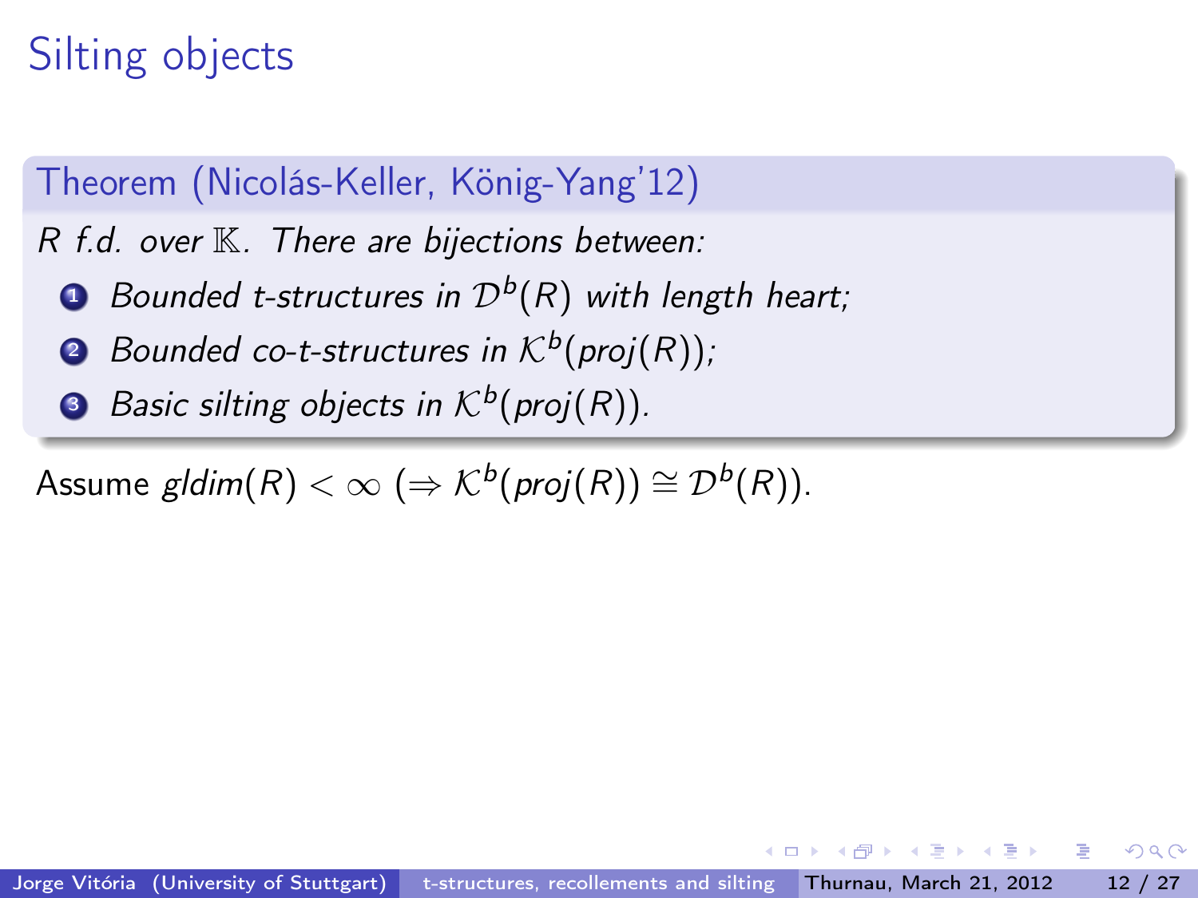# Silting objects

**Theorem (Nicolás-Keller, König-Yang'12)**

*$R$ f.d. over $\mathbb{K}$. There are bijections between:*

1. *Bounded t-structures in $\mathcal{D}^b(R)$ with length heart;*
2. *Bounded co-t-structures in $\mathcal{K}^b(proj(R))$;*
3. *Basic silting objects in $\mathcal{K}^b(proj(R))$.*

Assume $gldim(R) < \infty$ ($\Rightarrow \mathcal{K}^b(proj(R)) \cong \mathcal{D}^b(R)$).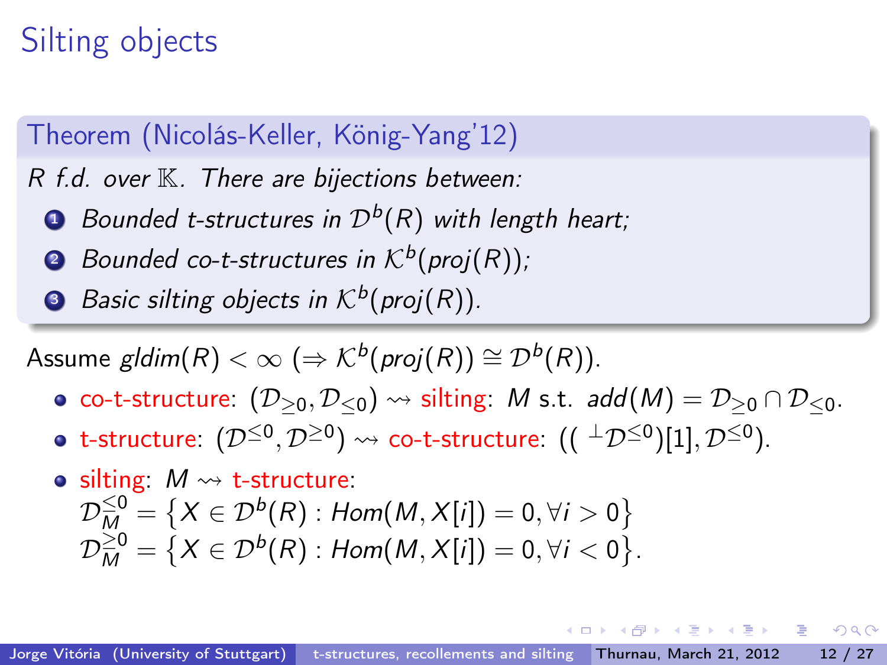# Silting objects

**Theorem (Nicolás-Keller, König-Yang'12)**

*$R$ f.d. over $\mathbb{K}$. There are bijections between:*

1. *Bounded t-structures in $\mathcal{D}^b(R)$ with length heart;*
2. *Bounded co-t-structures in $\mathcal{K}^b(proj(R))$;*
3. *Basic silting objects in $\mathcal{K}^b(proj(R))$.*

Assume $gldim(R) < \infty$ ($\Rightarrow \mathcal{K}^b(proj(R)) \cong \mathcal{D}^b(R)$).

- co-t-structure: $(\mathcal{D}_{\geq 0}, \mathcal{D}_{\leq 0}) \rightsquigarrow$ silting: $M$ s.t. $add(M) = \mathcal{D}_{\geq 0} \cap \mathcal{D}_{\leq 0}$.
- t-structure: $(\mathcal{D}^{\leq 0}, \mathcal{D}^{\geq 0}) \rightsquigarrow$ co-t-structure: $(( {}^{\perp}\mathcal{D}^{\leq 0})[1], \mathcal{D}^{\leq 0})$.
- silting: $M \rightsquigarrow$ t-structure:
  $\mathcal{D}_M^{\leq 0} = \{X \in \mathcal{D}^b(R) : Hom(M, X[i]) = 0, \forall i > 0\}$
  $\mathcal{D}_M^{\geq 0} = \{X \in \mathcal{D}^b(R) : Hom(M, X[i]) = 0, \forall i < 0\}$.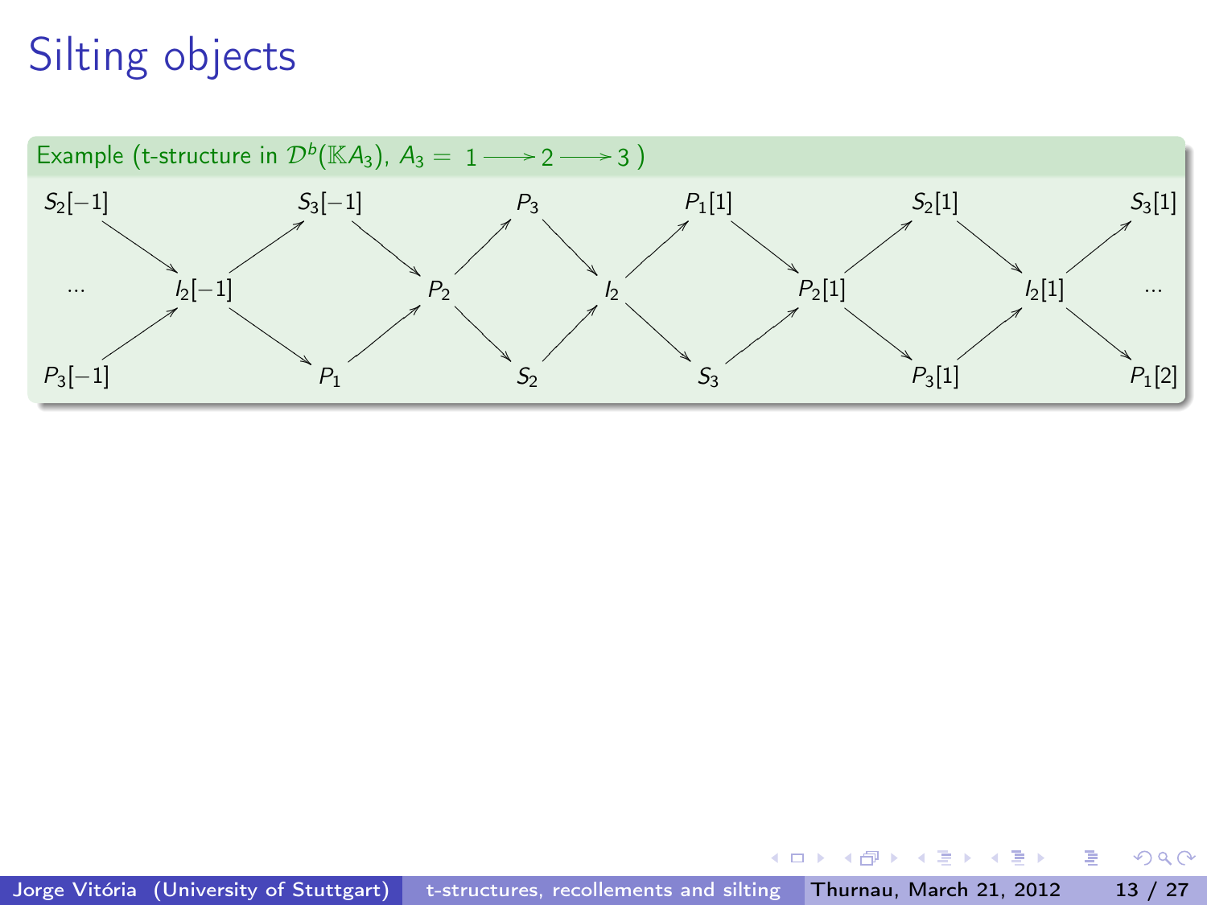# Silting objects

**Example (t-structure in $\mathcal{D}^b(\mathbb{K}A_3)$, $A_3 = 1 \longrightarrow 2 \longrightarrow 3$ )**

$$
\begin{array}{ccccccccccccc}
S_2[-1] & & & & S_3[-1] & & & & P_3 & & & & P_1[1] & & & & S_2[1] & & & & S_3[1] \\
& \searrow & & \nearrow & & \searrow & & \nearrow & & \searrow & & \nearrow & & \searrow & & \nearrow & & \searrow & & \nearrow & \\
\cdots & & I_2[-1] & & & & P_2 & & & & I_2 & & & & P_2[1] & & & & I_2[1] & & \cdots \\
& \nearrow & & \searrow & & \nearrow & & \searrow & & \nearrow & & \searrow & & \nearrow & & \searrow & & \nearrow & & \searrow & \\
P_3[-1] & & & & P_1 & & & & S_2 & & & & S_3 & & & & P_3[1] & & & & P_1[2]
\end{array}
$$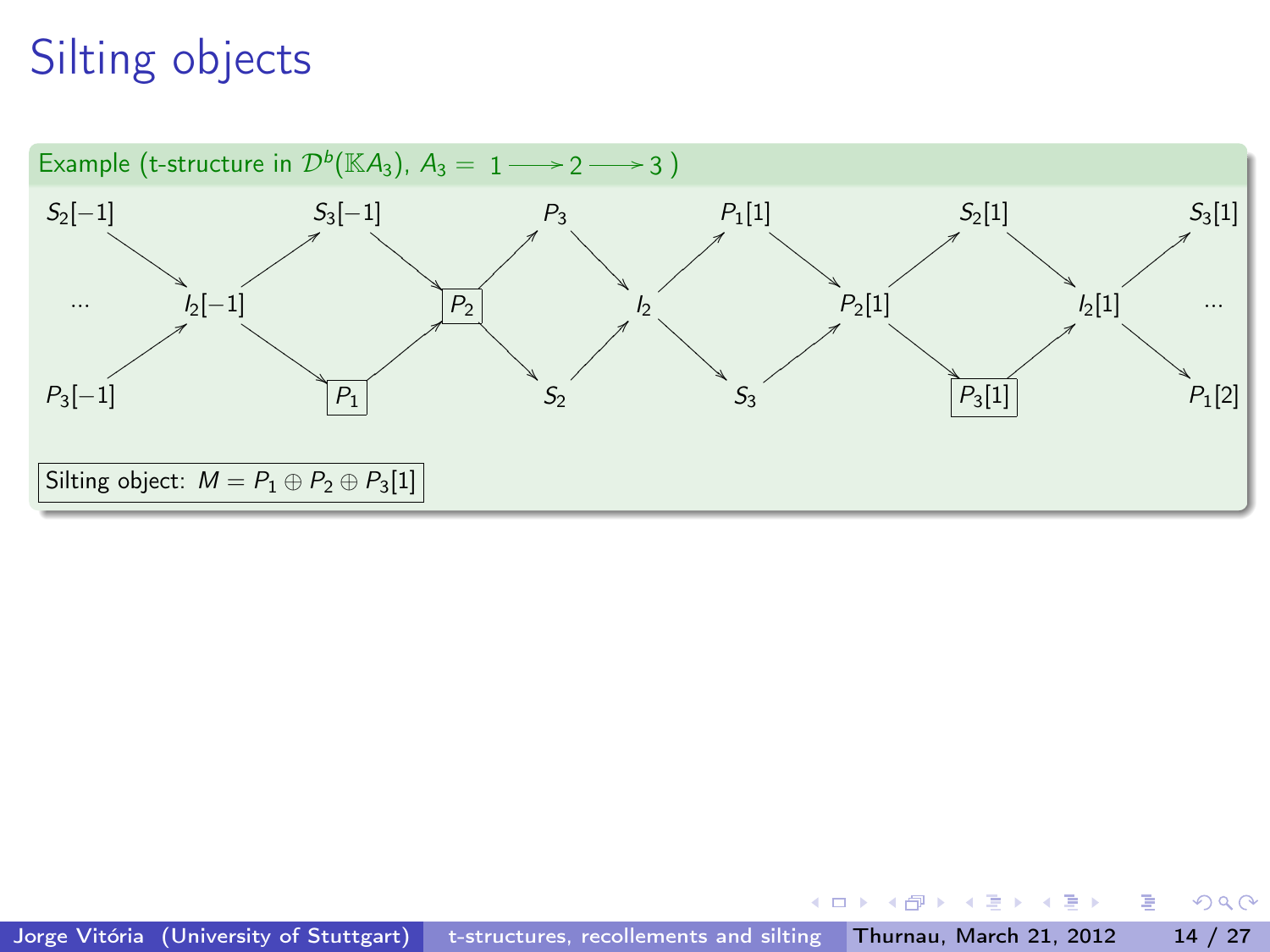# Silting objects

**Example (t-structure in $\mathcal{D}^b(\mathbb{K}A_3)$, $A_3 = 1 \longrightarrow 2 \longrightarrow 3$)**

$$
\begin{array}{ccccccccccccc}
S_2[-1] & & & & S_3[-1] & & & & P_3 & & & & P_1[1] & & & & S_2[1] & & & & S_3[1] \\
& \searrow & & \nearrow & & \searrow & & \nearrow & & \searrow & & \nearrow & & \searrow & & \nearrow & & \searrow & & \nearrow & \\
\cdots & & I_2[-1] & & & & \boxed{P_2} & & & & I_2 & & & & P_2[1] & & & & I_2[1] & & \cdots \\
& \nearrow & & \searrow & & \nearrow & & \searrow & & \nearrow & & \searrow & & \nearrow & & \searrow & & \nearrow & & \searrow & \\
P_3[-1] & & & & \boxed{P_1} & & & & S_2 & & & & S_3 & & & & \boxed{P_3[1]} & & & & P_1[2]
\end{array}
$$

Silting object: $M = P_1 \oplus P_2 \oplus P_3[1]$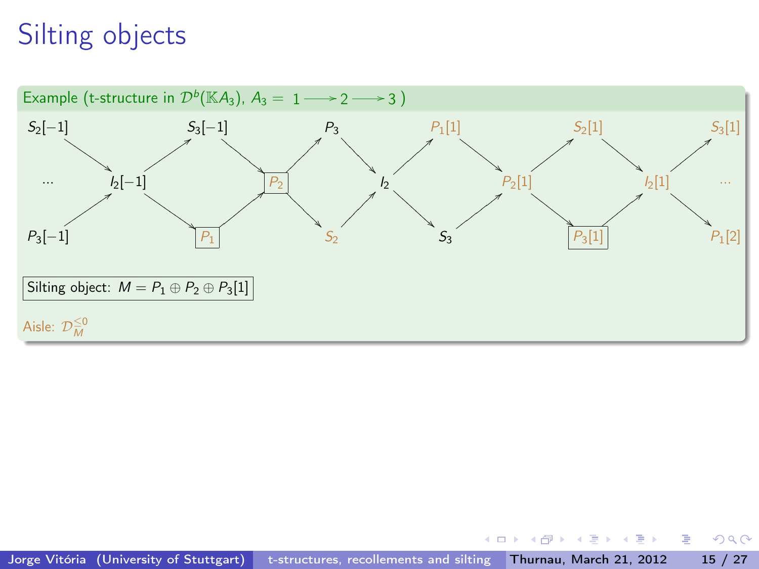# Silting objects

**Example (t-structure in $\mathcal{D}^b(\mathbb{K}A_3)$, $A_3 = 1 \longrightarrow 2 \longrightarrow 3$)**

$S_2[-1]$ $\quad$ $S_3[-1]$ $\quad$ $P_3$ $\quad$ $P_1[1]$ $\quad$ $S_2[1]$ $\quad$ $S_3[1]$

$\cdots$ $\quad$ $I_2[-1]$ $\quad$ $\boxed{P_2}$ $\quad$ $I_2$ $\quad$ $P_2[1]$ $\quad$ $I_2[1]$ $\quad$ $\cdots$

$P_3[-1]$ $\quad$ $\boxed{P_1}$ $\quad$ $S_2$ $\quad$ $S_3$ $\quad$ $\boxed{P_3[1]}$ $\quad$ $P_1[2]$

Silting object: $M = P_1 \oplus P_2 \oplus P_3[1]$

Aisle: $\mathcal{D}_M^{\leq 0}$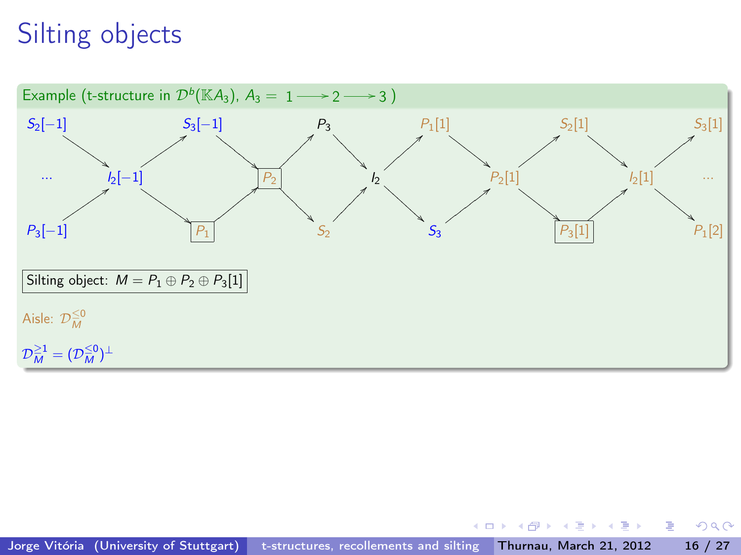# Silting objects

**Example (t-structure in $\mathcal{D}^b(\mathbb{K}A_3)$, $A_3 = 1 \longrightarrow 2 \longrightarrow 3$ )**

$S_2[-1]$ $S_3[-1]$ $P_3$ $P_1[1]$ $S_2[1]$ $S_3[1]$

$\cdots$ $I_2[-1]$ $P_2$ $I_2$ $P_2[1]$ $I_2[1]$ $\cdots$

$P_3[-1]$ $P_1$ $S_2$ $S_3$ $P_3[1]$ $P_1[2]$

Silting object: $M = P_1 \oplus P_2 \oplus P_3[1]$

Aisle: $\mathcal{D}_M^{\leq 0}$

$\mathcal{D}_M^{\geq 1} = (\mathcal{D}_M^{\leq 0})^{\perp}$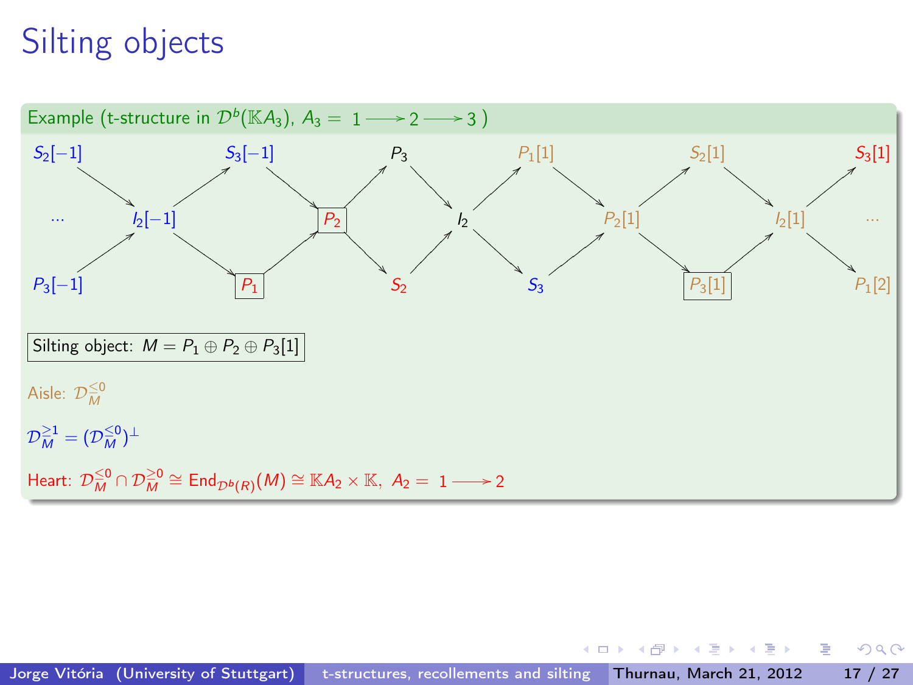# Silting objects

**Example** (t-structure in $\mathcal{D}^b(\mathbb{K}A_3)$, $A_3 = 1 \longrightarrow 2 \longrightarrow 3$)

$S_2[-1]$ $S_3[-1]$ $P_3$ $P_1[1]$ $S_2[1]$ $S_3[1]$

$\cdots$ $I_2[-1]$ $P_2$ $I_2$ $P_2[1]$ $I_2[1]$ $\cdots$

$P_3[-1]$ $P_1$ $S_2$ $S_3$ $P_3[1]$ $P_1[2]$

Silting object: $M = P_1 \oplus P_2 \oplus P_3[1]$

Aisle: $\mathcal{D}^{\leq 0}_M$

$\mathcal{D}^{\geq 1}_M = (\mathcal{D}^{\leq 0}_M)^{\perp}$

Heart: $\mathcal{D}^{\leq 0}_M \cap \mathcal{D}^{\geq 0}_M \cong \mathrm{End}_{\mathcal{D}^b(R)}(M) \cong \mathbb{K}A_2 \times \mathbb{K}$, $A_2 = 1 \longrightarrow 2$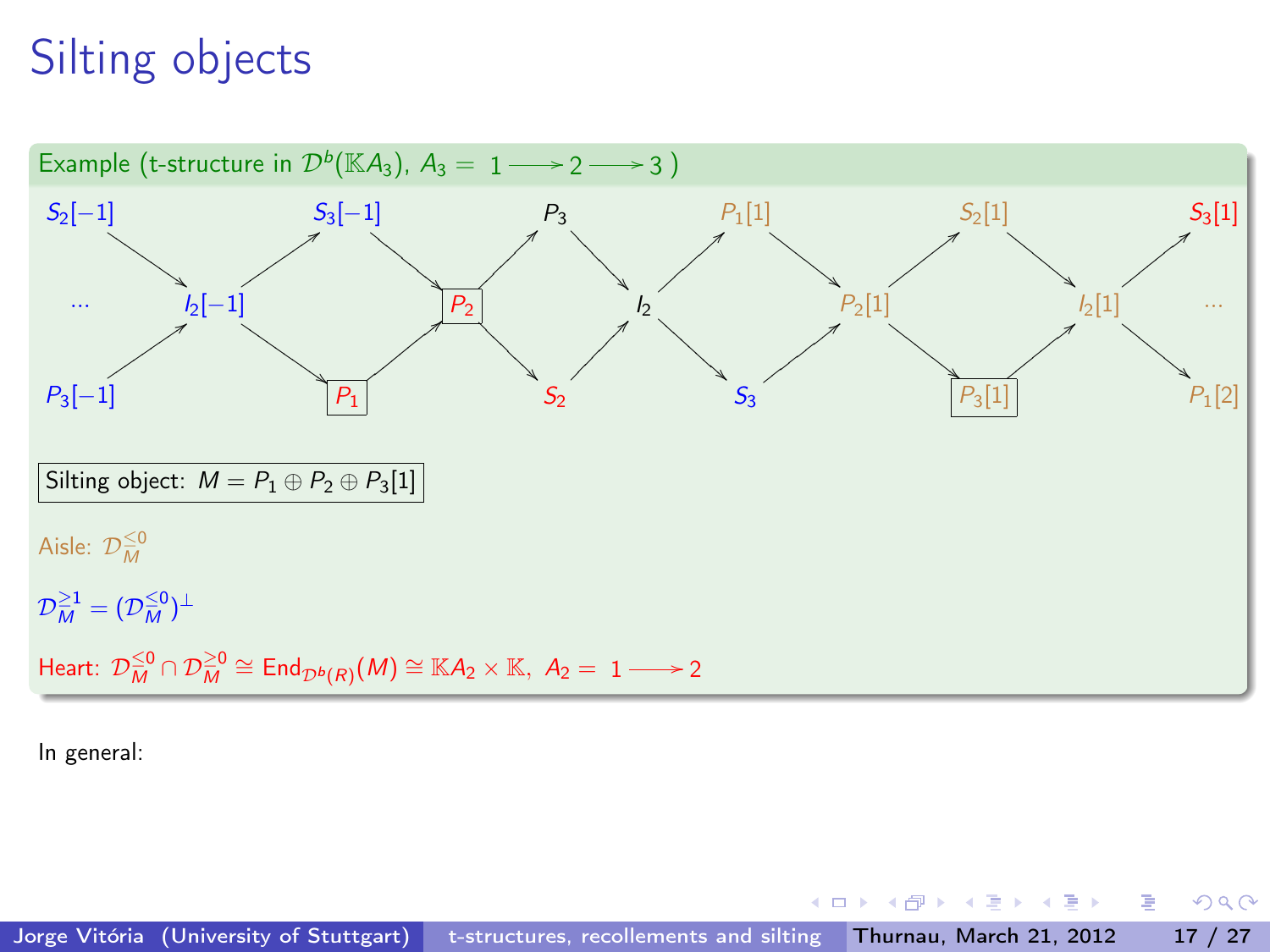# Silting objects

**Example (t-structure in $\mathcal{D}^b(\mathbb{K}A_3)$, $A_3 = 1 \longrightarrow 2 \longrightarrow 3$)**

$$
\begin{array}{ccccccccccccc}
S_2[-1] & & & & S_3[-1] & & & & P_3 & & & & P_1[1] & & & & S_2[1] & & & & S_3[1] \\
\cdots & & I_2[-1] & & & & \boxed{P_2} & & & & I_2 & & & & P_2[1] & & & & I_2[1] & & \cdots \\
P_3[-1] & & & & \boxed{P_1} & & & & S_2 & & & & S_3 & & & & \boxed{P_3[1]} & & & & P_1[2]
\end{array}
$$

Silting object: $M = P_1 \oplus P_2 \oplus P_3[1]$

Aisle: $\mathcal{D}_M^{\leq 0}$

$\mathcal{D}_M^{\geq 1} = (\mathcal{D}_M^{\leq 0})^{\perp}$

Heart: $\mathcal{D}_M^{\leq 0} \cap \mathcal{D}_M^{\geq 0} \cong \mathrm{End}_{\mathcal{D}^b(R)}(M) \cong \mathbb{K}A_2 \times \mathbb{K}$, $A_2 = 1 \longrightarrow 2$

In general: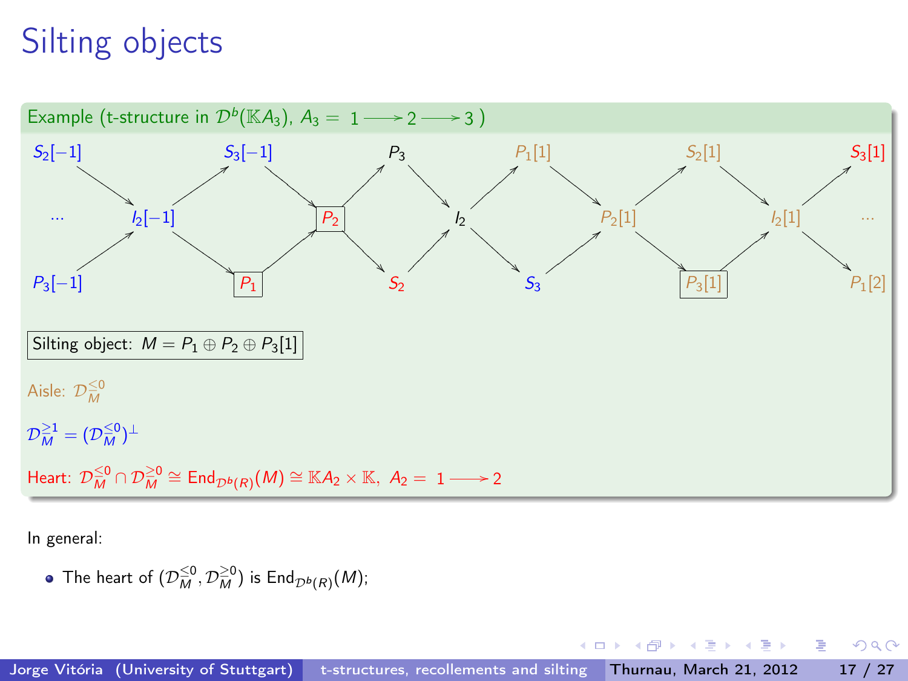# Silting objects

**Example (t-structure in $\mathcal{D}^b(\mathbb{K}A_3)$, $A_3 = 1 \longrightarrow 2 \longrightarrow 3$)**

$$
\begin{array}{ccccccccccc}
S_2[-1] & & S_3[-1] & & P_3 & & P_1[1] & & S_2[1] & & S_3[1] \\
& I_2[-1] & & \boxed{P_2} & & I_2 & & P_2[1] & & I_2[1] & \\
P_3[-1] & & \boxed{P_1} & & S_2 & & S_3 & & \boxed{P_3[1]} & & P_1[2]
\end{array}
$$

Silting object: $M = P_1 \oplus P_2 \oplus P_3[1]$

Aisle: $\mathcal{D}^{\leq 0}_M$

$\mathcal{D}^{\geq 1}_M = (\mathcal{D}^{\leq 0}_M)^{\perp}$

Heart: $\mathcal{D}^{\leq 0}_M \cap \mathcal{D}^{\geq 0}_M \cong \mathrm{End}_{\mathcal{D}^b(R)}(M) \cong \mathbb{K}A_2 \times \mathbb{K}$, $A_2 = 1 \longrightarrow 2$

In general:

- The heart of $(\mathcal{D}^{\leq 0}_M, \mathcal{D}^{\geq 0}_M)$ is $\mathrm{End}_{\mathcal{D}^b(R)}(M)$;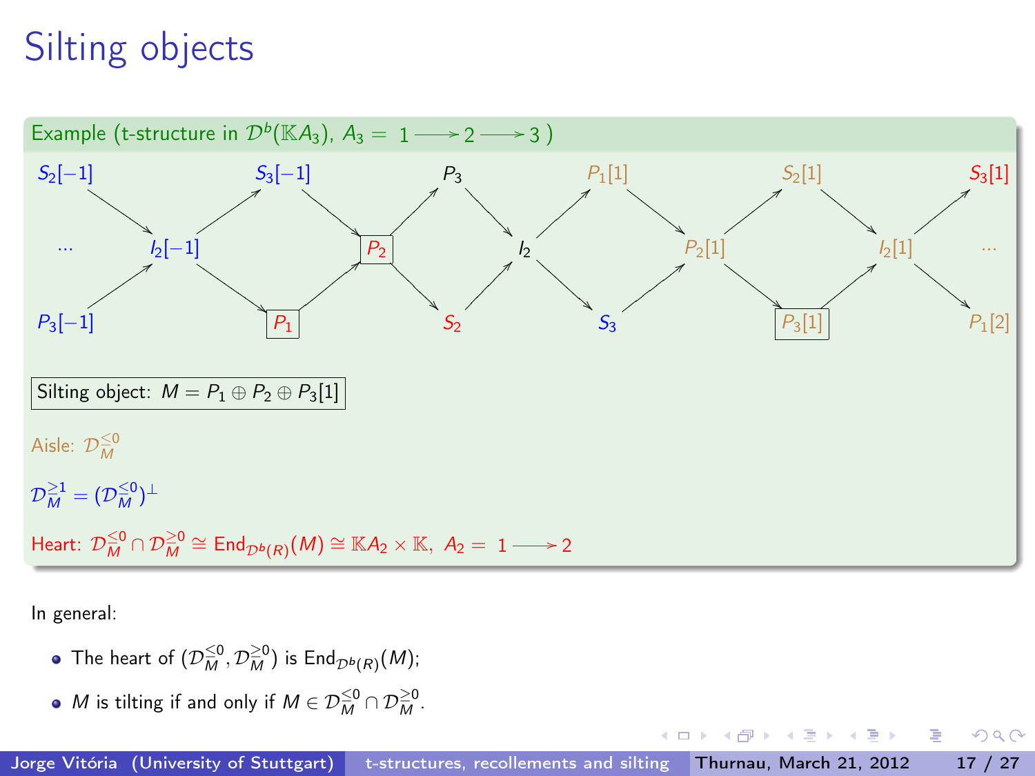# Silting objects

**Example** (t-structure in $\mathcal{D}^b(\mathbb{K}A_3)$, $A_3 = 1 \longrightarrow 2 \longrightarrow 3$)

$S_2[-1]$ $S_3[-1]$ $P_3$ $P_1[1]$ $S_2[1]$ $S_3[1]$

$\cdots$ $I_2[-1]$ $P_2$ $I_2$ $P_2[1]$ $I_2[1]$ $\cdots$

$P_3[-1]$ $P_1$ $S_2$ $S_3$ $P_3[1]$ $P_1[2]$

Silting object: $M = P_1 \oplus P_2 \oplus P_3[1]$

Aisle: $\mathcal{D}^{\leq 0}_M$

$\mathcal{D}^{\geq 1}_M = (\mathcal{D}^{\leq 0}_M)^{\perp}$

Heart: $\mathcal{D}^{\leq 0}_M \cap \mathcal{D}^{\geq 0}_M \cong \mathrm{End}_{\mathcal{D}^b(R)}(M) \cong \mathbb{K}A_2 \times \mathbb{K}$, $A_2 = 1 \longrightarrow 2$

In general:

- The heart of $(\mathcal{D}^{\leq 0}_M, \mathcal{D}^{\geq 0}_M)$ is $\mathrm{End}_{\mathcal{D}^b(R)}(M)$;
- $M$ is tilting if and only if $M \in \mathcal{D}^{\leq 0}_M \cap \mathcal{D}^{\geq 0}_M$.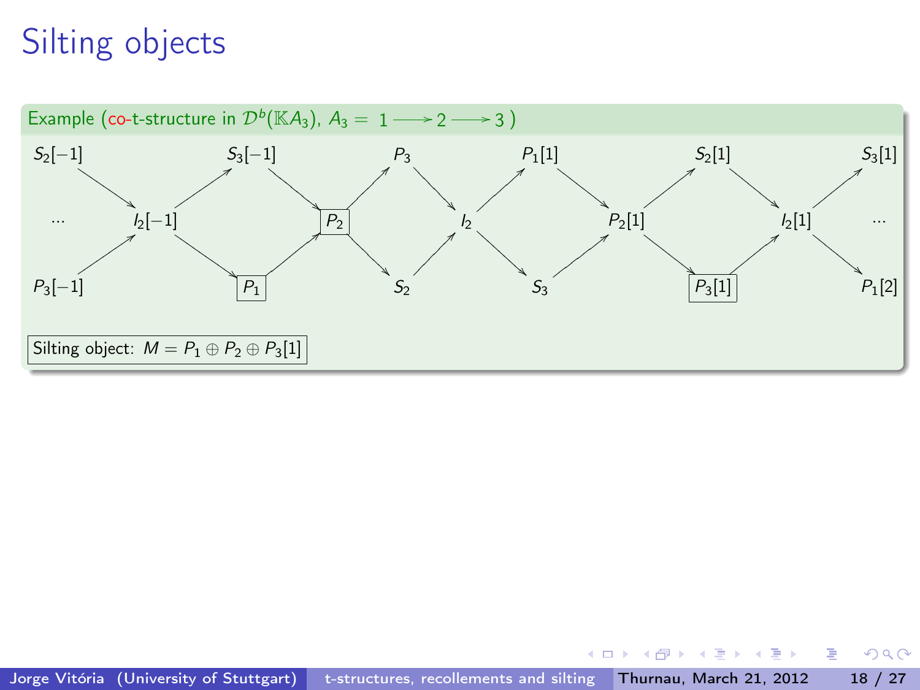# Silting objects

**Example (co-t-structure in $\mathcal{D}^b(\mathbb{K}A_3)$, $A_3 = 1 \longrightarrow 2 \longrightarrow 3$)**

$$
\begin{array}{ccccccccccccc}
S_2[-1] & & & & S_3[-1] & & & & P_3 & & & & P_1[1] & & & & S_2[1] & & & & S_3[1] \\
\cdots & & I_2[-1] & & & & \boxed{P_2} & & & & I_2 & & & & P_2[1] & & & & I_2[1] & & \cdots \\
P_3[-1] & & & & \boxed{P_1} & & & & S_2 & & & & S_3 & & & & \boxed{P_3[1]} & & & & P_1[2]
\end{array}
$$

Silting object: $M = P_1 \oplus P_2 \oplus P_3[1]$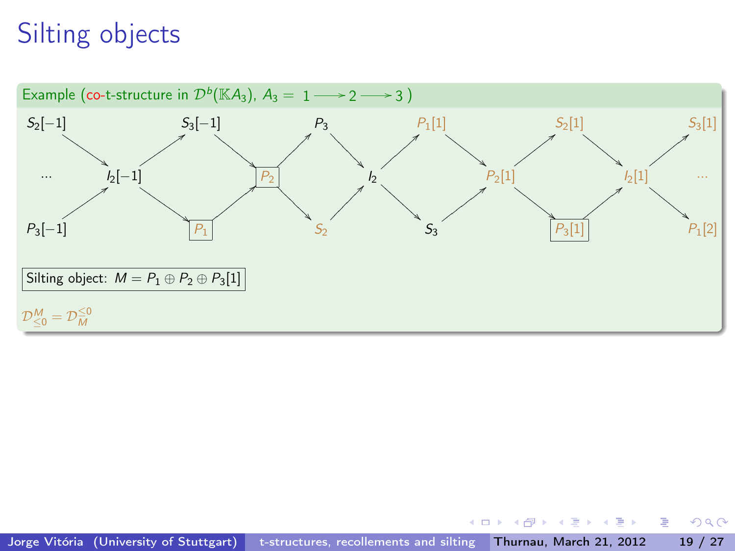# Silting objects

**Example** (co-t-structure in $\mathcal{D}^b(\mathbb{K}A_3)$, $A_3 = 1 \longrightarrow 2 \longrightarrow 3$)

| | | | | | | | | | | | | |
|---|---|---|---|---|---|---|---|---|---|---|---|---|
| $S_2[-1]$ | | | $S_3[-1]$ | | $P_3$ | | $P_1[1]$ | | $S_2[1]$ | | $S_3[1]$ |
| ... | | $I_2[-1]$ | | $P_2$ | | $I_2$ | | $P_2[1]$ | | $I_2[1]$ | | ... |
| $P_3[-1]$ | | | $P_1$ | | $S_2$ | | $S_3$ | | $P_3[1]$ | | $P_1[2]$ |

Silting object: $M = P_1 \oplus P_2 \oplus P_3[1]$

$\mathcal{D}^M_{\leq 0} = \mathcal{D}^{\leq 0}_M$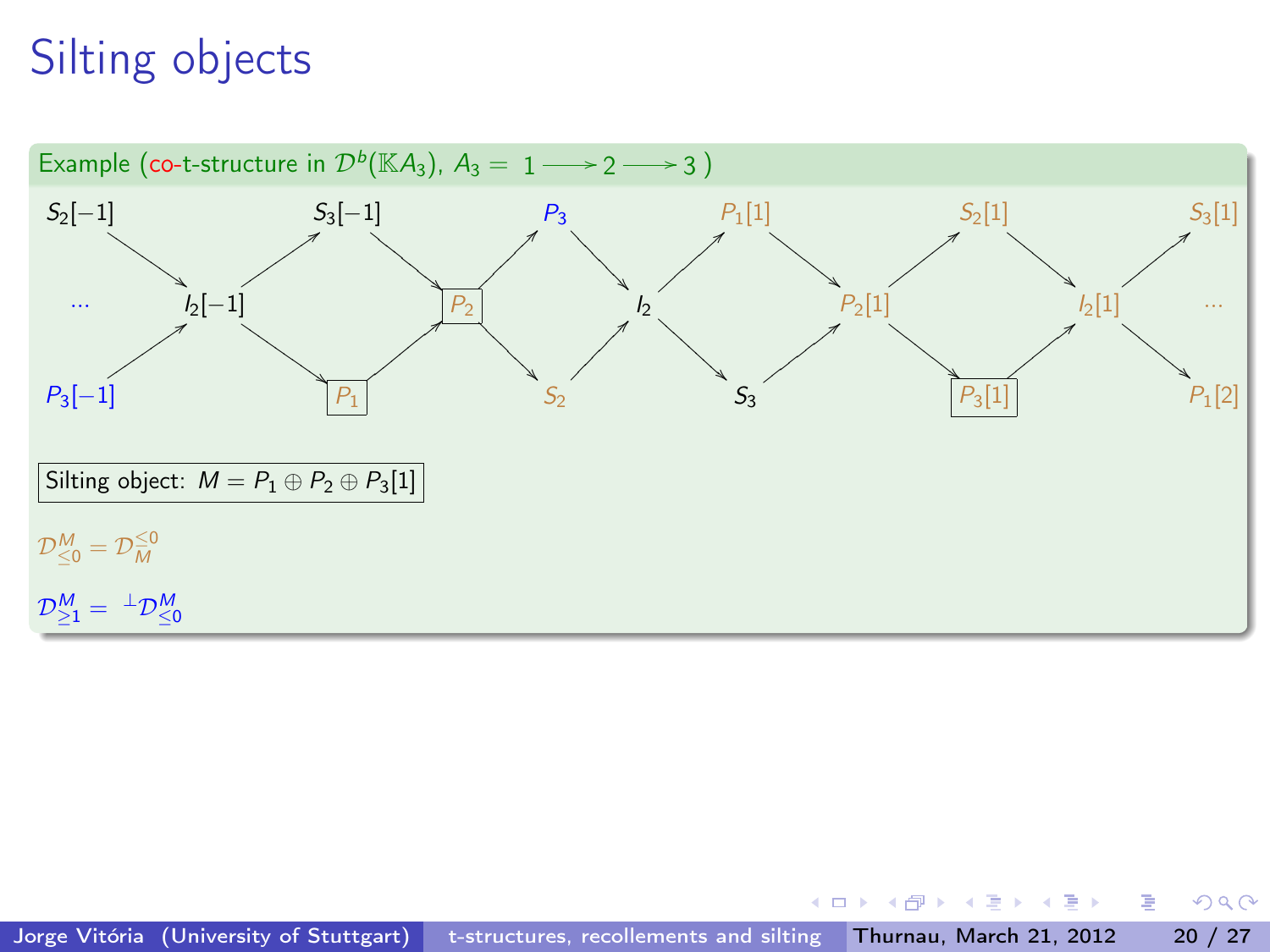# Silting objects

**Example (co-t-structure in $\mathcal{D}^b(\mathbb{K}A_3)$, $A_3 = 1 \longrightarrow 2 \longrightarrow 3$)**

$S_2[-1]$ $\quad$ $S_3[-1]$ $\quad$ $P_3$ $\quad$ $P_1[1]$ $\quad$ $S_2[1]$ $\quad$ $S_3[1]$

$\cdots$ $\quad$ $I_2[-1]$ $\quad$ $\boxed{P_2}$ $\quad$ $I_2$ $\quad$ $P_2[1]$ $\quad$ $I_2[1]$ $\quad$ $\cdots$

$P_3[-1]$ $\quad$ $\boxed{P_1}$ $\quad$ $S_2$ $\quad$ $S_3$ $\quad$ $\boxed{P_3[1]}$ $\quad$ $P_1[2]$

Silting object: $M = P_1 \oplus P_2 \oplus P_3[1]$

$\mathcal{D}^M_{\leq 0} = \mathcal{D}^{\leq 0}_M$

$\mathcal{D}^M_{\geq 1} = {}^{\perp}\mathcal{D}^M_{\leq 0}$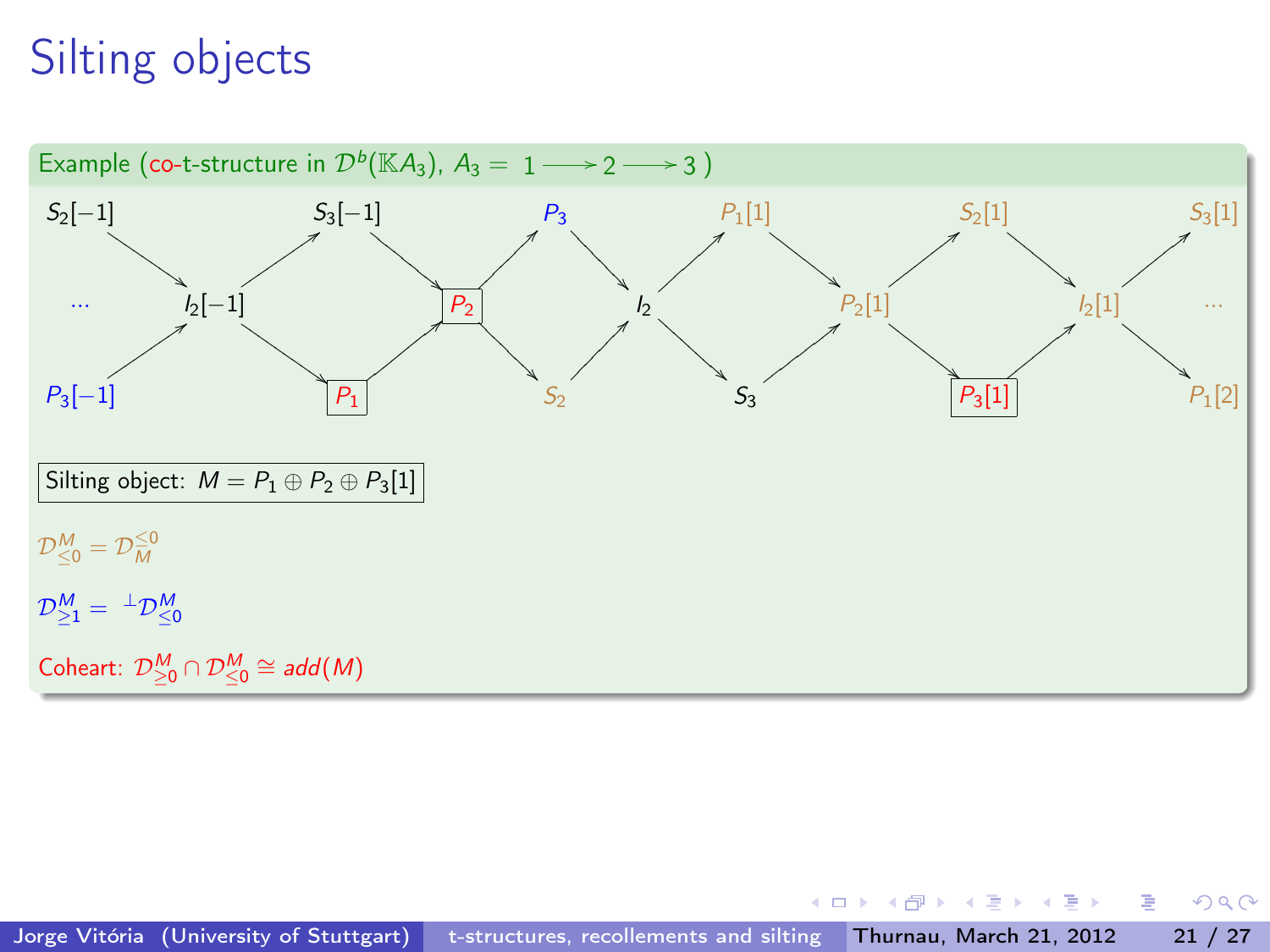# Silting objects

**Example (co-t-structure in $\mathcal{D}^b(\mathbb{K}A_3)$, $A_3 = 1 \longrightarrow 2 \longrightarrow 3$)**

$S_2[-1]$ &nbsp;&nbsp; $S_3[-1]$ &nbsp;&nbsp; $P_3$ &nbsp;&nbsp; $P_1[1]$ &nbsp;&nbsp; $S_2[1]$ &nbsp;&nbsp; $S_3[1]$

$\cdots$ &nbsp;&nbsp; $I_2[-1]$ &nbsp;&nbsp; $P_2$ &nbsp;&nbsp; $I_2$ &nbsp;&nbsp; $P_2[1]$ &nbsp;&nbsp; $I_2[1]$ &nbsp;&nbsp; $\cdots$

$P_3[-1]$ &nbsp;&nbsp; $P_1$ &nbsp;&nbsp; $S_2$ &nbsp;&nbsp; $S_3$ &nbsp;&nbsp; $P_3[1]$ &nbsp;&nbsp; $P_1[2]$

Silting object: $M = P_1 \oplus P_2 \oplus P_3[1]$

$\mathcal{D}^M_{\leq 0} = \mathcal{D}^{\leq 0}_M$

$\mathcal{D}^M_{\geq 1} = {}^{\perp}\mathcal{D}^M_{\leq 0}$

Coheart: $\mathcal{D}^M_{\geq 0} \cap \mathcal{D}^M_{\leq 0} \cong add(M)$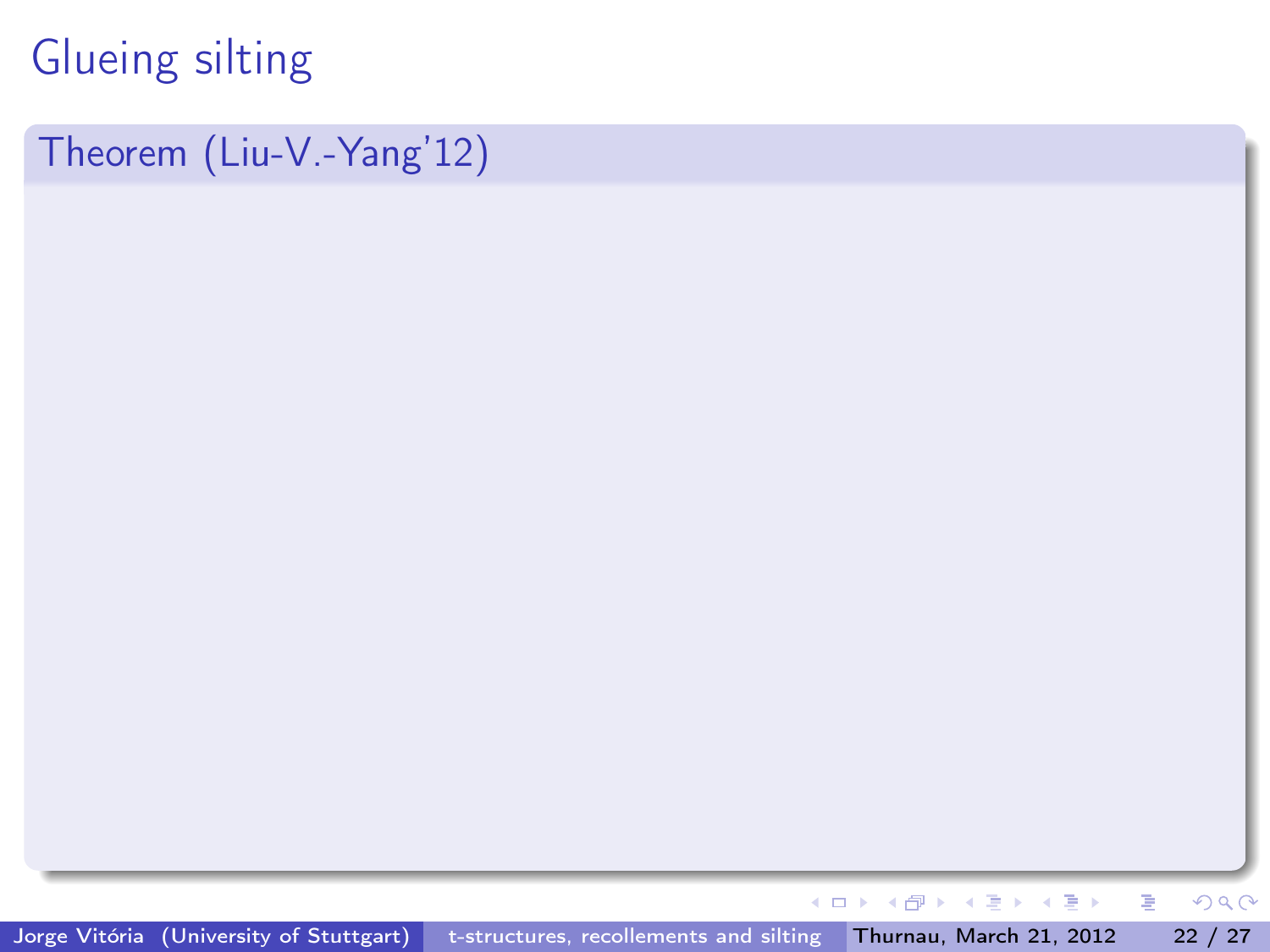# Glueing silting

**Theorem (Liu-V.-Yang'12)**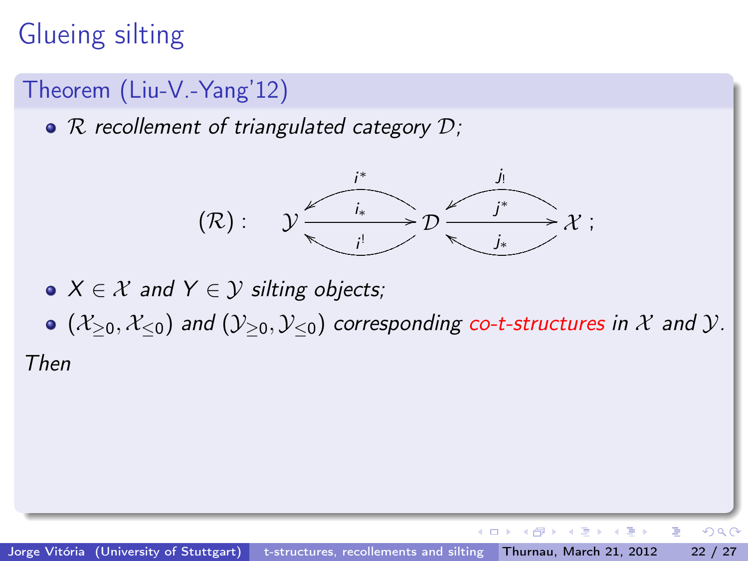# Glueing silting

**Theorem (Liu-V.-Yang'12)**

- *$\mathcal{R}$ recollement of triangulated category $\mathcal{D}$;*

$$(\mathcal{R}): \quad \mathcal{Y} \xrightarrow{i_*} \mathcal{D} \xrightarrow{j^*} \mathcal{X};$$

with $i^*, i^! : \mathcal{D} \to \mathcal{Y}$ and $j_!, j_* : \mathcal{X} \to \mathcal{D}$.

- *$X \in \mathcal{X}$ and $Y \in \mathcal{Y}$ silting objects;*
- *$(\mathcal{X}_{\geq 0}, \mathcal{X}_{\leq 0})$ and $(\mathcal{Y}_{\geq 0}, \mathcal{Y}_{\leq 0})$ corresponding co-t-structures in $\mathcal{X}$ and $\mathcal{Y}$.*

*Then*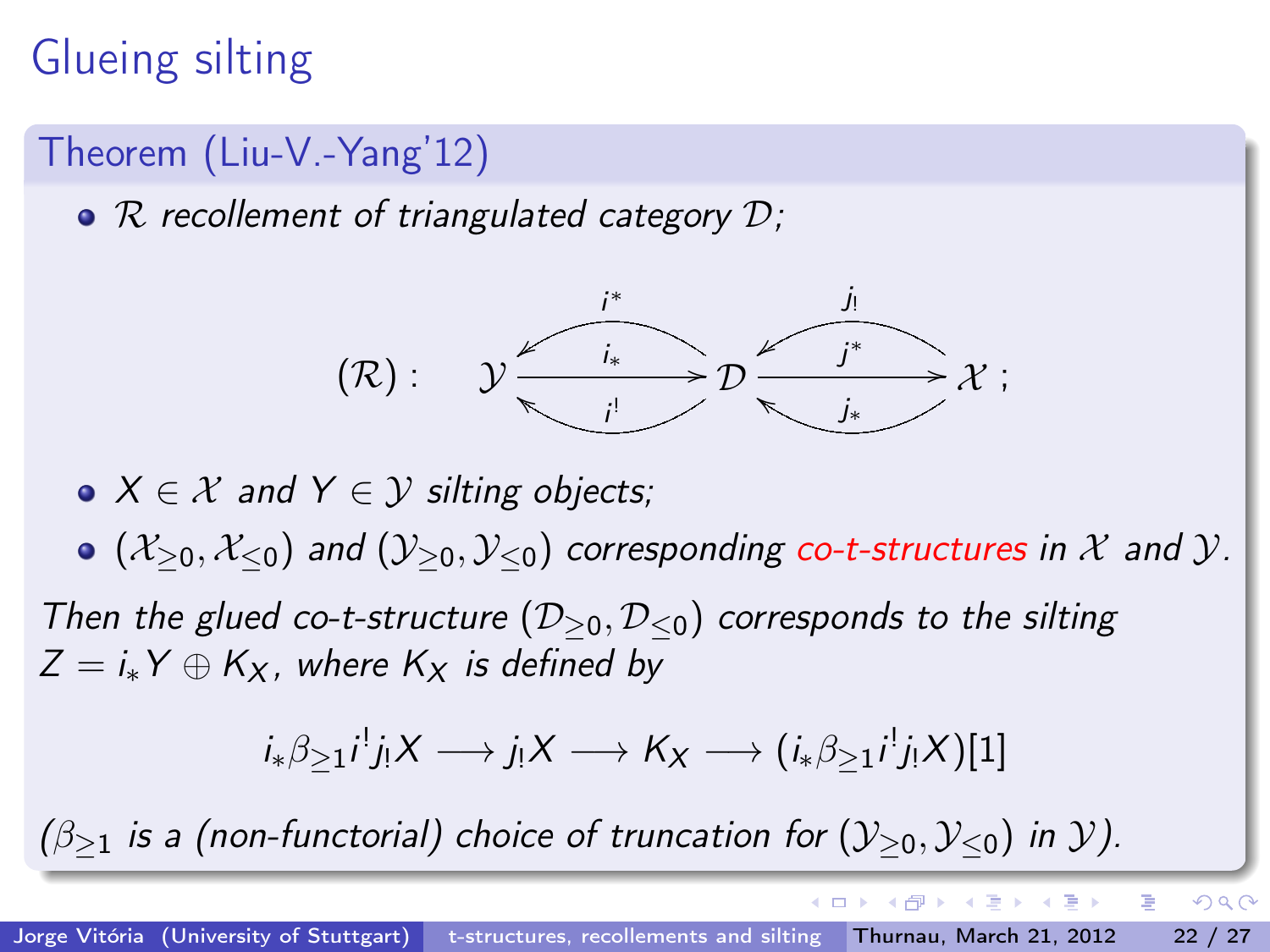# Glueing silting

**Theorem (Liu-V.-Yang'12)**

- *$\mathcal{R}$ recollement of triangulated category $\mathcal{D}$;*

$$(\mathcal{R}): \quad \mathcal{Y} \xrightarrow{i_*} \mathcal{D} \xrightarrow{j^*} \mathcal{X} \; ; \qquad i^*, i^! : \mathcal{D} \to \mathcal{Y}, \quad j_!, j_* : \mathcal{X} \to \mathcal{D}$$

- *$X \in \mathcal{X}$ and $Y \in \mathcal{Y}$ silting objects;*
- *$(\mathcal{X}_{\geq 0}, \mathcal{X}_{\leq 0})$ and $(\mathcal{Y}_{\geq 0}, \mathcal{Y}_{\leq 0})$ corresponding co-t-structures in $\mathcal{X}$ and $\mathcal{Y}$.*

*Then the glued co-t-structure $(\mathcal{D}_{\geq 0}, \mathcal{D}_{\leq 0})$ corresponds to the silting $Z = i_*Y \oplus K_X$, where $K_X$ is defined by*

$$i_*\beta_{\geq 1} i^! j_! X \longrightarrow j_! X \longrightarrow K_X \longrightarrow (i_*\beta_{\geq 1} i^! j_! X)[1]$$

*($\beta_{\geq 1}$ is a (non-functorial) choice of truncation for $(\mathcal{Y}_{\geq 0}, \mathcal{Y}_{\leq 0})$ in $\mathcal{Y}$).*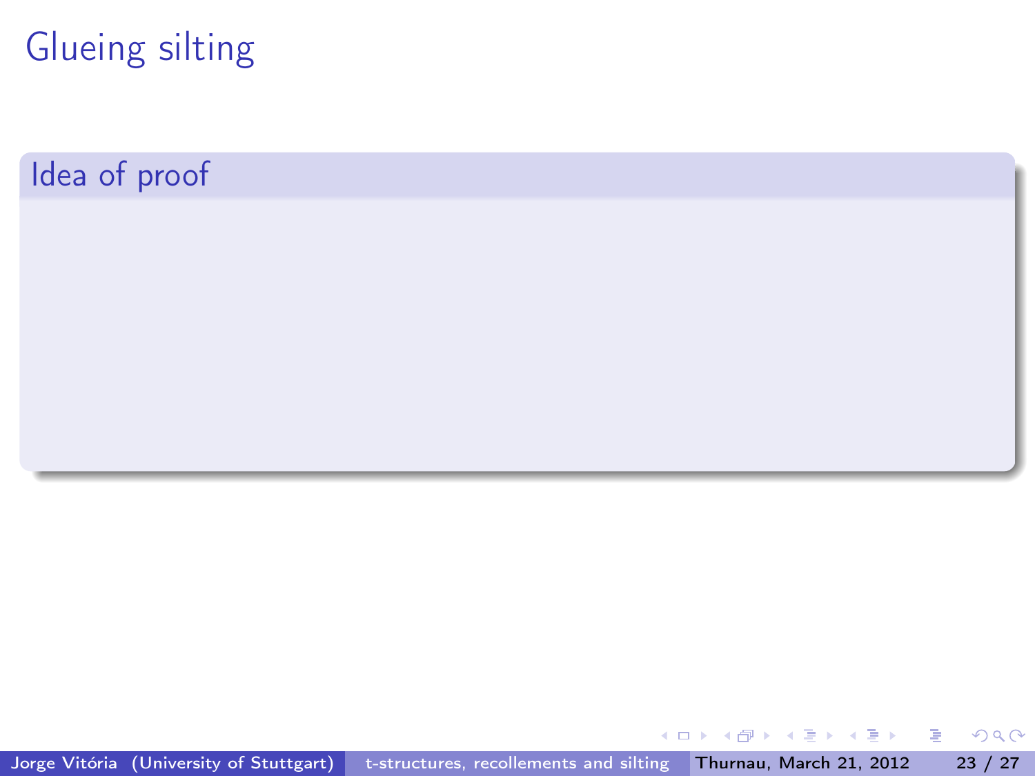# Glueing silting

## Idea of proof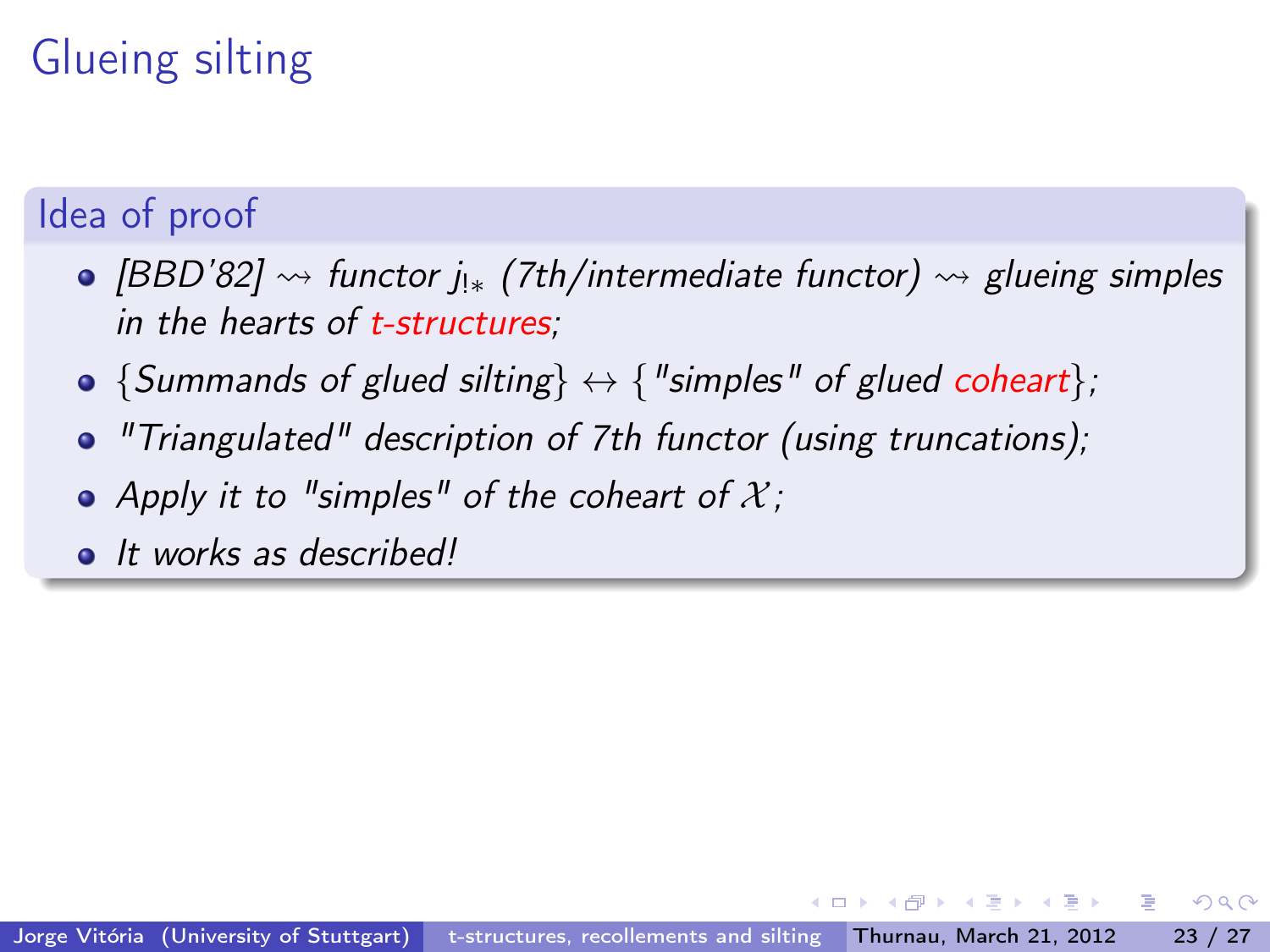# Glueing silting

## Idea of proof

- *[BBD'82] $\rightsquigarrow$ functor $j_{!*}$ (7th/intermediate functor) $\rightsquigarrow$ glueing simples in the hearts of t-structures;*
- *{Summands of glued silting} $\leftrightarrow$ {"simples" of glued coheart};*
- *"Triangulated" description of 7th functor (using truncations);*
- *Apply it to "simples" of the coheart of $\mathcal{X}$;*
- *It works as described!*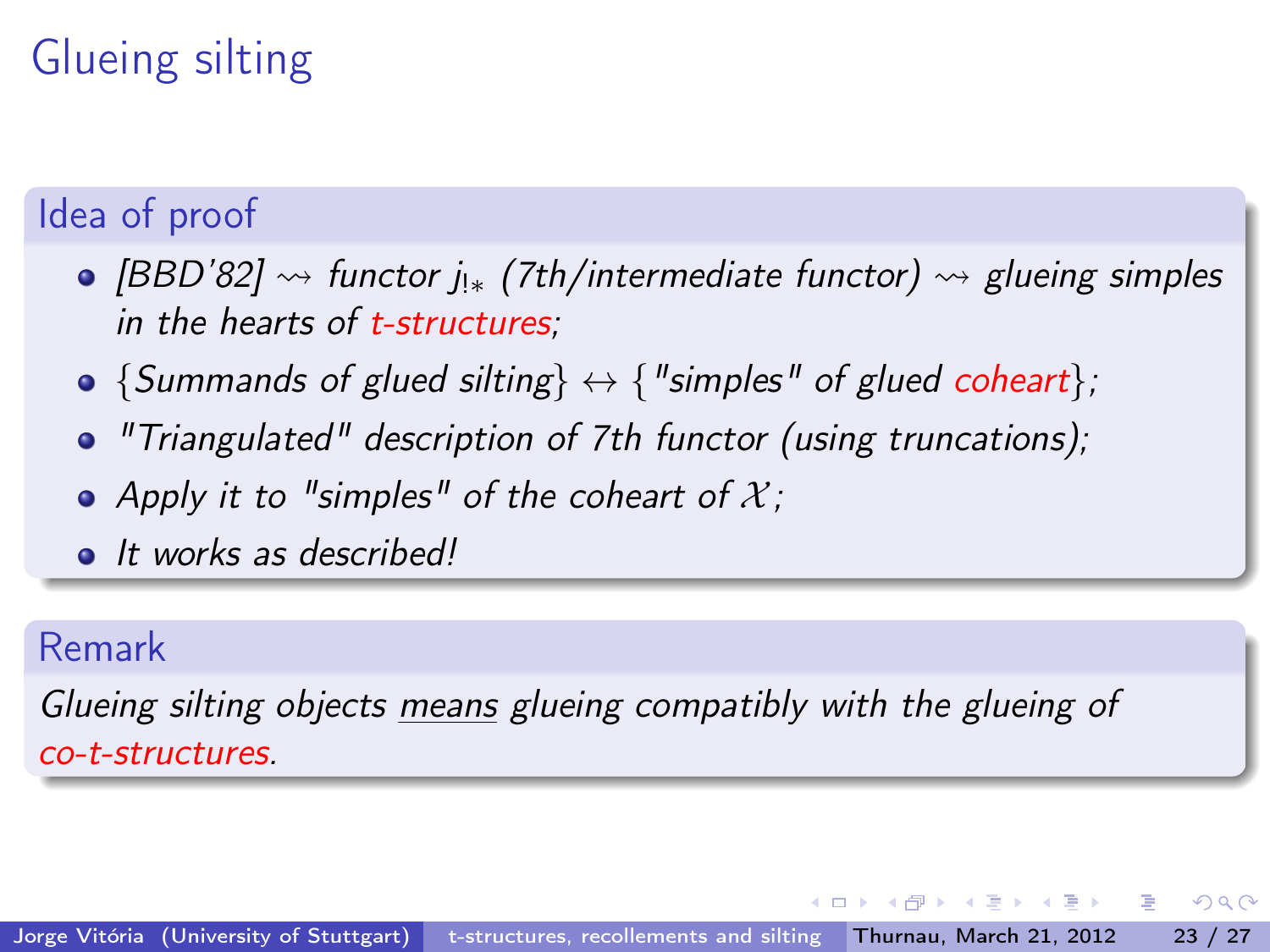# Glueing silting

## Idea of proof

- *[BBD'82] $\rightsquigarrow$ functor $j_{!*}$ (7th/intermediate functor) $\rightsquigarrow$ glueing simples in the hearts of t-structures;*
- *{Summands of glued silting} $\leftrightarrow$ {"simples" of glued coheart};*
- *"Triangulated" description of 7th functor (using truncations);*
- *Apply it to "simples" of the coheart of $\mathcal{X}$;*
- *It works as described!*

## Remark

*Glueing silting objects <u>means</u> glueing compatibly with the glueing of co-t-structures.*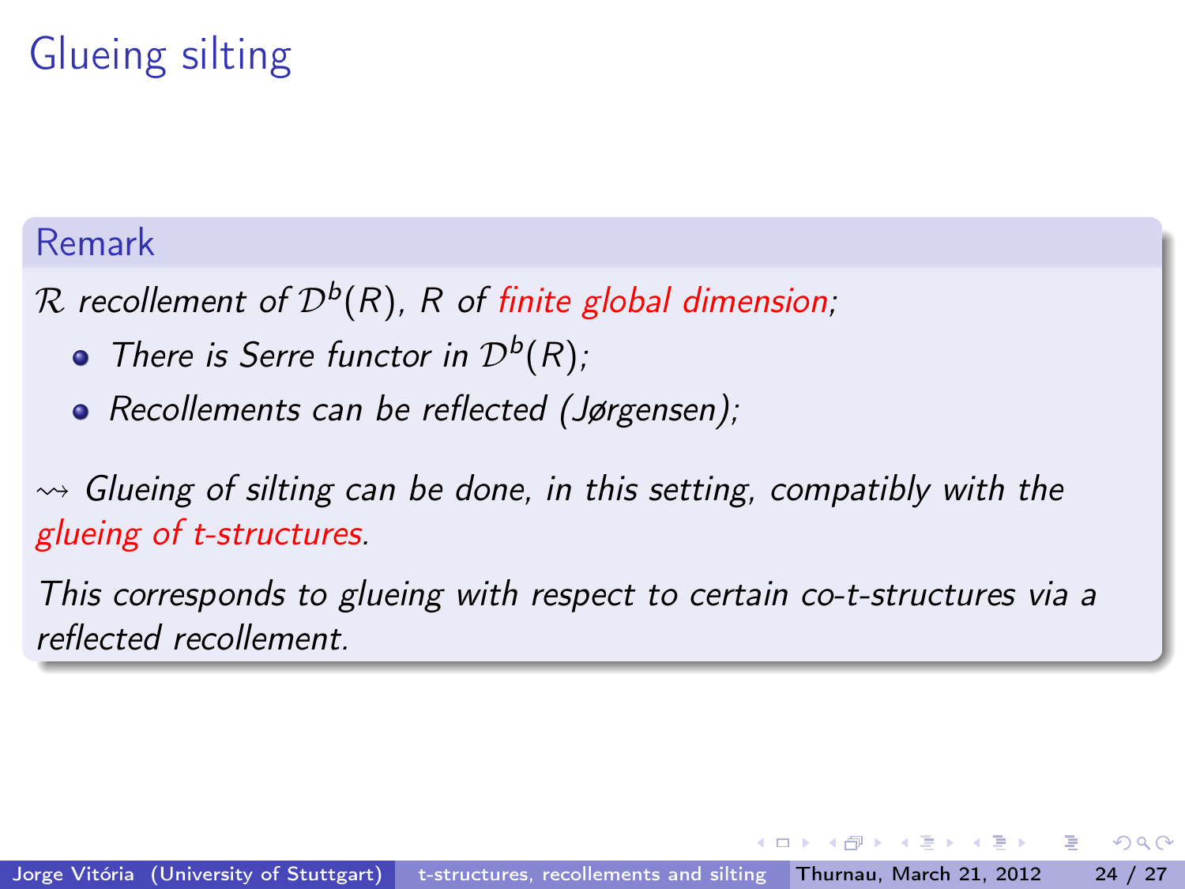# Glueing silting

**Remark**

*$\mathcal{R}$ recollement of $\mathcal{D}^b(R)$, $R$ of finite global dimension;*

- *There is Serre functor in $\mathcal{D}^b(R)$;*
- *Recollements can be reflected (Jørgensen);*

*$\rightsquigarrow$ Glueing of silting can be done, in this setting, compatibly with the glueing of t-structures.*

*This corresponds to glueing with respect to certain co-t-structures via a reflected recollement.*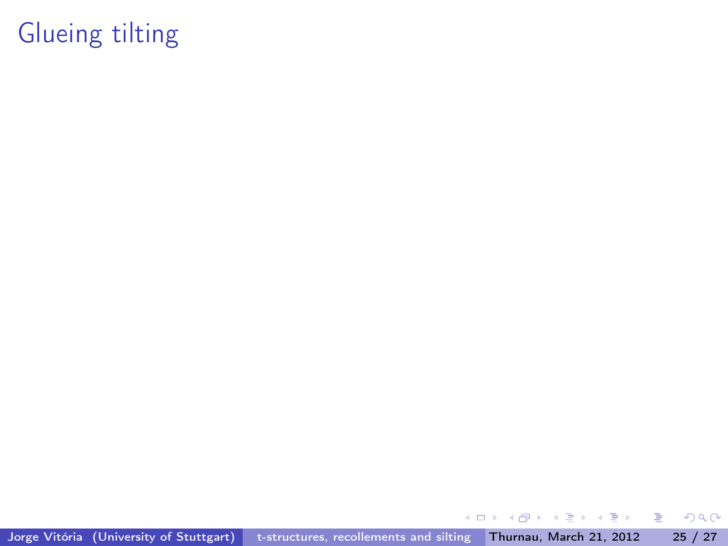# Glueing tilting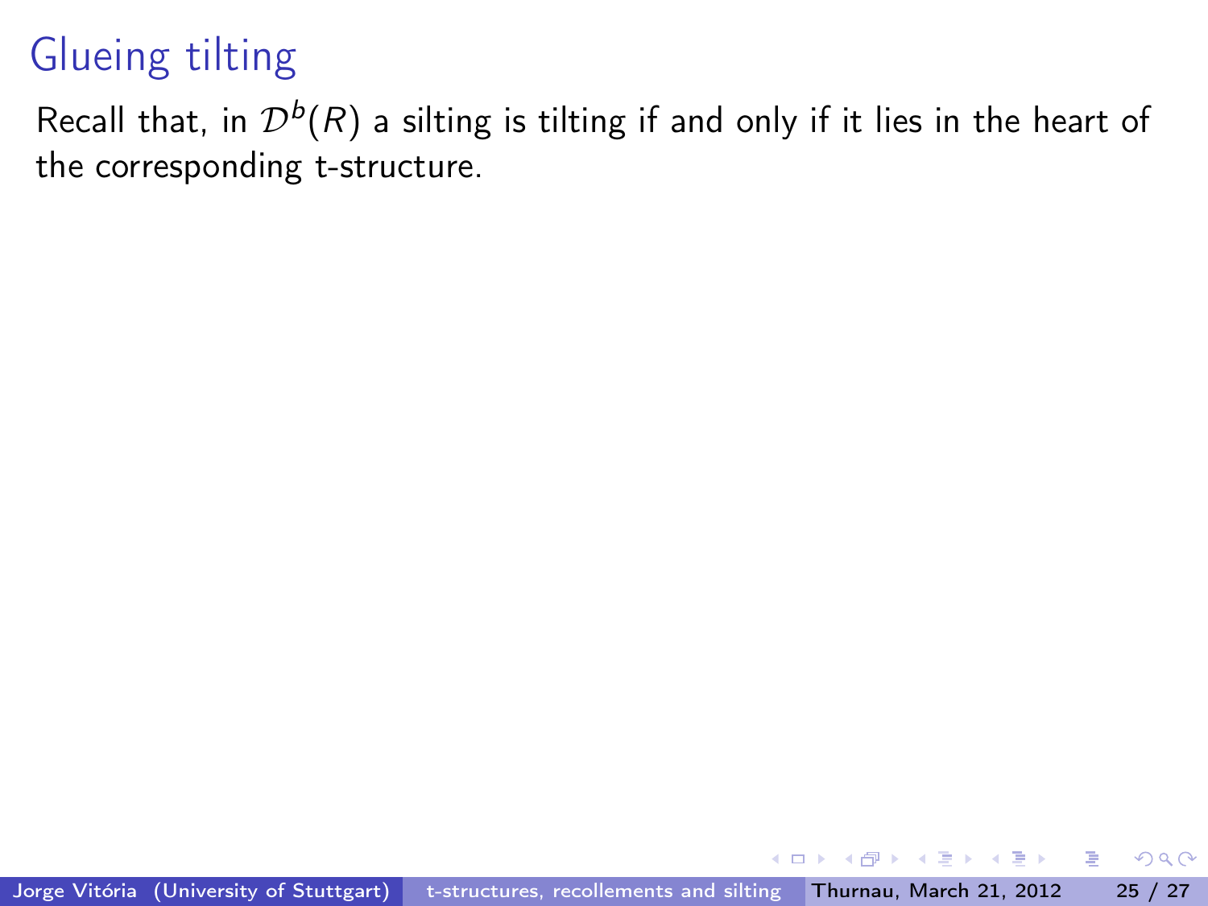# Glueing tilting

Recall that, in $\mathcal{D}^b(R)$ a silting is tilting if and only if it lies in the heart of the corresponding t-structure.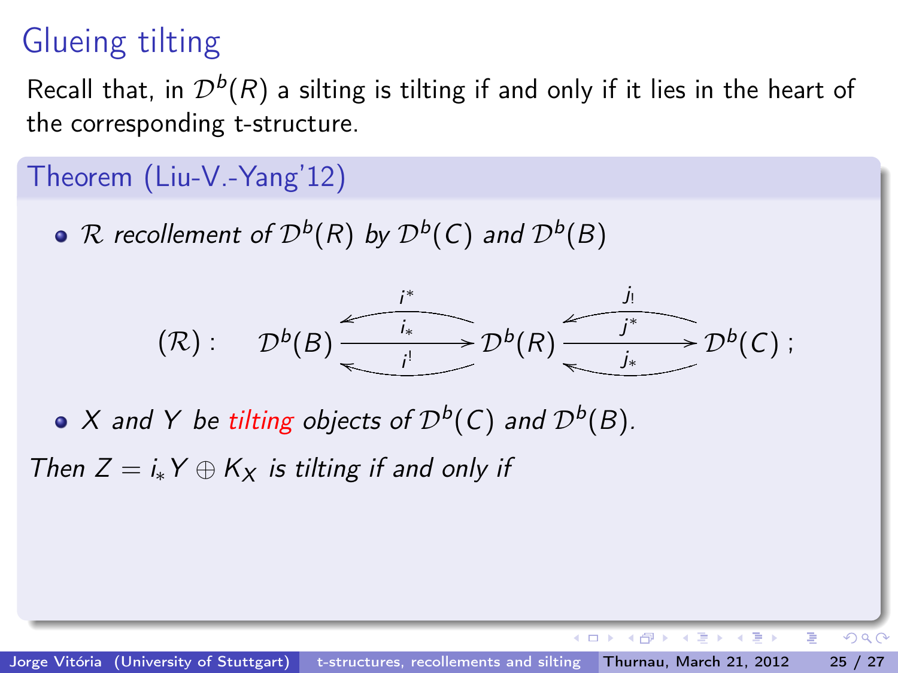# Glueing tilting

Recall that, in $\mathcal{D}^b(R)$ a silting is tilting if and only if it lies in the heart of the corresponding t-structure.

## Theorem (Liu-V.-Yang'12)

- *$\mathcal{R}$ recollement of $\mathcal{D}^b(R)$ by $\mathcal{D}^b(C)$ and $\mathcal{D}^b(B)$*

$$(\mathcal{R}): \quad \mathcal{D}^b(B) \underset{i^!}{\overset{i^*}{\underset{\longleftarrow}{\overset{\longleftarrow}{\xrightarrow{i_*}}}}} \mathcal{D}^b(R) \underset{j_*}{\overset{j_!}{\underset{\longleftarrow}{\overset{\longleftarrow}{\xrightarrow{j^*}}}}} \mathcal{D}^b(C)\,;$$

- *$X$ and $Y$ be tilting objects of $\mathcal{D}^b(C)$ and $\mathcal{D}^b(B)$.*

*Then $Z = i_*Y \oplus K_X$ is tilting if and only if*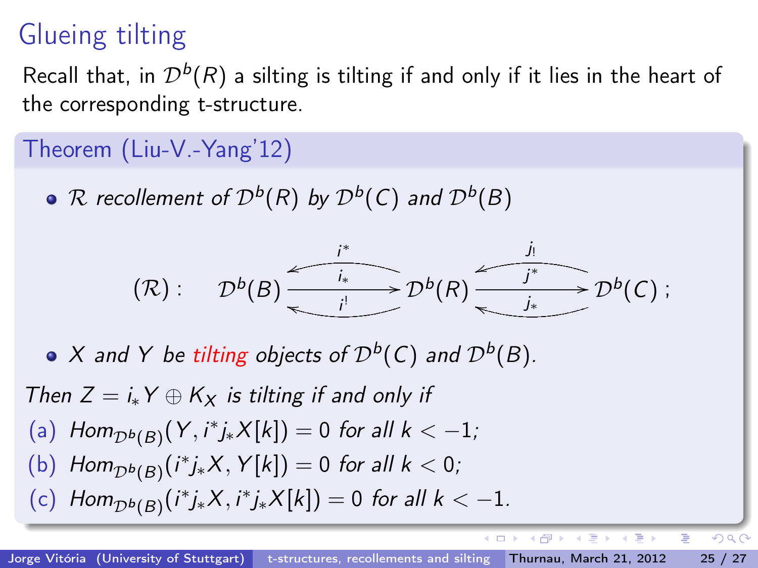# Glueing tilting

Recall that, in $\mathcal{D}^b(R)$ a silting is tilting if and only if it lies in the heart of the corresponding t-structure.

**Theorem (Liu-V.-Yang'12)**

- *$\mathcal{R}$ recollement of $\mathcal{D}^b(R)$ by $\mathcal{D}^b(C)$ and $\mathcal{D}^b(B)$*

$$(\mathcal{R}): \quad \mathcal{D}^b(B) \underset{i^!}{\overset{i^*}{\leftleftarrows}} \xrightarrow{i_*} \mathcal{D}^b(R) \underset{j_*}{\overset{j_!}{\leftleftarrows}} \xrightarrow{j^*} \mathcal{D}^b(C);$$

- *$X$ and $Y$ be tilting objects of $\mathcal{D}^b(C)$ and $\mathcal{D}^b(B)$.*

*Then $Z = i_*Y \oplus K_X$ is tilting if and only if*

(a) *$Hom_{\mathcal{D}^b(B)}(Y, i^*j_*X[k]) = 0$ for all $k < -1$;*

(b) *$Hom_{\mathcal{D}^b(B)}(i^*j_*X, Y[k]) = 0$ for all $k < 0$;*

(c) *$Hom_{\mathcal{D}^b(B)}(i^*j_*X, i^*j_*X[k]) = 0$ for all $k < -1$.*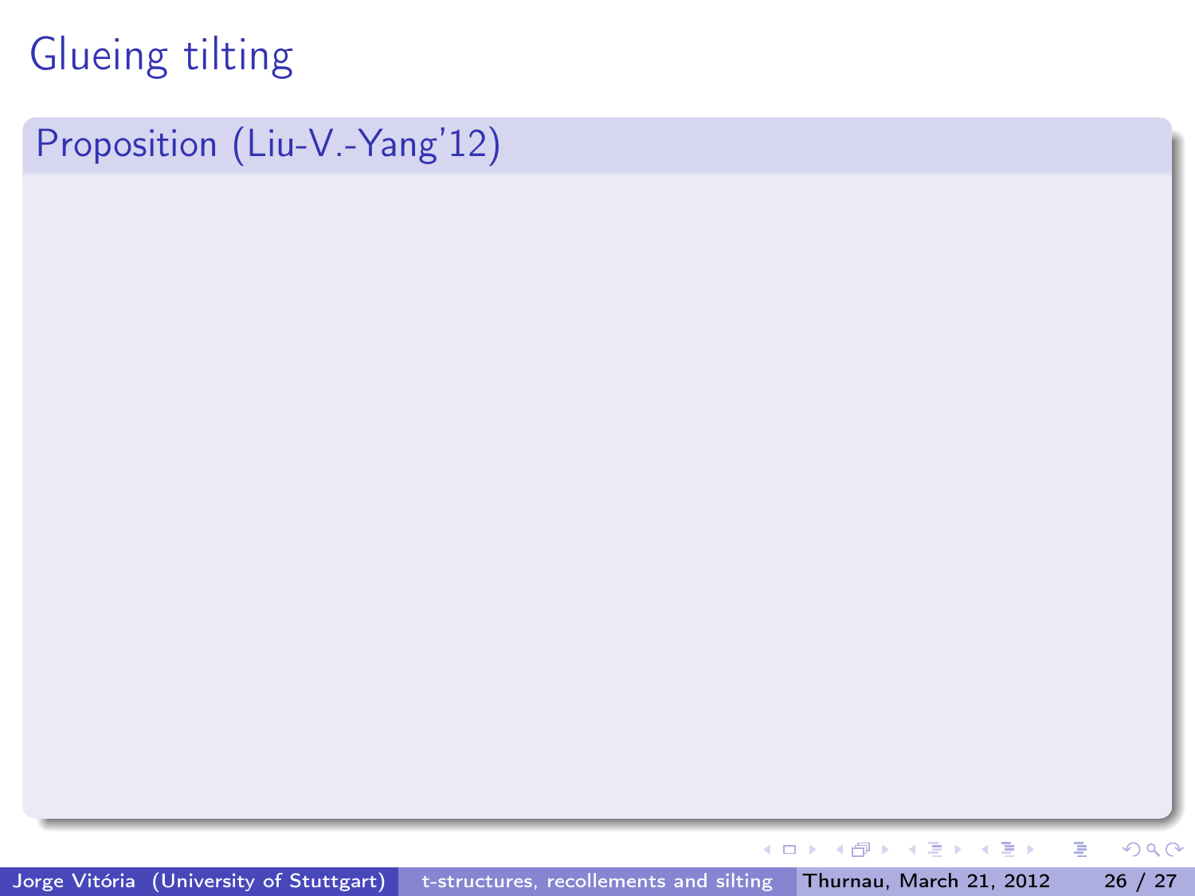# Glueing tilting

**Proposition (Liu-V.-Yang'12)**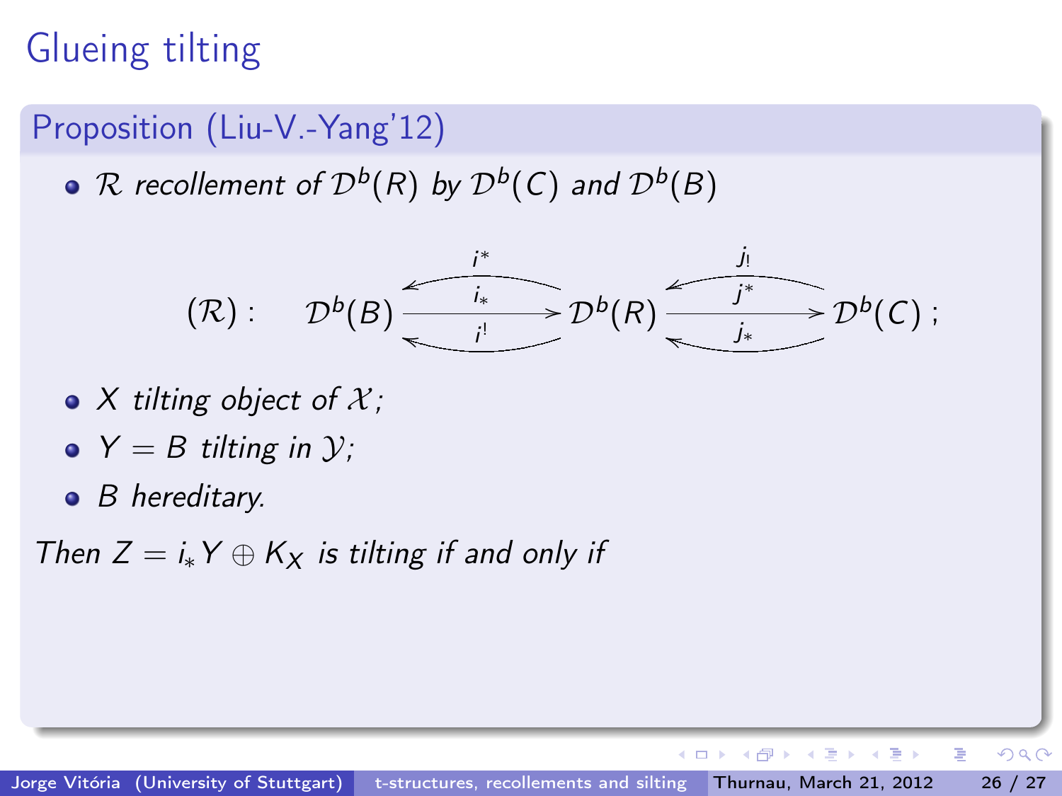# Glueing tilting

**Proposition (Liu-V.-Yang'12)**

- *$\mathcal{R}$ recollement of $\mathcal{D}^b(R)$ by $\mathcal{D}^b(C)$ and $\mathcal{D}^b(B)$*

$$(\mathcal{R}): \quad \mathcal{D}^b(B) \underset{i^!}{\overset{i^*}{\underset{\longleftarrow}{\overset{\longleftarrow}{\xrightarrow{i_*}}}}} \mathcal{D}^b(R) \underset{j_*}{\overset{j_!}{\underset{\longleftarrow}{\overset{\longleftarrow}{\xrightarrow{j^*}}}}} \mathcal{D}^b(C)\,;$$

- *$X$ tilting object of $\mathcal{X}$;*
- *$Y = B$ tilting in $\mathcal{Y}$;*
- *$B$ hereditary.*

*Then $Z = i_*Y \oplus K_X$ is tilting if and only if*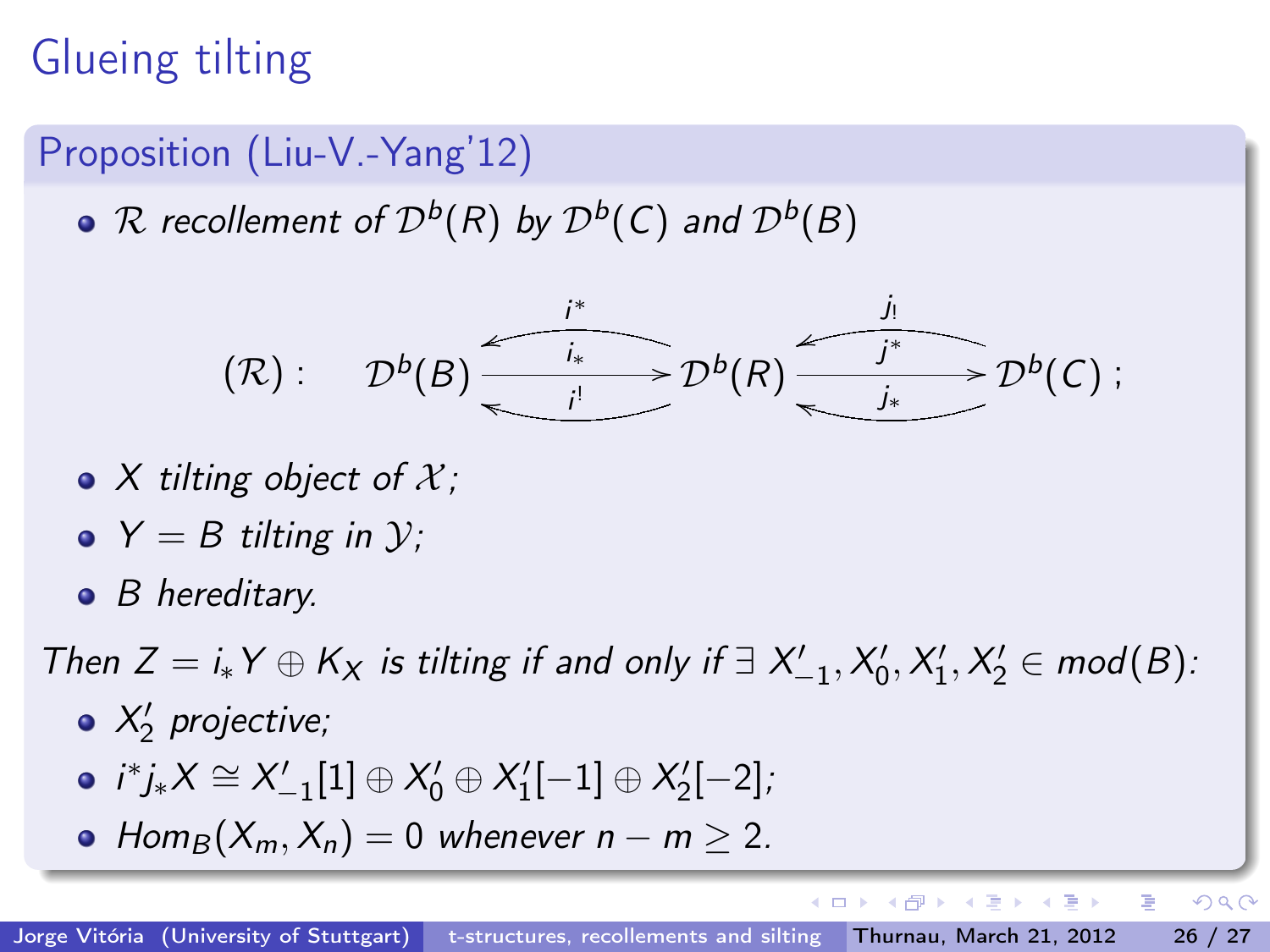# Glueing tilting

**Proposition (Liu-V.-Yang'12)**

- *$\mathcal{R}$ recollement of $\mathcal{D}^b(R)$ by $\mathcal{D}^b(C)$ and $\mathcal{D}^b(B)$*

$$(\mathcal{R}): \quad \mathcal{D}^b(B) \underset{i^!}{\overset{i^*}{\underset{\longleftarrow}{\overset{\longleftarrow}{\xrightarrow{i_*}}}}} \mathcal{D}^b(R) \underset{j_*}{\overset{j_!}{\underset{\longleftarrow}{\overset{\longleftarrow}{\xrightarrow{j^*}}}}} \mathcal{D}^b(C)\,;$$

- *$X$ tilting object of $\mathcal{X}$;*
- *$Y = B$ tilting in $\mathcal{Y}$;*
- *$B$ hereditary.*

*Then $Z = i_*Y \oplus K_X$ is tilting if and only if $\exists\ X'_{-1}, X'_0, X'_1, X'_2 \in mod(B)$:*

- *$X'_2$ projective;*
- *$i^*j_*X \cong X'_{-1}[1] \oplus X'_0 \oplus X'_1[-1] \oplus X'_2[-2]$;*
- *$Hom_B(X_m, X_n) = 0$ whenever $n - m \geq 2$.*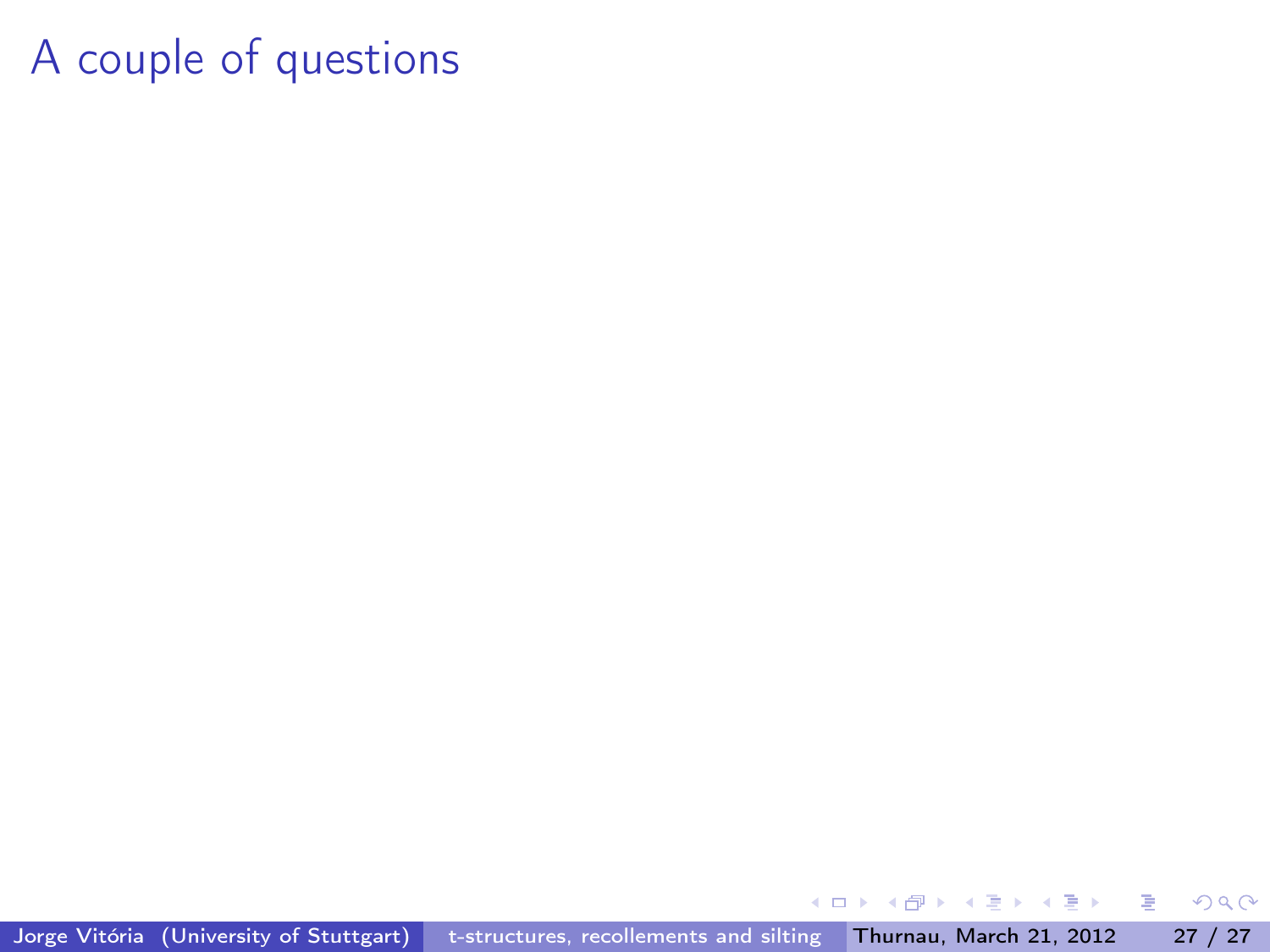# A couple of questions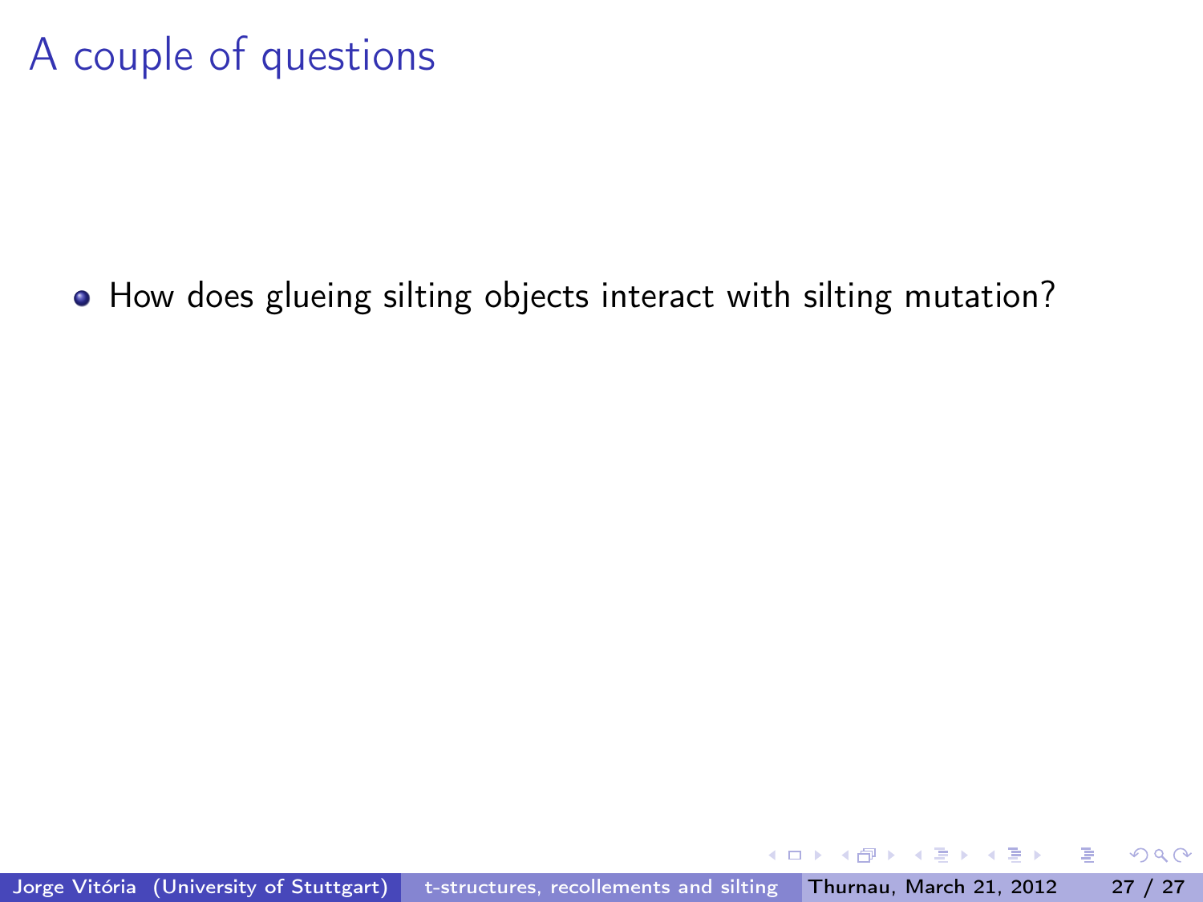# A couple of questions

- How does glueing silting objects interact with silting mutation?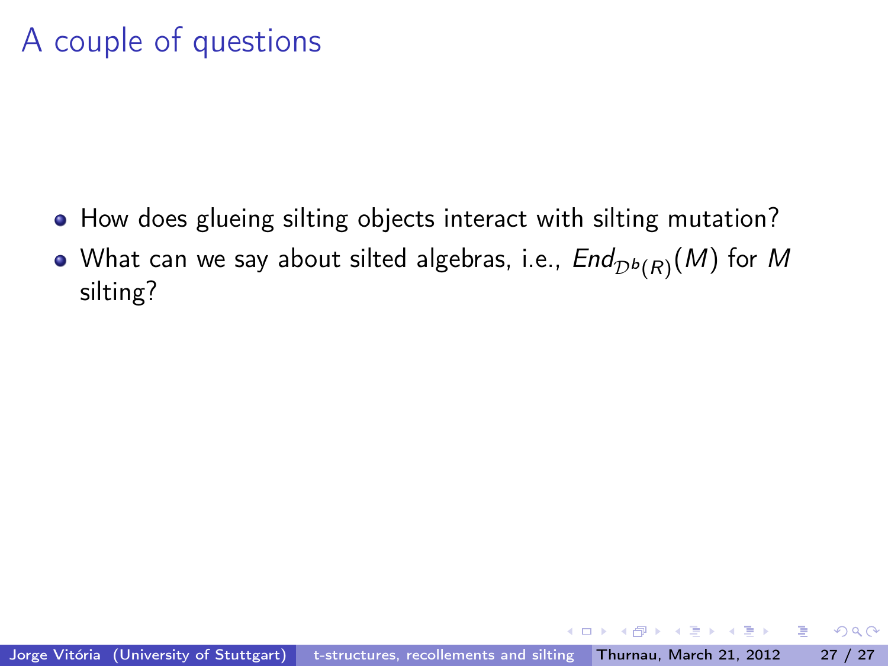# A couple of questions

- How does glueing silting objects interact with silting mutation?
- What can we say about silted algebras, i.e., $End_{\mathcal{D}^b(R)}(M)$ for $M$ silting?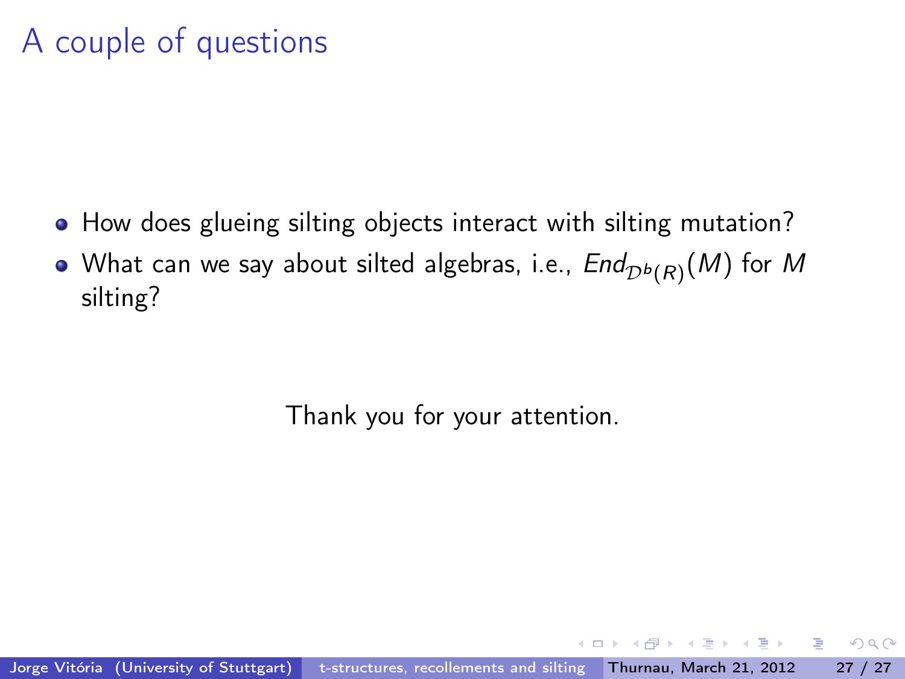# A couple of questions

- How does glueing silting objects interact with silting mutation?
- What can we say about silted algebras, i.e., $End_{\mathcal{D}^b(R)}(M)$ for $M$ silting?

Thank you for your attention.